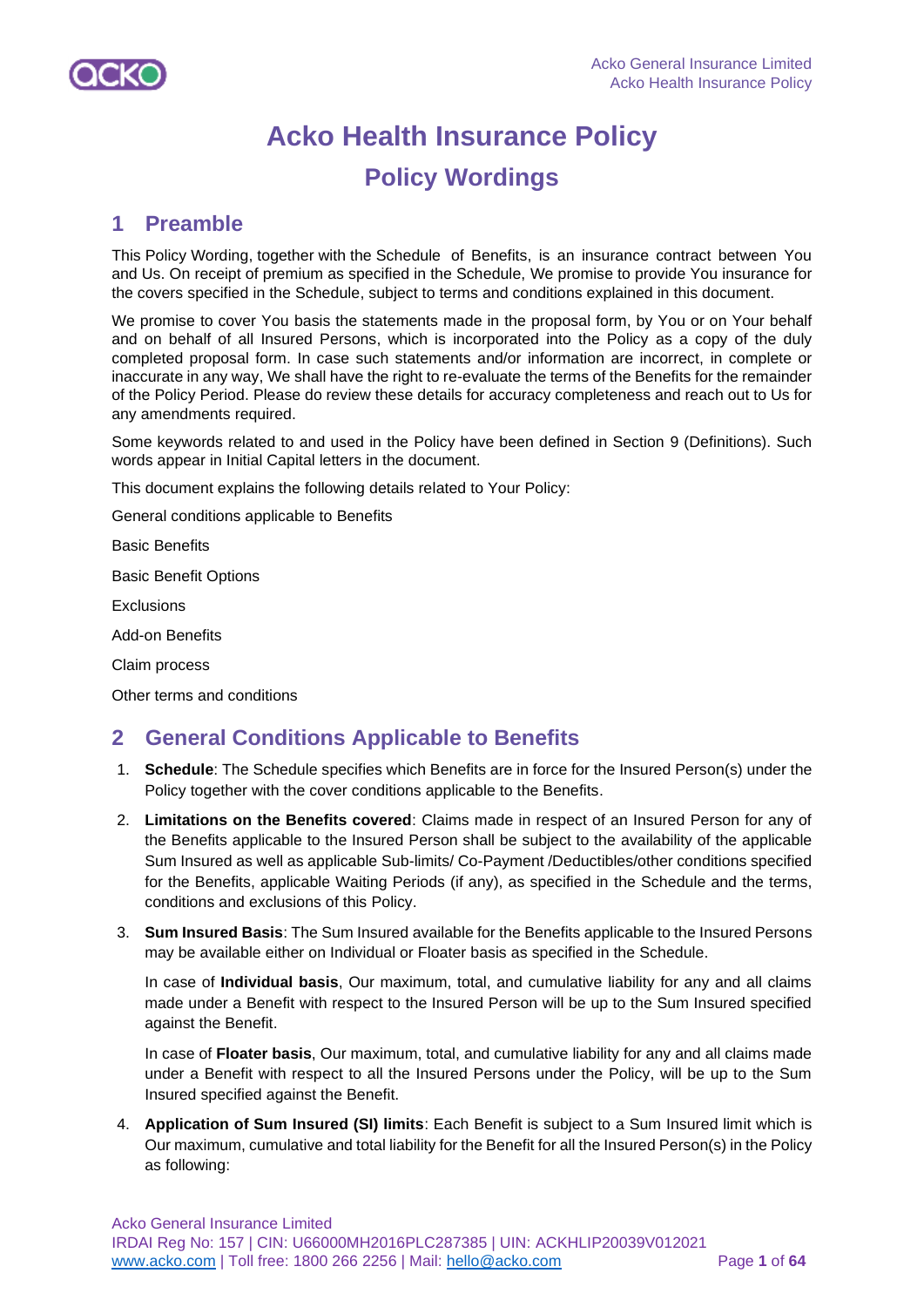# Acko Health Insurance Policy

## Policy Wordings

## 1 Preamble

This Policy Wording, together with the Schedule of Benefits, is an insurance contract between You and Us. On receipt of premium as specified in the Schedule, We promise to provide You insurance for the covers specified in the Schedule, subject to terms and conditions explained in this document.

We promise to cover You basis the statements made in the proposal form, by You or on Your behalf and on behalf of all Insured Persons, which is incorporated into the Policy as a copy of the duly completed proposal form. In case such statements and/or information are incorrect, in complete or inaccurate in any way, We shall have the right to re-evaluate the terms of the Benefits for the remainder of the Policy Period. Please do review these details for accuracy completeness and reach out to Us for any amendments required.

Some keywords related to and used in the Policy have been defined in Section 9 (Definitions). Such words appear in Initial Capital letters in the document.

This document explains the following details related to Your Policy:

General conditions applicable to Benefits

Basic Benefits

Basic Benefit Options

Exclusions

Add-on Benefits

Claim process

Other terms and conditions

## 2 General Conditions Applicable to Benefits

1. **Schedule**: The Schedule specifies which Benefits are in force for the Insured Person(s) under the Policy together with the cover conditions applicable to the Benefits.
2. **Limitations on the Benefits covered**: Claims made in respect of an Insured Person for any of the Benefits applicable to the Insured Person shall be subject to the availability of the applicable Sum Insured as well as applicable Sub-limits/ Co-Payment /Deductibles/other conditions specified for the Benefits, applicable Waiting Periods (if any), as specified in the Schedule and the terms, conditions and exclusions of this Policy.
3. **Sum Insured Basis**: The Sum Insured available for the Benefits applicable to the Insured Persons may be available either on Individual or Floater basis as specified in the Schedule.

   In case of **Individual basis**, Our maximum, total, and cumulative liability for any and all claims made under a Benefit with respect to the Insured Person will be up to the Sum Insured specified against the Benefit.

   In case of **Floater basis**, Our maximum, total, and cumulative liability for any and all claims made under a Benefit with respect to all the Insured Persons under the Policy, will be up to the Sum Insured specified against the Benefit.
4. **Application of Sum Insured (SI) limits**: Each Benefit is subject to a Sum Insured limit which is Our maximum, cumulative and total liability for the Benefit for all the Insured Person(s) in the Policy as following: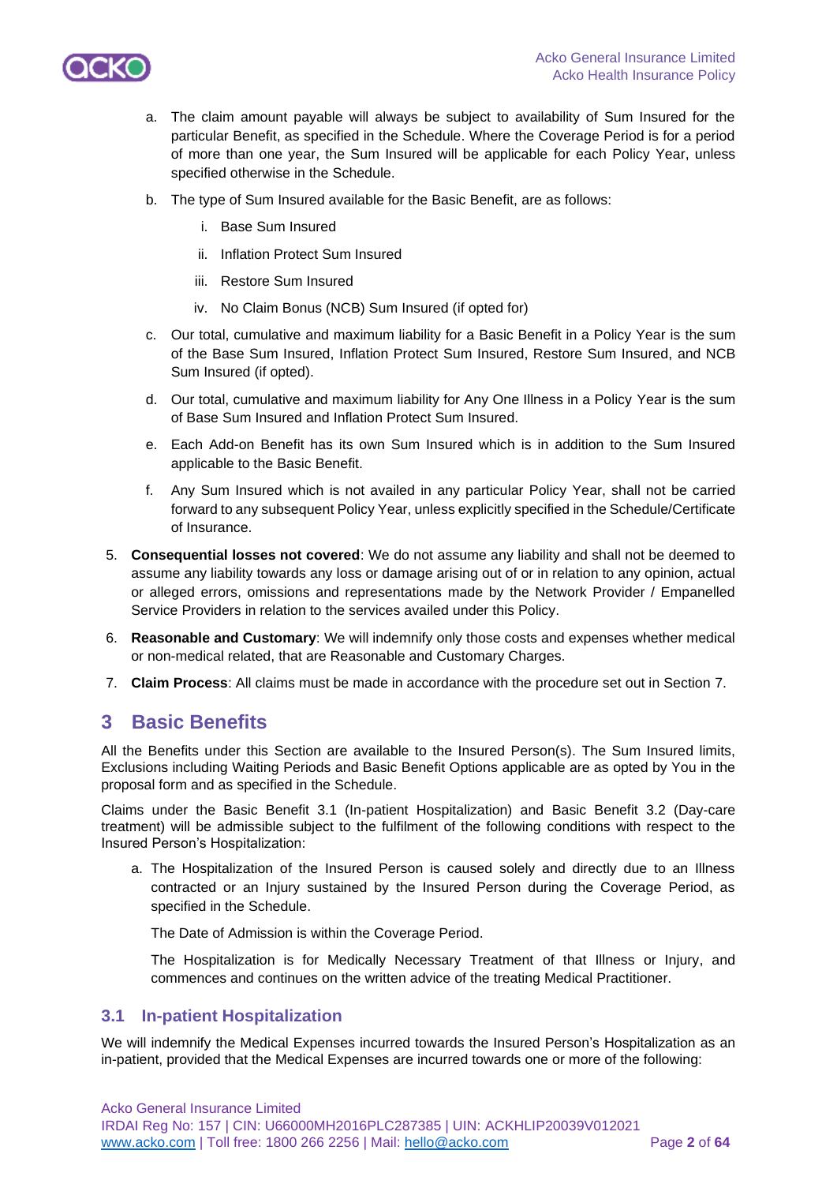a. The claim amount payable will always be subject to availability of Sum Insured for the particular Benefit, as specified in the Schedule. Where the Coverage Period is for a period of more than one year, the Sum Insured will be applicable for each Policy Year, unless specified otherwise in the Schedule.

b. The type of Sum Insured available for the Basic Benefit, are as follows:

   i. Base Sum Insured

   ii. Inflation Protect Sum Insured

   iii. Restore Sum Insured

   iv. No Claim Bonus (NCB) Sum Insured (if opted for)

c. Our total, cumulative and maximum liability for a Basic Benefit in a Policy Year is the sum of the Base Sum Insured, Inflation Protect Sum Insured, Restore Sum Insured, and NCB Sum Insured (if opted).

d. Our total, cumulative and maximum liability for Any One Illness in a Policy Year is the sum of Base Sum Insured and Inflation Protect Sum Insured.

e. Each Add-on Benefit has its own Sum Insured which is in addition to the Sum Insured applicable to the Basic Benefit.

f. Any Sum Insured which is not availed in any particular Policy Year, shall not be carried forward to any subsequent Policy Year, unless explicitly specified in the Schedule/Certificate of Insurance.

5. **Consequential losses not covered**: We do not assume any liability and shall not be deemed to assume any liability towards any loss or damage arising out of or in relation to any opinion, actual or alleged errors, omissions and representations made by the Network Provider / Empanelled Service Providers in relation to the services availed under this Policy.

6. **Reasonable and Customary**: We will indemnify only those costs and expenses whether medical or non-medical related, that are Reasonable and Customary Charges.

7. **Claim Process**: All claims must be made in accordance with the procedure set out in Section 7.

# 3 Basic Benefits

All the Benefits under this Section are available to the Insured Person(s). The Sum Insured limits, Exclusions including Waiting Periods and Basic Benefit Options applicable are as opted by You in the proposal form and as specified in the Schedule.

Claims under the Basic Benefit 3.1 (In-patient Hospitalization) and Basic Benefit 3.2 (Day-care treatment) will be admissible subject to the fulfilment of the following conditions with respect to the Insured Person's Hospitalization:

a. The Hospitalization of the Insured Person is caused solely and directly due to an Illness contracted or an Injury sustained by the Insured Person during the Coverage Period, as specified in the Schedule.

   The Date of Admission is within the Coverage Period.

   The Hospitalization is for Medically Necessary Treatment of that Illness or Injury, and commences and continues on the written advice of the treating Medical Practitioner.

## 3.1 In-patient Hospitalization

We will indemnify the Medical Expenses incurred towards the Insured Person's Hospitalization as an in-patient, provided that the Medical Expenses are incurred towards one or more of the following: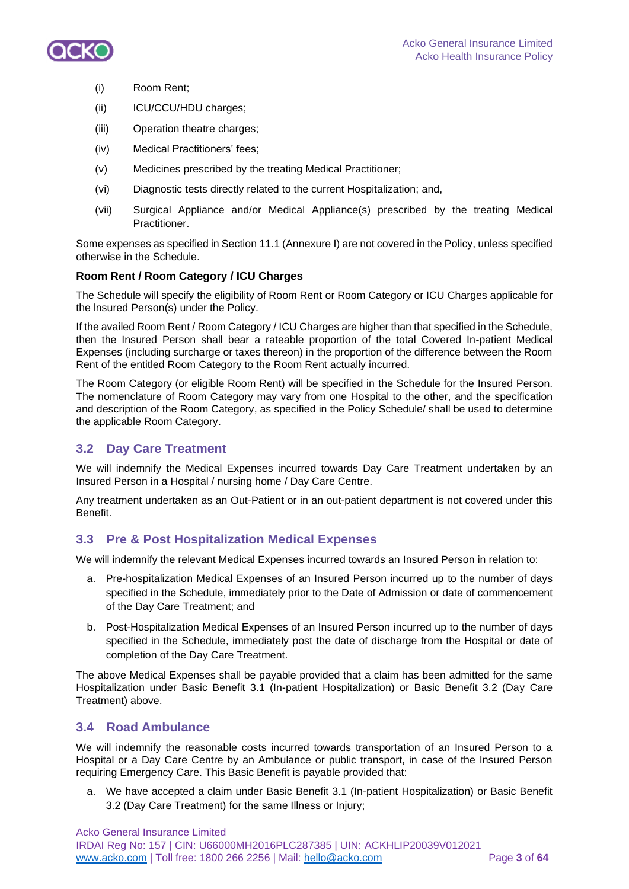(i) Room Rent;

(ii) ICU/CCU/HDU charges;

(iii) Operation theatre charges;

(iv) Medical Practitioners' fees;

(v) Medicines prescribed by the treating Medical Practitioner;

(vi) Diagnostic tests directly related to the current Hospitalization; and,

(vii) Surgical Appliance and/or Medical Appliance(s) prescribed by the treating Medical Practitioner.

Some expenses as specified in Section 11.1 (Annexure I) are not covered in the Policy, unless specified otherwise in the Schedule.

**Room Rent / Room Category / ICU Charges**

The Schedule will specify the eligibility of Room Rent or Room Category or ICU Charges applicable for the Insured Person(s) under the Policy.

If the availed Room Rent / Room Category / ICU Charges are higher than that specified in the Schedule, then the Insured Person shall bear a rateable proportion of the total Covered In-patient Medical Expenses (including surcharge or taxes thereon) in the proportion of the difference between the Room Rent of the entitled Room Category to the Room Rent actually incurred.

The Room Category (or eligible Room Rent) will be specified in the Schedule for the Insured Person. The nomenclature of Room Category may vary from one Hospital to the other, and the specification and description of the Room Category, as specified in the Policy Schedule/ shall be used to determine the applicable Room Category.

## 3.2 Day Care Treatment

We will indemnify the Medical Expenses incurred towards Day Care Treatment undertaken by an Insured Person in a Hospital / nursing home / Day Care Centre.

Any treatment undertaken as an Out-Patient or in an out-patient department is not covered under this Benefit.

## 3.3 Pre & Post Hospitalization Medical Expenses

We will indemnify the relevant Medical Expenses incurred towards an Insured Person in relation to:

a. Pre-hospitalization Medical Expenses of an Insured Person incurred up to the number of days specified in the Schedule, immediately prior to the Date of Admission or date of commencement of the Day Care Treatment; and

b. Post-Hospitalization Medical Expenses of an Insured Person incurred up to the number of days specified in the Schedule, immediately post the date of discharge from the Hospital or date of completion of the Day Care Treatment.

The above Medical Expenses shall be payable provided that a claim has been admitted for the same Hospitalization under Basic Benefit 3.1 (In-patient Hospitalization) or Basic Benefit 3.2 (Day Care Treatment) above.

## 3.4 Road Ambulance

We will indemnify the reasonable costs incurred towards transportation of an Insured Person to a Hospital or a Day Care Centre by an Ambulance or public transport, in case of the Insured Person requiring Emergency Care. This Basic Benefit is payable provided that:

a. We have accepted a claim under Basic Benefit 3.1 (In-patient Hospitalization) or Basic Benefit 3.2 (Day Care Treatment) for the same Illness or Injury;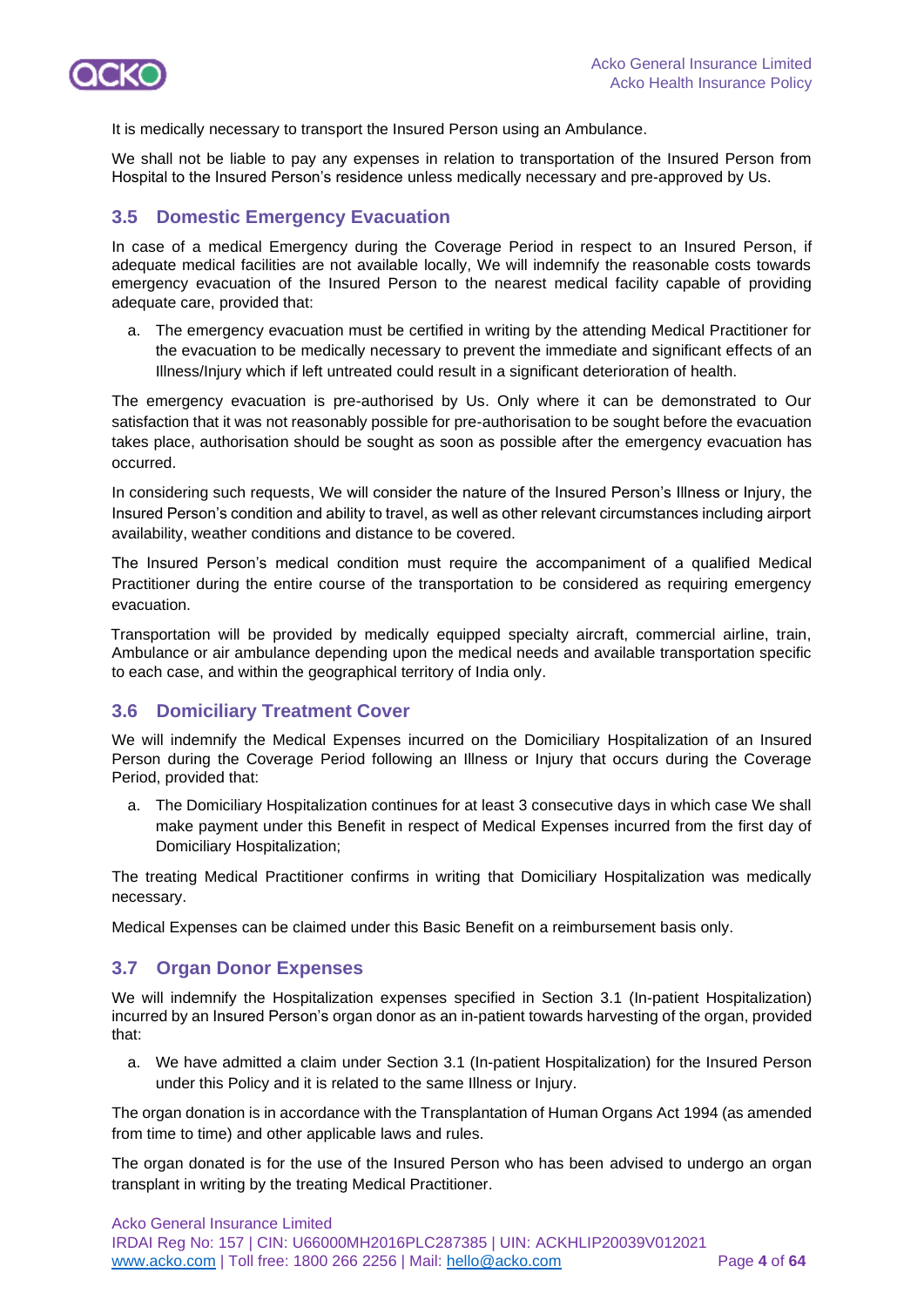It is medically necessary to transport the Insured Person using an Ambulance.

We shall not be liable to pay any expenses in relation to transportation of the Insured Person from Hospital to the Insured Person's residence unless medically necessary and pre-approved by Us.

## 3.5 Domestic Emergency Evacuation

In case of a medical Emergency during the Coverage Period in respect to an Insured Person, if adequate medical facilities are not available locally, We will indemnify the reasonable costs towards emergency evacuation of the Insured Person to the nearest medical facility capable of providing adequate care, provided that:

a. The emergency evacuation must be certified in writing by the attending Medical Practitioner for the evacuation to be medically necessary to prevent the immediate and significant effects of an Illness/Injury which if left untreated could result in a significant deterioration of health.

The emergency evacuation is pre-authorised by Us. Only where it can be demonstrated to Our satisfaction that it was not reasonably possible for pre-authorisation to be sought before the evacuation takes place, authorisation should be sought as soon as possible after the emergency evacuation has occurred.

In considering such requests, We will consider the nature of the Insured Person's Illness or Injury, the Insured Person's condition and ability to travel, as well as other relevant circumstances including airport availability, weather conditions and distance to be covered.

The Insured Person's medical condition must require the accompaniment of a qualified Medical Practitioner during the entire course of the transportation to be considered as requiring emergency evacuation.

Transportation will be provided by medically equipped specialty aircraft, commercial airline, train, Ambulance or air ambulance depending upon the medical needs and available transportation specific to each case, and within the geographical territory of India only.

## 3.6 Domiciliary Treatment Cover

We will indemnify the Medical Expenses incurred on the Domiciliary Hospitalization of an Insured Person during the Coverage Period following an Illness or Injury that occurs during the Coverage Period, provided that:

a. The Domiciliary Hospitalization continues for at least 3 consecutive days in which case We shall make payment under this Benefit in respect of Medical Expenses incurred from the first day of Domiciliary Hospitalization;

The treating Medical Practitioner confirms in writing that Domiciliary Hospitalization was medically necessary.

Medical Expenses can be claimed under this Basic Benefit on a reimbursement basis only.

## 3.7 Organ Donor Expenses

We will indemnify the Hospitalization expenses specified in Section 3.1 (In-patient Hospitalization) incurred by an Insured Person's organ donor as an in-patient towards harvesting of the organ, provided that:

a. We have admitted a claim under Section 3.1 (In-patient Hospitalization) for the Insured Person under this Policy and it is related to the same Illness or Injury.

The organ donation is in accordance with the Transplantation of Human Organs Act 1994 (as amended from time to time) and other applicable laws and rules.

The organ donated is for the use of the Insured Person who has been advised to undergo an organ transplant in writing by the treating Medical Practitioner.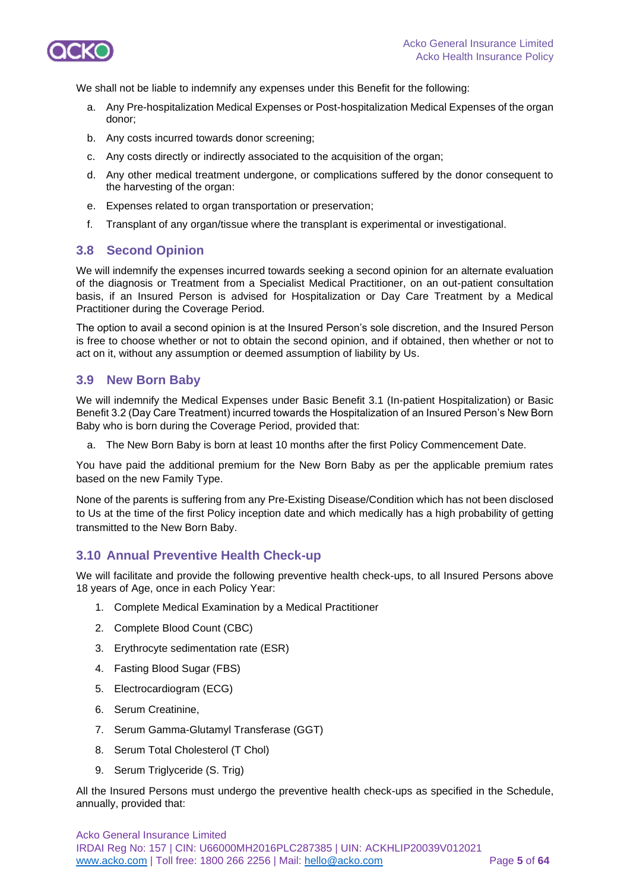We shall not be liable to indemnify any expenses under this Benefit for the following:

a. Any Pre-hospitalization Medical Expenses or Post-hospitalization Medical Expenses of the organ donor;

b. Any costs incurred towards donor screening;

c. Any costs directly or indirectly associated to the acquisition of the organ;

d. Any other medical treatment undergone, or complications suffered by the donor consequent to the harvesting of the organ:

e. Expenses related to organ transportation or preservation;

f. Transplant of any organ/tissue where the transplant is experimental or investigational.

## 3.8 Second Opinion

We will indemnify the expenses incurred towards seeking a second opinion for an alternate evaluation of the diagnosis or Treatment from a Specialist Medical Practitioner, on an out-patient consultation basis, if an Insured Person is advised for Hospitalization or Day Care Treatment by a Medical Practitioner during the Coverage Period.

The option to avail a second opinion is at the Insured Person's sole discretion, and the Insured Person is free to choose whether or not to obtain the second opinion, and if obtained, then whether or not to act on it, without any assumption or deemed assumption of liability by Us.

## 3.9 New Born Baby

We will indemnify the Medical Expenses under Basic Benefit 3.1 (In-patient Hospitalization) or Basic Benefit 3.2 (Day Care Treatment) incurred towards the Hospitalization of an Insured Person's New Born Baby who is born during the Coverage Period, provided that:

a. The New Born Baby is born at least 10 months after the first Policy Commencement Date.

You have paid the additional premium for the New Born Baby as per the applicable premium rates based on the new Family Type.

None of the parents is suffering from any Pre-Existing Disease/Condition which has not been disclosed to Us at the time of the first Policy inception date and which medically has a high probability of getting transmitted to the New Born Baby.

## 3.10 Annual Preventive Health Check-up

We will facilitate and provide the following preventive health check-ups, to all Insured Persons above 18 years of Age, once in each Policy Year:

1. Complete Medical Examination by a Medical Practitioner
2. Complete Blood Count (CBC)
3. Erythrocyte sedimentation rate (ESR)
4. Fasting Blood Sugar (FBS)
5. Electrocardiogram (ECG)
6. Serum Creatinine,
7. Serum Gamma-Glutamyl Transferase (GGT)
8. Serum Total Cholesterol (T Chol)
9. Serum Triglyceride (S. Trig)

All the Insured Persons must undergo the preventive health check-ups as specified in the Schedule, annually, provided that: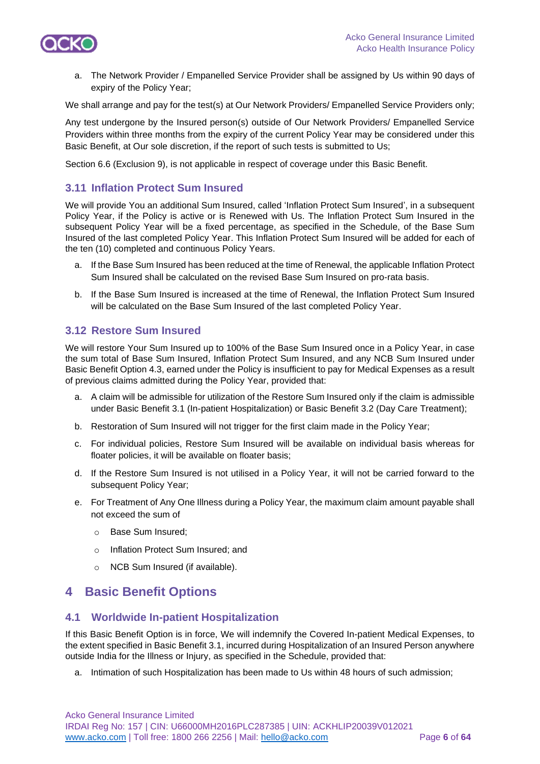a. The Network Provider / Empanelled Service Provider shall be assigned by Us within 90 days of expiry of the Policy Year;

We shall arrange and pay for the test(s) at Our Network Providers/ Empanelled Service Providers only;

Any test undergone by the Insured person(s) outside of Our Network Providers/ Empanelled Service Providers within three months from the expiry of the current Policy Year may be considered under this Basic Benefit, at Our sole discretion, if the report of such tests is submitted to Us;

Section 6.6 (Exclusion 9), is not applicable in respect of coverage under this Basic Benefit.

### 3.11 Inflation Protect Sum Insured

We will provide You an additional Sum Insured, called 'Inflation Protect Sum Insured', in a subsequent Policy Year, if the Policy is active or is Renewed with Us. The Inflation Protect Sum Insured in the subsequent Policy Year will be a fixed percentage, as specified in the Schedule, of the Base Sum Insured of the last completed Policy Year. This Inflation Protect Sum Insured will be added for each of the ten (10) completed and continuous Policy Years.

a. If the Base Sum Insured has been reduced at the time of Renewal, the applicable Inflation Protect Sum Insured shall be calculated on the revised Base Sum Insured on pro-rata basis.

b. If the Base Sum Insured is increased at the time of Renewal, the Inflation Protect Sum Insured will be calculated on the Base Sum Insured of the last completed Policy Year.

### 3.12 Restore Sum Insured

We will restore Your Sum Insured up to 100% of the Base Sum Insured once in a Policy Year, in case the sum total of Base Sum Insured, Inflation Protect Sum Insured, and any NCB Sum Insured under Basic Benefit Option 4.3, earned under the Policy is insufficient to pay for Medical Expenses as a result of previous claims admitted during the Policy Year, provided that:

a. A claim will be admissible for utilization of the Restore Sum Insured only if the claim is admissible under Basic Benefit 3.1 (In-patient Hospitalization) or Basic Benefit 3.2 (Day Care Treatment);

b. Restoration of Sum Insured will not trigger for the first claim made in the Policy Year;

c. For individual policies, Restore Sum Insured will be available on individual basis whereas for floater policies, it will be available on floater basis;

d. If the Restore Sum Insured is not utilised in a Policy Year, it will not be carried forward to the subsequent Policy Year;

e. For Treatment of Any One Illness during a Policy Year, the maximum claim amount payable shall not exceed the sum of

   - Base Sum Insured;
   - Inflation Protect Sum Insured; and
   - NCB Sum Insured (if available).

## 4 Basic Benefit Options

### 4.1 Worldwide In-patient Hospitalization

If this Basic Benefit Option is in force, We will indemnify the Covered In-patient Medical Expenses, to the extent specified in Basic Benefit 3.1, incurred during Hospitalization of an Insured Person anywhere outside India for the Illness or Injury, as specified in the Schedule, provided that:

a. Intimation of such Hospitalization has been made to Us within 48 hours of such admission;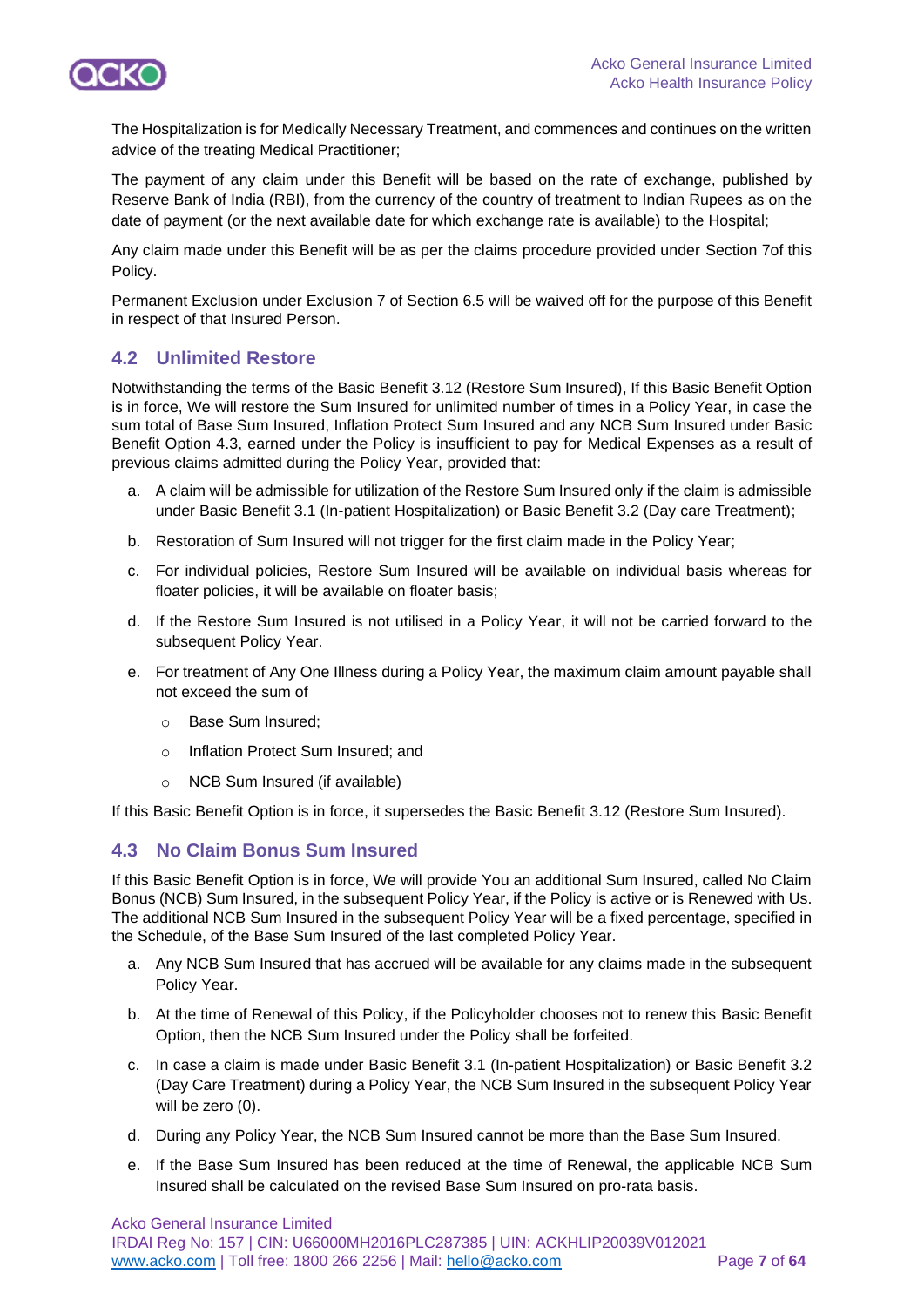The Hospitalization is for Medically Necessary Treatment, and commences and continues on the written advice of the treating Medical Practitioner;

The payment of any claim under this Benefit will be based on the rate of exchange, published by Reserve Bank of India (RBI), from the currency of the country of treatment to Indian Rupees as on the date of payment (or the next available date for which exchange rate is available) to the Hospital;

Any claim made under this Benefit will be as per the claims procedure provided under Section 7of this Policy.

Permanent Exclusion under Exclusion 7 of Section 6.5 will be waived off for the purpose of this Benefit in respect of that Insured Person.

## 4.2 Unlimited Restore

Notwithstanding the terms of the Basic Benefit 3.12 (Restore Sum Insured), If this Basic Benefit Option is in force, We will restore the Sum Insured for unlimited number of times in a Policy Year, in case the sum total of Base Sum Insured, Inflation Protect Sum Insured and any NCB Sum Insured under Basic Benefit Option 4.3, earned under the Policy is insufficient to pay for Medical Expenses as a result of previous claims admitted during the Policy Year, provided that:

a. A claim will be admissible for utilization of the Restore Sum Insured only if the claim is admissible under Basic Benefit 3.1 (In-patient Hospitalization) or Basic Benefit 3.2 (Day care Treatment);

b. Restoration of Sum Insured will not trigger for the first claim made in the Policy Year;

c. For individual policies, Restore Sum Insured will be available on individual basis whereas for floater policies, it will be available on floater basis;

d. If the Restore Sum Insured is not utilised in a Policy Year, it will not be carried forward to the subsequent Policy Year.

e. For treatment of Any One Illness during a Policy Year, the maximum claim amount payable shall not exceed the sum of
   - Base Sum Insured;
   - Inflation Protect Sum Insured; and
   - NCB Sum Insured (if available)

If this Basic Benefit Option is in force, it supersedes the Basic Benefit 3.12 (Restore Sum Insured).

## 4.3 No Claim Bonus Sum Insured

If this Basic Benefit Option is in force, We will provide You an additional Sum Insured, called No Claim Bonus (NCB) Sum Insured, in the subsequent Policy Year, if the Policy is active or is Renewed with Us. The additional NCB Sum Insured in the subsequent Policy Year will be a fixed percentage, specified in the Schedule, of the Base Sum Insured of the last completed Policy Year.

a. Any NCB Sum Insured that has accrued will be available for any claims made in the subsequent Policy Year.

b. At the time of Renewal of this Policy, if the Policyholder chooses not to renew this Basic Benefit Option, then the NCB Sum Insured under the Policy shall be forfeited.

c. In case a claim is made under Basic Benefit 3.1 (In-patient Hospitalization) or Basic Benefit 3.2 (Day Care Treatment) during a Policy Year, the NCB Sum Insured in the subsequent Policy Year will be zero (0).

d. During any Policy Year, the NCB Sum Insured cannot be more than the Base Sum Insured.

e. If the Base Sum Insured has been reduced at the time of Renewal, the applicable NCB Sum Insured shall be calculated on the revised Base Sum Insured on pro-rata basis.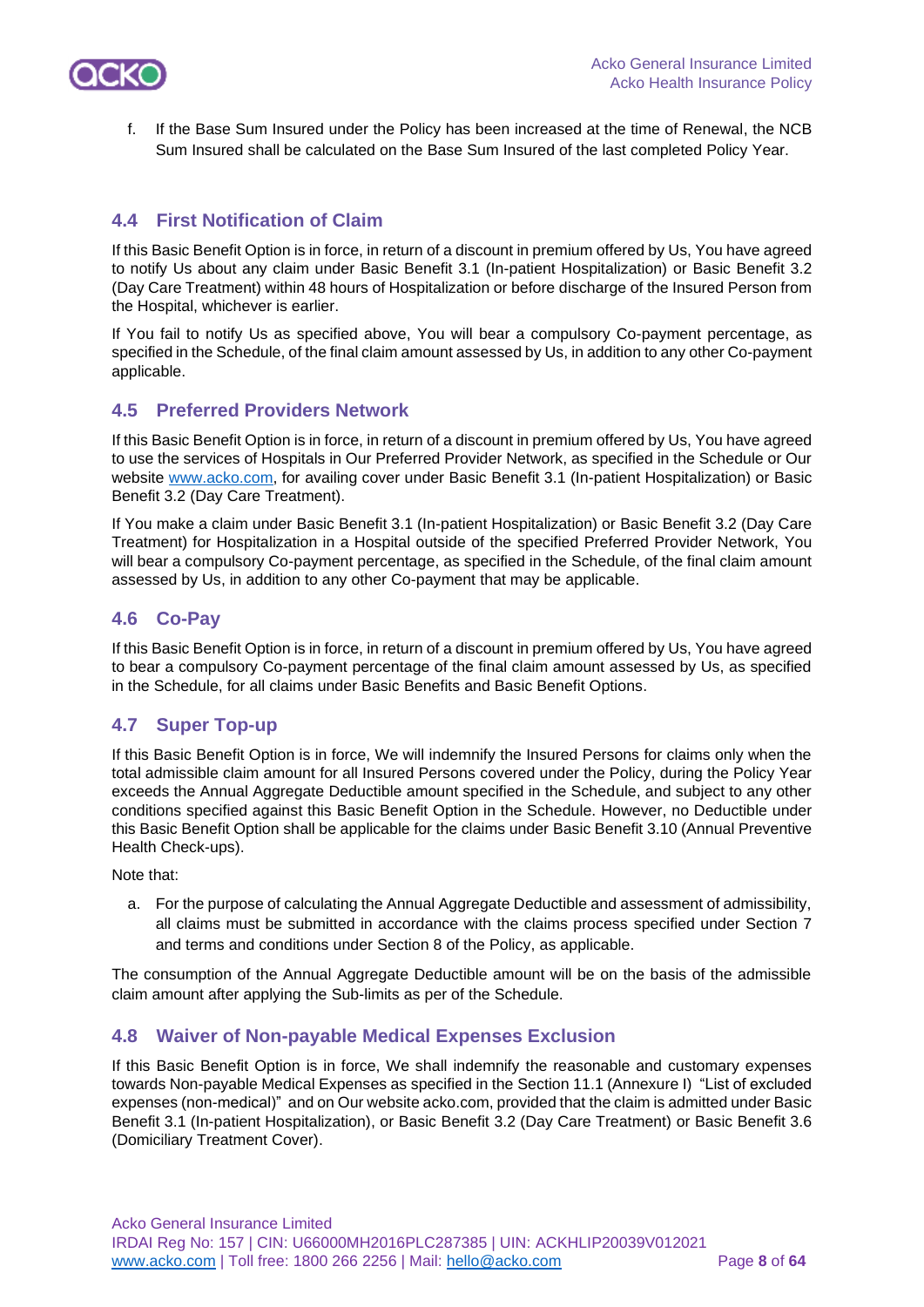f. If the Base Sum Insured under the Policy has been increased at the time of Renewal, the NCB Sum Insured shall be calculated on the Base Sum Insured of the last completed Policy Year.

## 4.4 First Notification of Claim

If this Basic Benefit Option is in force, in return of a discount in premium offered by Us, You have agreed to notify Us about any claim under Basic Benefit 3.1 (In-patient Hospitalization) or Basic Benefit 3.2 (Day Care Treatment) within 48 hours of Hospitalization or before discharge of the Insured Person from the Hospital, whichever is earlier.

If You fail to notify Us as specified above, You will bear a compulsory Co-payment percentage, as specified in the Schedule, of the final claim amount assessed by Us, in addition to any other Co-payment applicable.

## 4.5 Preferred Providers Network

If this Basic Benefit Option is in force, in return of a discount in premium offered by Us, You have agreed to use the services of Hospitals in Our Preferred Provider Network, as specified in the Schedule or Our website [www.acko.com](http://www.acko.com), for availing cover under Basic Benefit 3.1 (In-patient Hospitalization) or Basic Benefit 3.2 (Day Care Treatment).

If You make a claim under Basic Benefit 3.1 (In-patient Hospitalization) or Basic Benefit 3.2 (Day Care Treatment) for Hospitalization in a Hospital outside of the specified Preferred Provider Network, You will bear a compulsory Co-payment percentage, as specified in the Schedule, of the final claim amount assessed by Us, in addition to any other Co-payment that may be applicable.

## 4.6 Co-Pay

If this Basic Benefit Option is in force, in return of a discount in premium offered by Us, You have agreed to bear a compulsory Co-payment percentage of the final claim amount assessed by Us, as specified in the Schedule, for all claims under Basic Benefits and Basic Benefit Options.

## 4.7 Super Top-up

If this Basic Benefit Option is in force, We will indemnify the Insured Persons for claims only when the total admissible claim amount for all Insured Persons covered under the Policy, during the Policy Year exceeds the Annual Aggregate Deductible amount specified in the Schedule, and subject to any other conditions specified against this Basic Benefit Option in the Schedule. However, no Deductible under this Basic Benefit Option shall be applicable for the claims under Basic Benefit 3.10 (Annual Preventive Health Check-ups).

Note that:

a. For the purpose of calculating the Annual Aggregate Deductible and assessment of admissibility, all claims must be submitted in accordance with the claims process specified under Section 7 and terms and conditions under Section 8 of the Policy, as applicable.

The consumption of the Annual Aggregate Deductible amount will be on the basis of the admissible claim amount after applying the Sub-limits as per of the Schedule.

## 4.8 Waiver of Non-payable Medical Expenses Exclusion

If this Basic Benefit Option is in force, We shall indemnify the reasonable and customary expenses towards Non-payable Medical Expenses as specified in the Section 11.1 (Annexure I) "List of excluded expenses (non-medical)" and on Our website acko.com, provided that the claim is admitted under Basic Benefit 3.1 (In-patient Hospitalization), or Basic Benefit 3.2 (Day Care Treatment) or Basic Benefit 3.6 (Domiciliary Treatment Cover).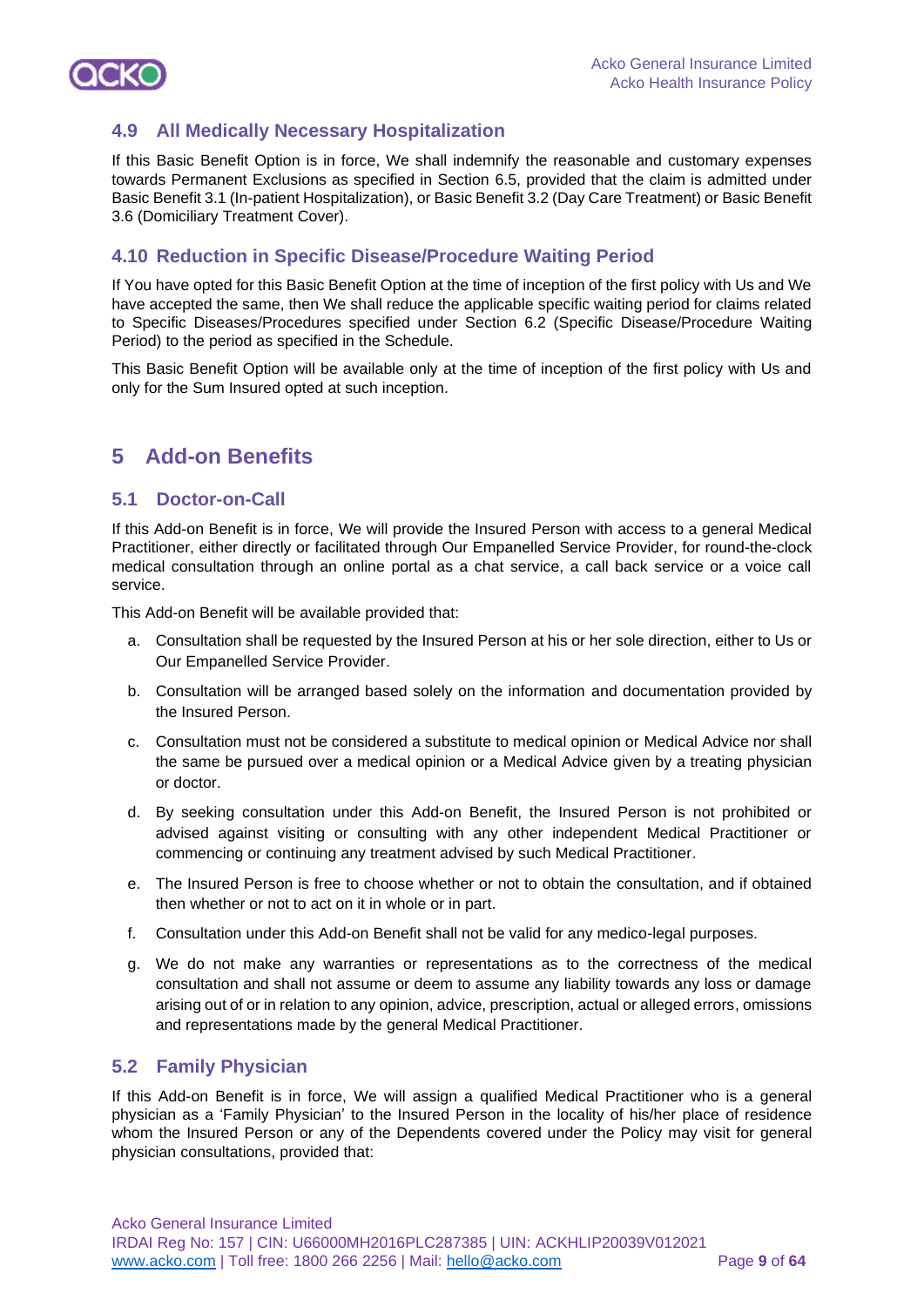### 4.9 All Medically Necessary Hospitalization

If this Basic Benefit Option is in force, We shall indemnify the reasonable and customary expenses towards Permanent Exclusions as specified in Section 6.5, provided that the claim is admitted under Basic Benefit 3.1 (In-patient Hospitalization), or Basic Benefit 3.2 (Day Care Treatment) or Basic Benefit 3.6 (Domiciliary Treatment Cover).

### 4.10 Reduction in Specific Disease/Procedure Waiting Period

If You have opted for this Basic Benefit Option at the time of inception of the first policy with Us and We have accepted the same, then We shall reduce the applicable specific waiting period for claims related to Specific Diseases/Procedures specified under Section 6.2 (Specific Disease/Procedure Waiting Period) to the period as specified in the Schedule.

This Basic Benefit Option will be available only at the time of inception of the first policy with Us and only for the Sum Insured opted at such inception.

## 5 Add-on Benefits

### 5.1 Doctor-on-Call

If this Add-on Benefit is in force, We will provide the Insured Person with access to a general Medical Practitioner, either directly or facilitated through Our Empanelled Service Provider, for round-the-clock medical consultation through an online portal as a chat service, a call back service or a voice call service.

This Add-on Benefit will be available provided that:

a. Consultation shall be requested by the Insured Person at his or her sole direction, either to Us or Our Empanelled Service Provider.

b. Consultation will be arranged based solely on the information and documentation provided by the Insured Person.

c. Consultation must not be considered a substitute to medical opinion or Medical Advice nor shall the same be pursued over a medical opinion or a Medical Advice given by a treating physician or doctor.

d. By seeking consultation under this Add-on Benefit, the Insured Person is not prohibited or advised against visiting or consulting with any other independent Medical Practitioner or commencing or continuing any treatment advised by such Medical Practitioner.

e. The Insured Person is free to choose whether or not to obtain the consultation, and if obtained then whether or not to act on it in whole or in part.

f. Consultation under this Add-on Benefit shall not be valid for any medico-legal purposes.

g. We do not make any warranties or representations as to the correctness of the medical consultation and shall not assume or deem to assume any liability towards any loss or damage arising out of or in relation to any opinion, advice, prescription, actual or alleged errors, omissions and representations made by the general Medical Practitioner.

### 5.2 Family Physician

If this Add-on Benefit is in force, We will assign a qualified Medical Practitioner who is a general physician as a 'Family Physician' to the Insured Person in the locality of his/her place of residence whom the Insured Person or any of the Dependents covered under the Policy may visit for general physician consultations, provided that: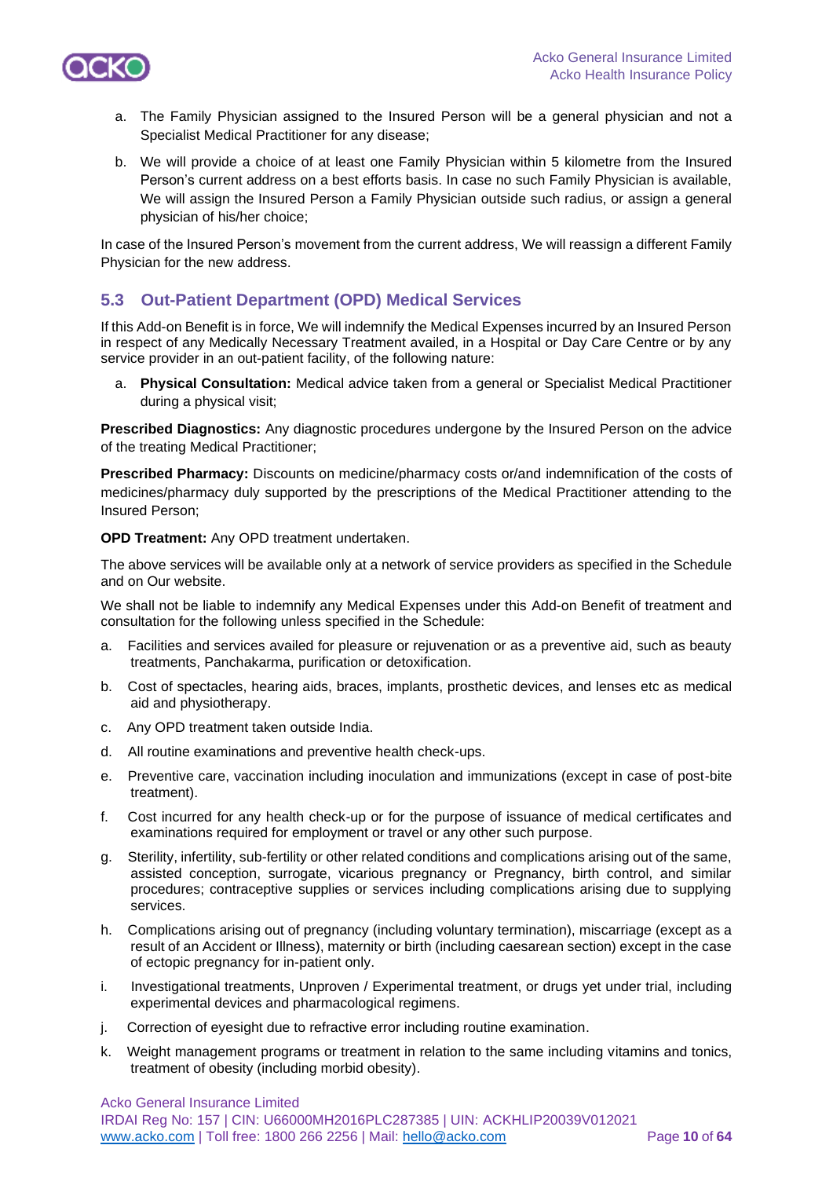a. The Family Physician assigned to the Insured Person will be a general physician and not a Specialist Medical Practitioner for any disease;

b. We will provide a choice of at least one Family Physician within 5 kilometre from the Insured Person's current address on a best efforts basis. In case no such Family Physician is available, We will assign the Insured Person a Family Physician outside such radius, or assign a general physician of his/her choice;

In case of the Insured Person's movement from the current address, We will reassign a different Family Physician for the new address.

## 5.3 Out-Patient Department (OPD) Medical Services

If this Add-on Benefit is in force, We will indemnify the Medical Expenses incurred by an Insured Person in respect of any Medically Necessary Treatment availed, in a Hospital or Day Care Centre or by any service provider in an out-patient facility, of the following nature:

a. **Physical Consultation:** Medical advice taken from a general or Specialist Medical Practitioner during a physical visit;

**Prescribed Diagnostics:** Any diagnostic procedures undergone by the Insured Person on the advice of the treating Medical Practitioner;

**Prescribed Pharmacy:** Discounts on medicine/pharmacy costs or/and indemnification of the costs of medicines/pharmacy duly supported by the prescriptions of the Medical Practitioner attending to the Insured Person;

**OPD Treatment:** Any OPD treatment undertaken.

The above services will be available only at a network of service providers as specified in the Schedule and on Our website.

We shall not be liable to indemnify any Medical Expenses under this Add-on Benefit of treatment and consultation for the following unless specified in the Schedule:

a. Facilities and services availed for pleasure or rejuvenation or as a preventive aid, such as beauty treatments, Panchakarma, purification or detoxification.

b. Cost of spectacles, hearing aids, braces, implants, prosthetic devices, and lenses etc as medical aid and physiotherapy.

c. Any OPD treatment taken outside India.

d. All routine examinations and preventive health check-ups.

e. Preventive care, vaccination including inoculation and immunizations (except in case of post-bite treatment).

f. Cost incurred for any health check-up or for the purpose of issuance of medical certificates and examinations required for employment or travel or any other such purpose.

g. Sterility, infertility, sub-fertility or other related conditions and complications arising out of the same, assisted conception, surrogate, vicarious pregnancy or Pregnancy, birth control, and similar procedures; contraceptive supplies or services including complications arising due to supplying services.

h. Complications arising out of pregnancy (including voluntary termination), miscarriage (except as a result of an Accident or Illness), maternity or birth (including caesarean section) except in the case of ectopic pregnancy for in-patient only.

i. Investigational treatments, Unproven / Experimental treatment, or drugs yet under trial, including experimental devices and pharmacological regimens.

j. Correction of eyesight due to refractive error including routine examination.

k. Weight management programs or treatment in relation to the same including vitamins and tonics, treatment of obesity (including morbid obesity).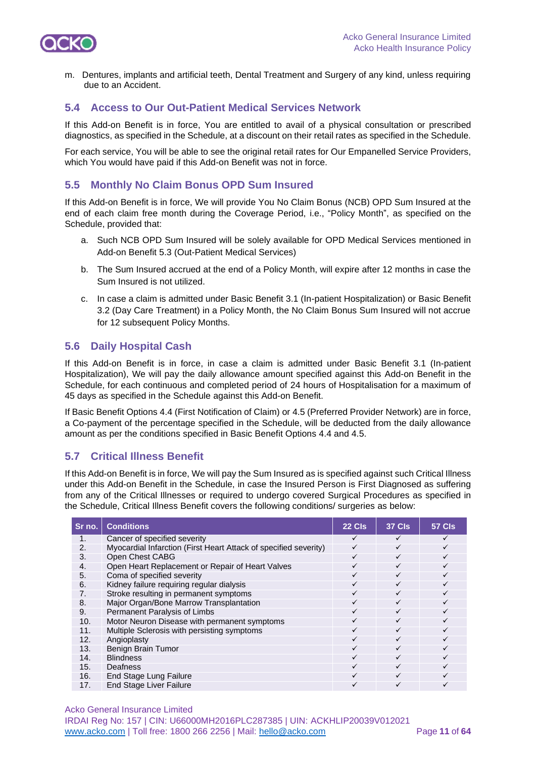m. Dentures, implants and artificial teeth, Dental Treatment and Surgery of any kind, unless requiring due to an Accident.

## 5.4 Access to Our Out-Patient Medical Services Network

If this Add-on Benefit is in force, You are entitled to avail of a physical consultation or prescribed diagnostics, as specified in the Schedule, at a discount on their retail rates as specified in the Schedule.

For each service, You will be able to see the original retail rates for Our Empanelled Service Providers, which You would have paid if this Add-on Benefit was not in force.

## 5.5 Monthly No Claim Bonus OPD Sum Insured

If this Add-on Benefit is in force, We will provide You No Claim Bonus (NCB) OPD Sum Insured at the end of each claim free month during the Coverage Period, i.e., "Policy Month", as specified on the Schedule, provided that:

a. Such NCB OPD Sum Insured will be solely available for OPD Medical Services mentioned in Add-on Benefit 5.3 (Out-Patient Medical Services)

b. The Sum Insured accrued at the end of a Policy Month, will expire after 12 months in case the Sum Insured is not utilized.

c. In case a claim is admitted under Basic Benefit 3.1 (In-patient Hospitalization) or Basic Benefit 3.2 (Day Care Treatment) in a Policy Month, the No Claim Bonus Sum Insured will not accrue for 12 subsequent Policy Months.

## 5.6 Daily Hospital Cash

If this Add-on Benefit is in force, in case a claim is admitted under Basic Benefit 3.1 (In-patient Hospitalization), We will pay the daily allowance amount specified against this Add-on Benefit in the Schedule, for each continuous and completed period of 24 hours of Hospitalisation for a maximum of 45 days as specified in the Schedule against this Add-on Benefit.

If Basic Benefit Options 4.4 (First Notification of Claim) or 4.5 (Preferred Provider Network) are in force, a Co-payment of the percentage specified in the Schedule, will be deducted from the daily allowance amount as per the conditions specified in Basic Benefit Options 4.4 and 4.5.

## 5.7 Critical Illness Benefit

If this Add-on Benefit is in force, We will pay the Sum Insured as is specified against such Critical Illness under this Add-on Benefit in the Schedule, in case the Insured Person is First Diagnosed as suffering from any of the Critical Illnesses or required to undergo covered Surgical Procedures as specified in the Schedule, Critical Illness Benefit covers the following conditions/ surgeries as below:

| Sr no. | Conditions | 22 CIs | 37 CIs | 57 CIs |
|---|---|---|---|---|
| 1. | Cancer of specified severity | ✓ | ✓ | ✓ |
| 2. | Myocardial Infarction (First Heart Attack of specified severity) | ✓ | ✓ | ✓ |
| 3. | Open Chest CABG | ✓ | ✓ | ✓ |
| 4. | Open Heart Replacement or Repair of Heart Valves | ✓ | ✓ | ✓ |
| 5. | Coma of specified severity | ✓ | ✓ | ✓ |
| 6. | Kidney failure requiring regular dialysis | ✓ | ✓ | ✓ |
| 7. | Stroke resulting in permanent symptoms | ✓ | ✓ | ✓ |
| 8. | Major Organ/Bone Marrow Transplantation | ✓ | ✓ | ✓ |
| 9. | Permanent Paralysis of Limbs | ✓ | ✓ | ✓ |
| 10. | Motor Neuron Disease with permanent symptoms | ✓ | ✓ | ✓ |
| 11. | Multiple Sclerosis with persisting symptoms | ✓ | ✓ | ✓ |
| 12. | Angioplasty | ✓ | ✓ | ✓ |
| 13. | Benign Brain Tumor | ✓ | ✓ | ✓ |
| 14. | Blindness | ✓ | ✓ | ✓ |
| 15. | Deafness | ✓ | ✓ | ✓ |
| 16. | End Stage Lung Failure | ✓ | ✓ | ✓ |
| 17. | End Stage Liver Failure | ✓ | ✓ | ✓ |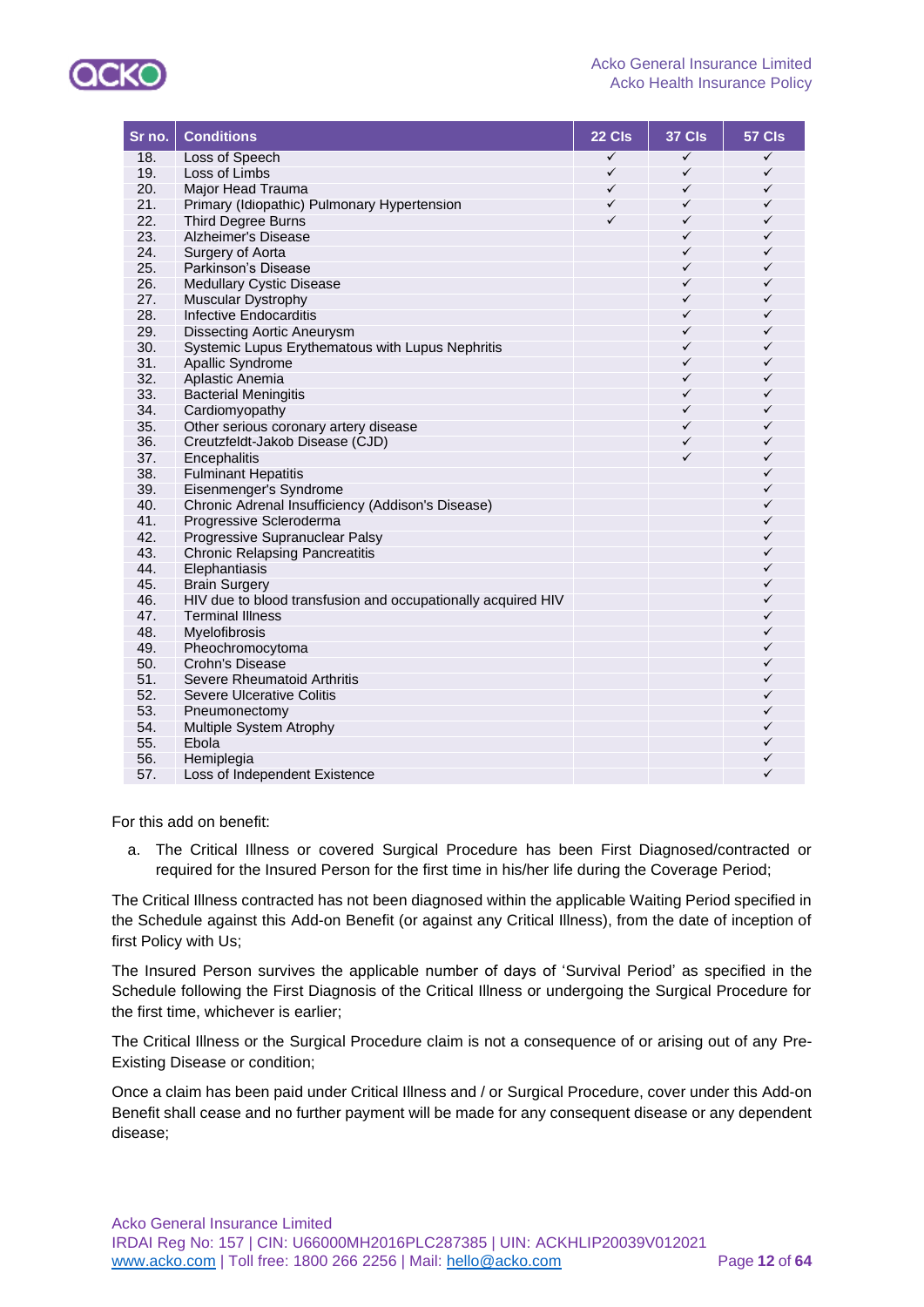| Sr no. | Conditions | 22 CIs | 37 CIs | 57 CIs |
|---|---|---|---|---|
| 18. | Loss of Speech | ✓ | ✓ | ✓ |
| 19. | Loss of Limbs | ✓ | ✓ | ✓ |
| 20. | Major Head Trauma | ✓ | ✓ | ✓ |
| 21. | Primary (Idiopathic) Pulmonary Hypertension | ✓ | ✓ | ✓ |
| 22. | Third Degree Burns | ✓ | ✓ | ✓ |
| 23. | Alzheimer's Disease | | ✓ | ✓ |
| 24. | Surgery of Aorta | | ✓ | ✓ |
| 25. | Parkinson's Disease | | ✓ | ✓ |
| 26. | Medullary Cystic Disease | | ✓ | ✓ |
| 27. | Muscular Dystrophy | | ✓ | ✓ |
| 28. | Infective Endocarditis | | ✓ | ✓ |
| 29. | Dissecting Aortic Aneurysm | | ✓ | ✓ |
| 30. | Systemic Lupus Erythematous with Lupus Nephritis | | ✓ | ✓ |
| 31. | Apallic Syndrome | | ✓ | ✓ |
| 32. | Aplastic Anemia | | ✓ | ✓ |
| 33. | Bacterial Meningitis | | ✓ | ✓ |
| 34. | Cardiomyopathy | | ✓ | ✓ |
| 35. | Other serious coronary artery disease | | ✓ | ✓ |
| 36. | Creutzfeldt-Jakob Disease (CJD) | | ✓ | ✓ |
| 37. | Encephalitis | | ✓ | ✓ |
| 38. | Fulminant Hepatitis | | | ✓ |
| 39. | Eisenmenger's Syndrome | | | ✓ |
| 40. | Chronic Adrenal Insufficiency (Addison's Disease) | | | ✓ |
| 41. | Progressive Scleroderma | | | ✓ |
| 42. | Progressive Supranuclear Palsy | | | ✓ |
| 43. | Chronic Relapsing Pancreatitis | | | ✓ |
| 44. | Elephantiasis | | | ✓ |
| 45. | Brain Surgery | | | ✓ |
| 46. | HIV due to blood transfusion and occupationally acquired HIV | | | ✓ |
| 47. | Terminal Illness | | | ✓ |
| 48. | Myelofibrosis | | | ✓ |
| 49. | Pheochromocytoma | | | ✓ |
| 50. | Crohn's Disease | | | ✓ |
| 51. | Severe Rheumatoid Arthritis | | | ✓ |
| 52. | Severe Ulcerative Colitis | | | ✓ |
| 53. | Pneumonectomy | | | ✓ |
| 54. | Multiple System Atrophy | | | ✓ |
| 55. | Ebola | | | ✓ |
| 56. | Hemiplegia | | | ✓ |
| 57. | Loss of Independent Existence | | | ✓ |

For this add on benefit:

a. The Critical Illness or covered Surgical Procedure has been First Diagnosed/contracted or required for the Insured Person for the first time in his/her life during the Coverage Period;

The Critical Illness contracted has not been diagnosed within the applicable Waiting Period specified in the Schedule against this Add-on Benefit (or against any Critical Illness), from the date of inception of first Policy with Us;

The Insured Person survives the applicable number of days of 'Survival Period' as specified in the Schedule following the First Diagnosis of the Critical Illness or undergoing the Surgical Procedure for the first time, whichever is earlier;

The Critical Illness or the Surgical Procedure claim is not a consequence of or arising out of any Pre-Existing Disease or condition;

Once a claim has been paid under Critical Illness and / or Surgical Procedure, cover under this Add-on Benefit shall cease and no further payment will be made for any consequent disease or any dependent disease;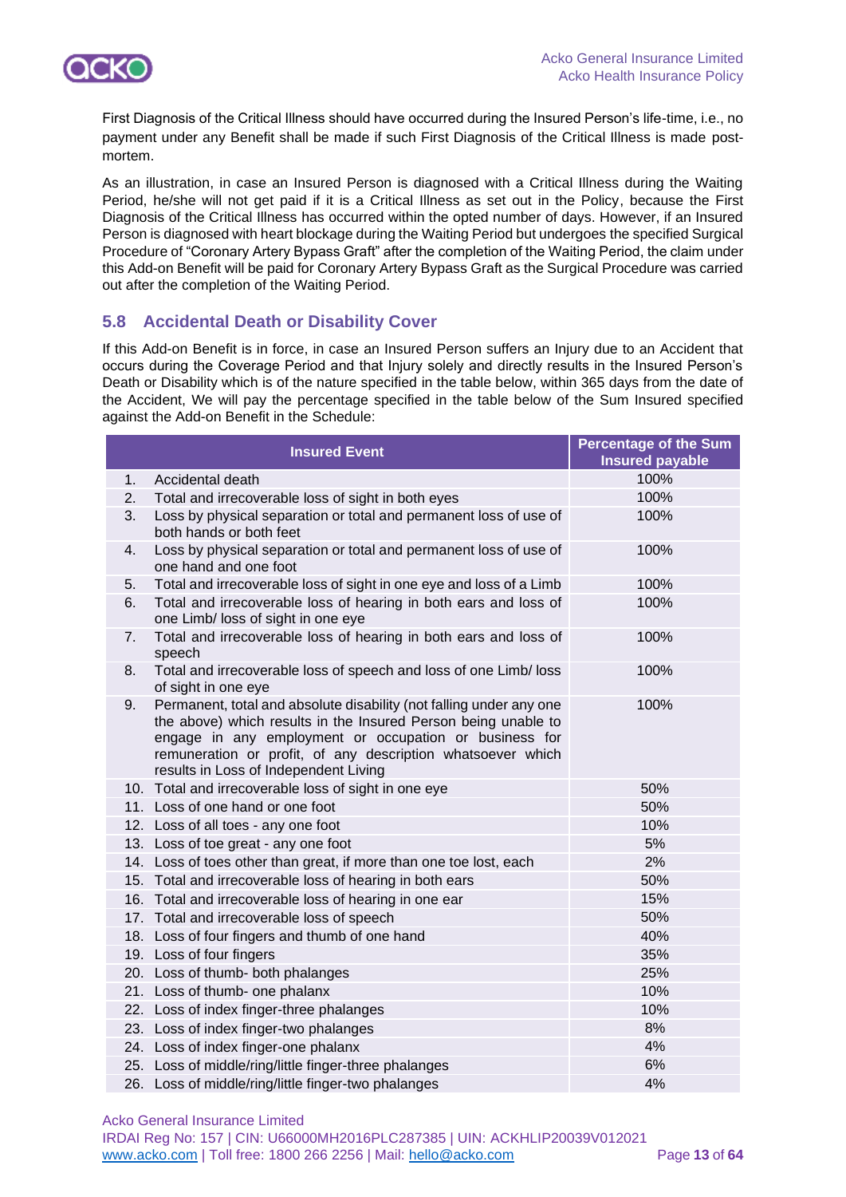First Diagnosis of the Critical Illness should have occurred during the Insured Person's life-time, i.e., no payment under any Benefit shall be made if such First Diagnosis of the Critical Illness is made post-mortem.

As an illustration, in case an Insured Person is diagnosed with a Critical Illness during the Waiting Period, he/she will not get paid if it is a Critical Illness as set out in the Policy, because the First Diagnosis of the Critical Illness has occurred within the opted number of days. However, if an Insured Person is diagnosed with heart blockage during the Waiting Period but undergoes the specified Surgical Procedure of "Coronary Artery Bypass Graft" after the completion of the Waiting Period, the claim under this Add-on Benefit will be paid for Coronary Artery Bypass Graft as the Surgical Procedure was carried out after the completion of the Waiting Period.

## 5.8 Accidental Death or Disability Cover

If this Add-on Benefit is in force, in case an Insured Person suffers an Injury due to an Accident that occurs during the Coverage Period and that Injury solely and directly results in the Insured Person's Death or Disability which is of the nature specified in the table below, within 365 days from the date of the Accident, We will pay the percentage specified in the table below of the Sum Insured specified against the Add-on Benefit in the Schedule:

| | Insured Event | Percentage of the Sum Insured payable |
|---|---|---|
| 1. | Accidental death | 100% |
| 2. | Total and irrecoverable loss of sight in both eyes | 100% |
| 3. | Loss by physical separation or total and permanent loss of use of both hands or both feet | 100% |
| 4. | Loss by physical separation or total and permanent loss of use of one hand and one foot | 100% |
| 5. | Total and irrecoverable loss of sight in one eye and loss of a Limb | 100% |
| 6. | Total and irrecoverable loss of hearing in both ears and loss of one Limb/ loss of sight in one eye | 100% |
| 7. | Total and irrecoverable loss of hearing in both ears and loss of speech | 100% |
| 8. | Total and irrecoverable loss of speech and loss of one Limb/ loss of sight in one eye | 100% |
| 9. | Permanent, total and absolute disability (not falling under any one the above) which results in the Insured Person being unable to engage in any employment or occupation or business for remuneration or profit, of any description whatsoever which results in Loss of Independent Living | 100% |
| 10. | Total and irrecoverable loss of sight in one eye | 50% |
| 11. | Loss of one hand or one foot | 50% |
| 12. | Loss of all toes - any one foot | 10% |
| 13. | Loss of toe great - any one foot | 5% |
| 14. | Loss of toes other than great, if more than one toe lost, each | 2% |
| 15. | Total and irrecoverable loss of hearing in both ears | 50% |
| 16. | Total and irrecoverable loss of hearing in one ear | 15% |
| 17. | Total and irrecoverable loss of speech | 50% |
| 18. | Loss of four fingers and thumb of one hand | 40% |
| 19. | Loss of four fingers | 35% |
| 20. | Loss of thumb- both phalanges | 25% |
| 21. | Loss of thumb- one phalanx | 10% |
| 22. | Loss of index finger-three phalanges | 10% |
| 23. | Loss of index finger-two phalanges | 8% |
| 24. | Loss of index finger-one phalanx | 4% |
| 25. | Loss of middle/ring/little finger-three phalanges | 6% |
| 26. | Loss of middle/ring/little finger-two phalanges | 4% |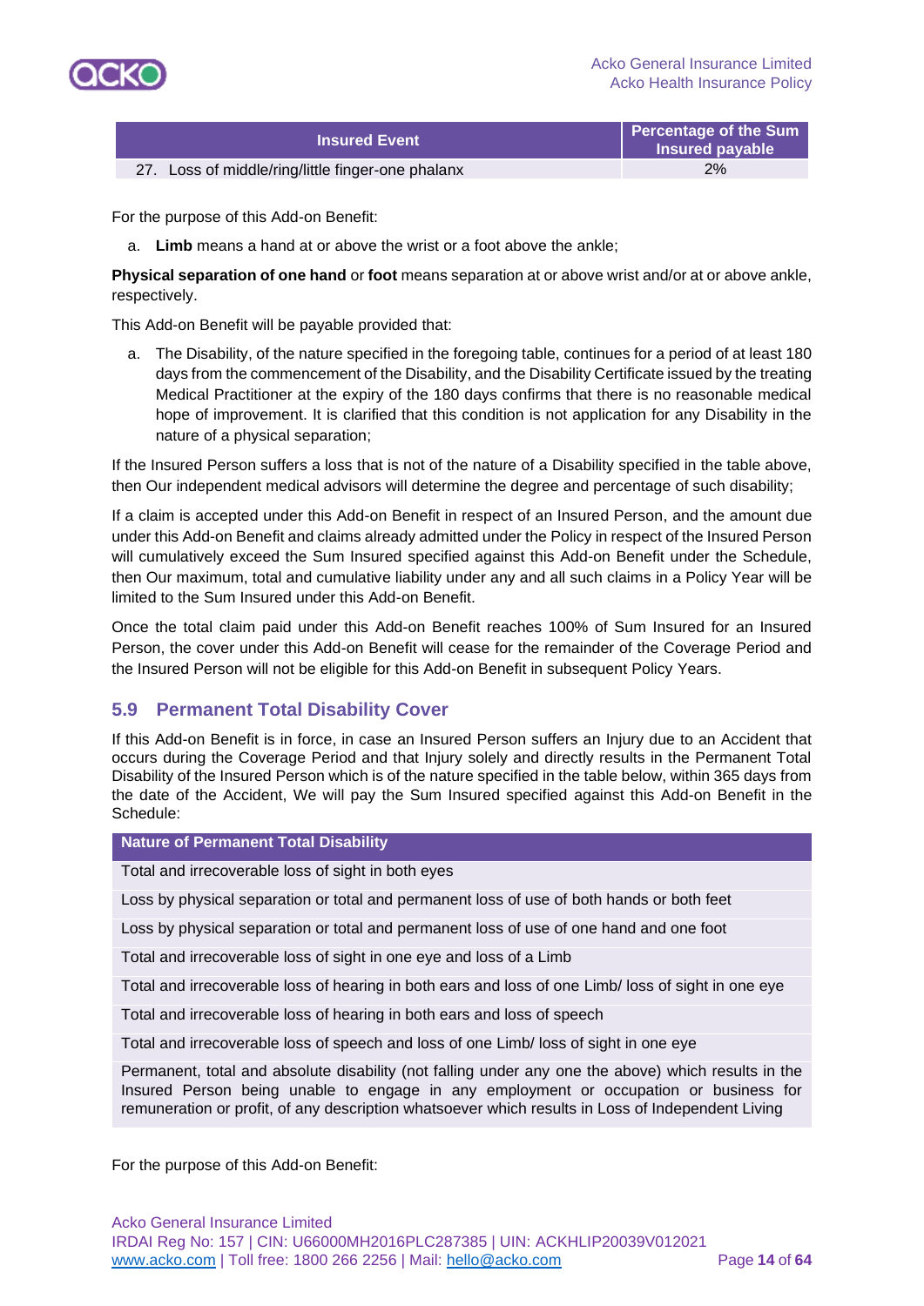| Insured Event | Percentage of the Sum Insured payable |
|---|---|
| 27. Loss of middle/ring/little finger-one phalanx | 2% |

For the purpose of this Add-on Benefit:

a. **Limb** means a hand at or above the wrist or a foot above the ankle;

**Physical separation of one hand** or **foot** means separation at or above wrist and/or at or above ankle, respectively.

This Add-on Benefit will be payable provided that:

a. The Disability, of the nature specified in the foregoing table, continues for a period of at least 180 days from the commencement of the Disability, and the Disability Certificate issued by the treating Medical Practitioner at the expiry of the 180 days confirms that there is no reasonable medical hope of improvement. It is clarified that this condition is not application for any Disability in the nature of a physical separation;

If the Insured Person suffers a loss that is not of the nature of a Disability specified in the table above, then Our independent medical advisors will determine the degree and percentage of such disability;

If a claim is accepted under this Add-on Benefit in respect of an Insured Person, and the amount due under this Add-on Benefit and claims already admitted under the Policy in respect of the Insured Person will cumulatively exceed the Sum Insured specified against this Add-on Benefit under the Schedule, then Our maximum, total and cumulative liability under any and all such claims in a Policy Year will be limited to the Sum Insured under this Add-on Benefit.

Once the total claim paid under this Add-on Benefit reaches 100% of Sum Insured for an Insured Person, the cover under this Add-on Benefit will cease for the remainder of the Coverage Period and the Insured Person will not be eligible for this Add-on Benefit in subsequent Policy Years.

## 5.9 Permanent Total Disability Cover

If this Add-on Benefit is in force, in case an Insured Person suffers an Injury due to an Accident that occurs during the Coverage Period and that Injury solely and directly results in the Permanent Total Disability of the Insured Person which is of the nature specified in the table below, within 365 days from the date of the Accident, We will pay the Sum Insured specified against this Add-on Benefit in the Schedule:

| Nature of Permanent Total Disability |
|---|
| Total and irrecoverable loss of sight in both eyes |
| Loss by physical separation or total and permanent loss of use of both hands or both feet |
| Loss by physical separation or total and permanent loss of use of one hand and one foot |
| Total and irrecoverable loss of sight in one eye and loss of a Limb |
| Total and irrecoverable loss of hearing in both ears and loss of one Limb/ loss of sight in one eye |
| Total and irrecoverable loss of hearing in both ears and loss of speech |
| Total and irrecoverable loss of speech and loss of one Limb/ loss of sight in one eye |
| Permanent, total and absolute disability (not falling under any one the above) which results in the Insured Person being unable to engage in any employment or occupation or business for remuneration or profit, of any description whatsoever which results in Loss of Independent Living |

For the purpose of this Add-on Benefit: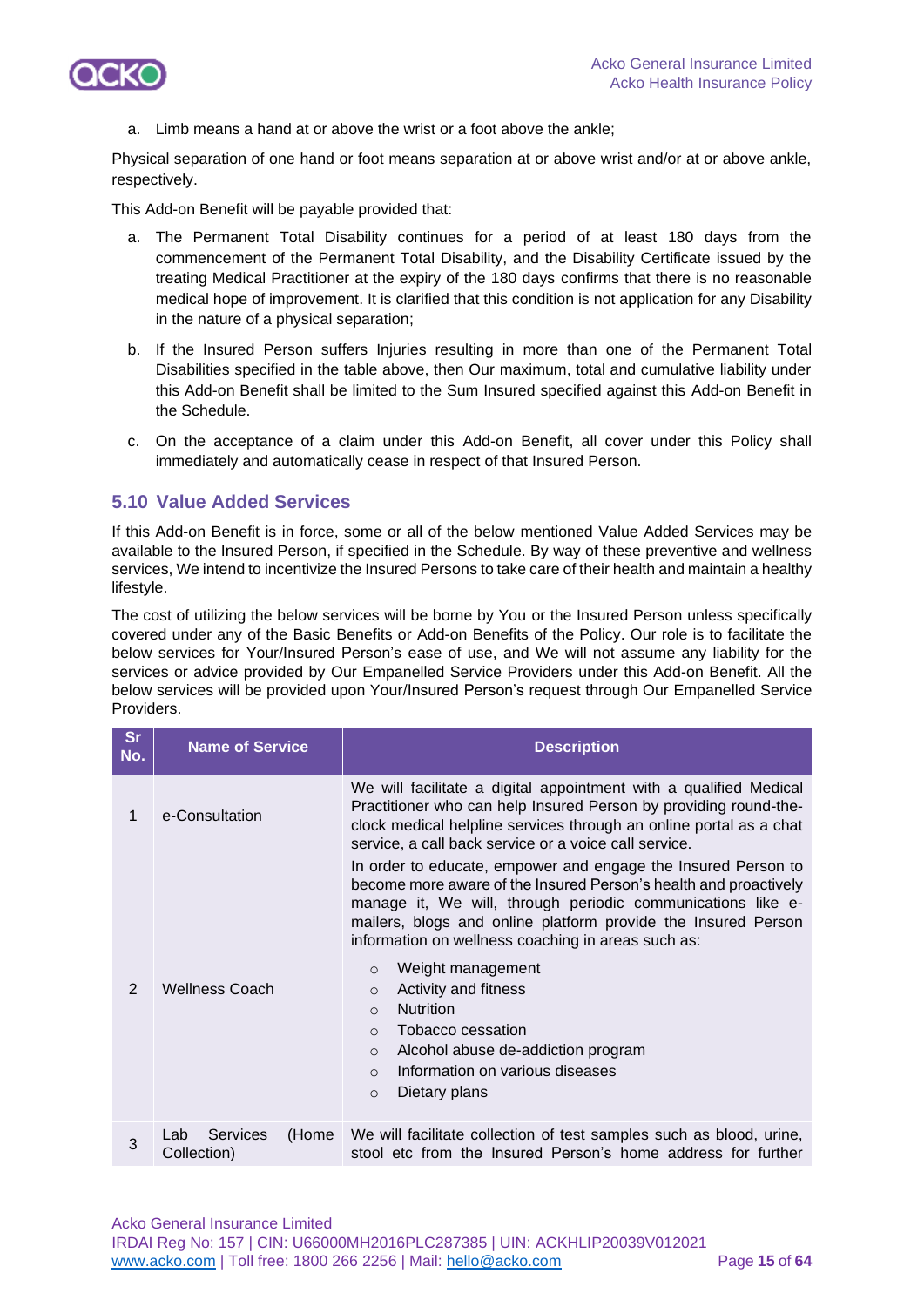a. Limb means a hand at or above the wrist or a foot above the ankle;

Physical separation of one hand or foot means separation at or above wrist and/or at or above ankle, respectively.

This Add-on Benefit will be payable provided that:

a. The Permanent Total Disability continues for a period of at least 180 days from the commencement of the Permanent Total Disability, and the Disability Certificate issued by the treating Medical Practitioner at the expiry of the 180 days confirms that there is no reasonable medical hope of improvement. It is clarified that this condition is not application for any Disability in the nature of a physical separation;

b. If the Insured Person suffers Injuries resulting in more than one of the Permanent Total Disabilities specified in the table above, then Our maximum, total and cumulative liability under this Add-on Benefit shall be limited to the Sum Insured specified against this Add-on Benefit in the Schedule.

c. On the acceptance of a claim under this Add-on Benefit, all cover under this Policy shall immediately and automatically cease in respect of that Insured Person.

## 5.10 Value Added Services

If this Add-on Benefit is in force, some or all of the below mentioned Value Added Services may be available to the Insured Person, if specified in the Schedule. By way of these preventive and wellness services, We intend to incentivize the Insured Persons to take care of their health and maintain a healthy lifestyle.

The cost of utilizing the below services will be borne by You or the Insured Person unless specifically covered under any of the Basic Benefits or Add-on Benefits of the Policy. Our role is to facilitate the below services for Your/Insured Person's ease of use, and We will not assume any liability for the services or advice provided by Our Empanelled Service Providers under this Add-on Benefit. All the below services will be provided upon Your/Insured Person's request through Our Empanelled Service Providers.

| Sr No. | Name of Service | Description |
|---|---|---|
| 1 | e-Consultation | We will facilitate a digital appointment with a qualified Medical Practitioner who can help Insured Person by providing round-the-clock medical helpline services through an online portal as a chat service, a call back service or a voice call service. |
| 2 | Wellness Coach | In order to educate, empower and engage the Insured Person to become more aware of the Insured Person's health and proactively manage it, We will, through periodic communications like e-mailers, blogs and online platform provide the Insured Person information on wellness coaching in areas such as:<br>○ Weight management<br>○ Activity and fitness<br>○ Nutrition<br>○ Tobacco cessation<br>○ Alcohol abuse de-addiction program<br>○ Information on various diseases<br>○ Dietary plans |
| 3 | Lab Services (Home Collection) | We will facilitate collection of test samples such as blood, urine, stool etc from the Insured Person's home address for further |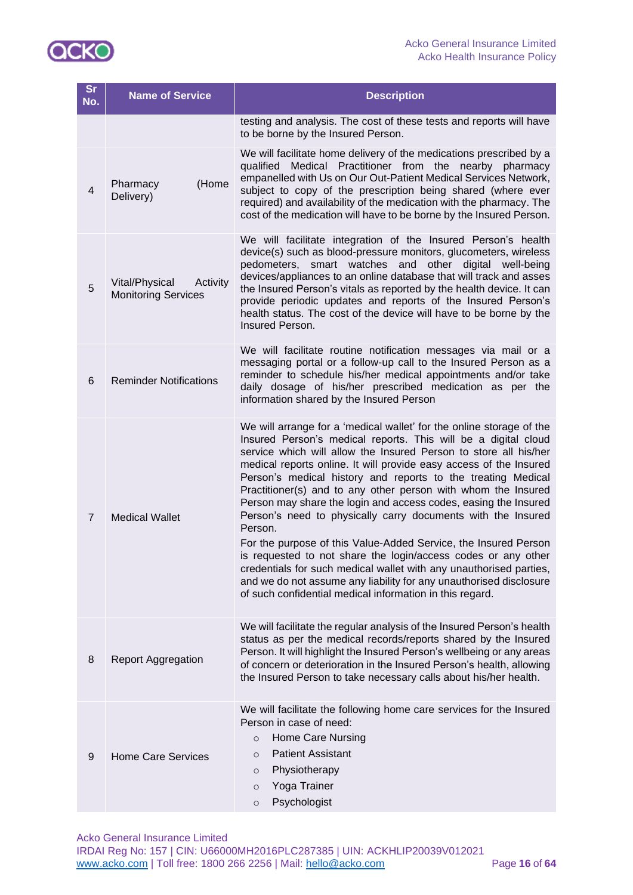| Sr No. | Name of Service | Description |
|---|---|---|
| | | testing and analysis. The cost of these tests and reports will have to be borne by the Insured Person. |
| 4 | Pharmacy (Home Delivery) | We will facilitate home delivery of the medications prescribed by a qualified Medical Practitioner from the nearby pharmacy empanelled with Us on Our Out-Patient Medical Services Network, subject to copy of the prescription being shared (where ever required) and availability of the medication with the pharmacy. The cost of the medication will have to be borne by the Insured Person. |
| 5 | Vital/Physical Activity Monitoring Services | We will facilitate integration of the Insured Person's health device(s) such as blood-pressure monitors, glucometers, wireless pedometers, smart watches and other digital well-being devices/appliances to an online database that will track and asses the Insured Person's vitals as reported by the health device. It can provide periodic updates and reports of the Insured Person's health status. The cost of the device will have to be borne by the Insured Person. |
| 6 | Reminder Notifications | We will facilitate routine notification messages via mail or a messaging portal or a follow-up call to the Insured Person as a reminder to schedule his/her medical appointments and/or take daily dosage of his/her prescribed medication as per the information shared by the Insured Person |
| 7 | Medical Wallet | We will arrange for a 'medical wallet' for the online storage of the Insured Person's medical reports. This will be a digital cloud service which will allow the Insured Person to store all his/her medical reports online. It will provide easy access of the Insured Person's medical history and reports to the treating Medical Practitioner(s) and to any other person with whom the Insured Person may share the login and access codes, easing the Insured Person's need to physically carry documents with the Insured Person.<br>For the purpose of this Value-Added Service, the Insured Person is requested to not share the login/access codes or any other credentials for such medical wallet with any unauthorised parties, and we do not assume any liability for any unauthorised disclosure of such confidential medical information in this regard. |
| 8 | Report Aggregation | We will facilitate the regular analysis of the Insured Person's health status as per the medical records/reports shared by the Insured Person. It will highlight the Insured Person's wellbeing or any areas of concern or deterioration in the Insured Person's health, allowing the Insured Person to take necessary calls about his/her health. |
| 9 | Home Care Services | We will facilitate the following home care services for the Insured Person in case of need:<br>○ Home Care Nursing<br>○ Patient Assistant<br>○ Physiotherapy<br>○ Yoga Trainer<br>○ Psychologist |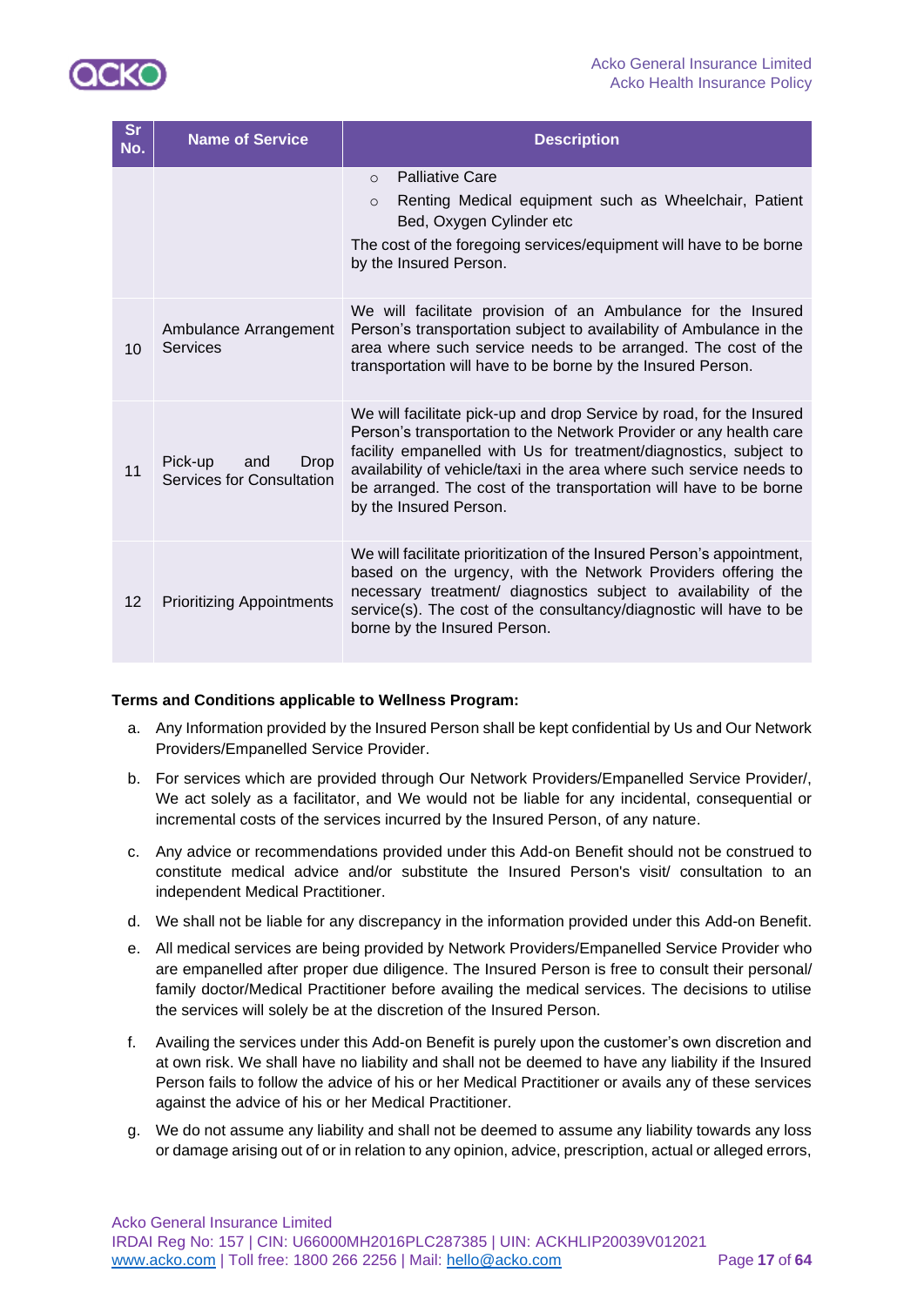| Sr No. | Name of Service | Description |
|---|---|---|
| | | ○ Palliative Care<br>○ Renting Medical equipment such as Wheelchair, Patient Bed, Oxygen Cylinder etc<br>The cost of the foregoing services/equipment will have to be borne by the Insured Person. |
| 10 | Ambulance Arrangement Services | We will facilitate provision of an Ambulance for the Insured Person's transportation subject to availability of Ambulance in the area where such service needs to be arranged. The cost of the transportation will have to be borne by the Insured Person. |
| 11 | Pick-up and Drop Services for Consultation | We will facilitate pick-up and drop Service by road, for the Insured Person's transportation to the Network Provider or any health care facility empanelled with Us for treatment/diagnostics, subject to availability of vehicle/taxi in the area where such service needs to be arranged. The cost of the transportation will have to be borne by the Insured Person. |
| 12 | Prioritizing Appointments | We will facilitate prioritization of the Insured Person's appointment, based on the urgency, with the Network Providers offering the necessary treatment/ diagnostics subject to availability of the service(s). The cost of the consultancy/diagnostic will have to be borne by the Insured Person. |

**Terms and Conditions applicable to Wellness Program:**

a. Any Information provided by the Insured Person shall be kept confidential by Us and Our Network Providers/Empanelled Service Provider.

b. For services which are provided through Our Network Providers/Empanelled Service Provider/, We act solely as a facilitator, and We would not be liable for any incidental, consequential or incremental costs of the services incurred by the Insured Person, of any nature.

c. Any advice or recommendations provided under this Add-on Benefit should not be construed to constitute medical advice and/or substitute the Insured Person's visit/ consultation to an independent Medical Practitioner.

d. We shall not be liable for any discrepancy in the information provided under this Add-on Benefit.

e. All medical services are being provided by Network Providers/Empanelled Service Provider who are empanelled after proper due diligence. The Insured Person is free to consult their personal/ family doctor/Medical Practitioner before availing the medical services. The decisions to utilise the services will solely be at the discretion of the Insured Person.

f. Availing the services under this Add-on Benefit is purely upon the customer's own discretion and at own risk. We shall have no liability and shall not be deemed to have any liability if the Insured Person fails to follow the advice of his or her Medical Practitioner or avails any of these services against the advice of his or her Medical Practitioner.

g. We do not assume any liability and shall not be deemed to assume any liability towards any loss or damage arising out of or in relation to any opinion, advice, prescription, actual or alleged errors,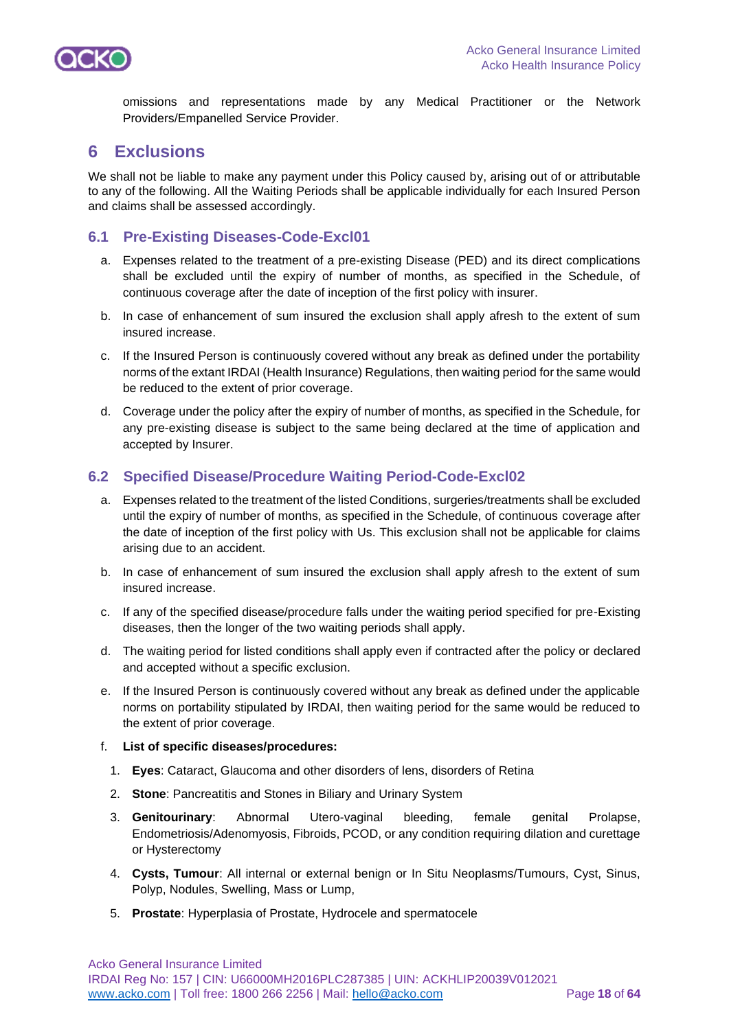omissions and representations made by any Medical Practitioner or the Network Providers/Empanelled Service Provider.

# 6 Exclusions

We shall not be liable to make any payment under this Policy caused by, arising out of or attributable to any of the following. All the Waiting Periods shall be applicable individually for each Insured Person and claims shall be assessed accordingly.

## 6.1 Pre-Existing Diseases-Code-Excl01

a. Expenses related to the treatment of a pre-existing Disease (PED) and its direct complications shall be excluded until the expiry of number of months, as specified in the Schedule, of continuous coverage after the date of inception of the first policy with insurer.

b. In case of enhancement of sum insured the exclusion shall apply afresh to the extent of sum insured increase.

c. If the Insured Person is continuously covered without any break as defined under the portability norms of the extant IRDAI (Health Insurance) Regulations, then waiting period for the same would be reduced to the extent of prior coverage.

d. Coverage under the policy after the expiry of number of months, as specified in the Schedule, for any pre-existing disease is subject to the same being declared at the time of application and accepted by Insurer.

## 6.2 Specified Disease/Procedure Waiting Period-Code-Excl02

a. Expenses related to the treatment of the listed Conditions, surgeries/treatments shall be excluded until the expiry of number of months, as specified in the Schedule, of continuous coverage after the date of inception of the first policy with Us. This exclusion shall not be applicable for claims arising due to an accident.

b. In case of enhancement of sum insured the exclusion shall apply afresh to the extent of sum insured increase.

c. If any of the specified disease/procedure falls under the waiting period specified for pre-Existing diseases, then the longer of the two waiting periods shall apply.

d. The waiting period for listed conditions shall apply even if contracted after the policy or declared and accepted without a specific exclusion.

e. If the Insured Person is continuously covered without any break as defined under the applicable norms on portability stipulated by IRDAI, then waiting period for the same would be reduced to the extent of prior coverage.

f. **List of specific diseases/procedures:**

1. **Eyes**: Cataract, Glaucoma and other disorders of lens, disorders of Retina
2. **Stone**: Pancreatitis and Stones in Biliary and Urinary System
3. **Genitourinary**: Abnormal Utero-vaginal bleeding, female genital Prolapse, Endometriosis/Adenomyosis, Fibroids, PCOD, or any condition requiring dilation and curettage or Hysterectomy
4. **Cysts, Tumour**: All internal or external benign or In Situ Neoplasms/Tumours, Cyst, Sinus, Polyp, Nodules, Swelling, Mass or Lump,
5. **Prostate**: Hyperplasia of Prostate, Hydrocele and spermatocele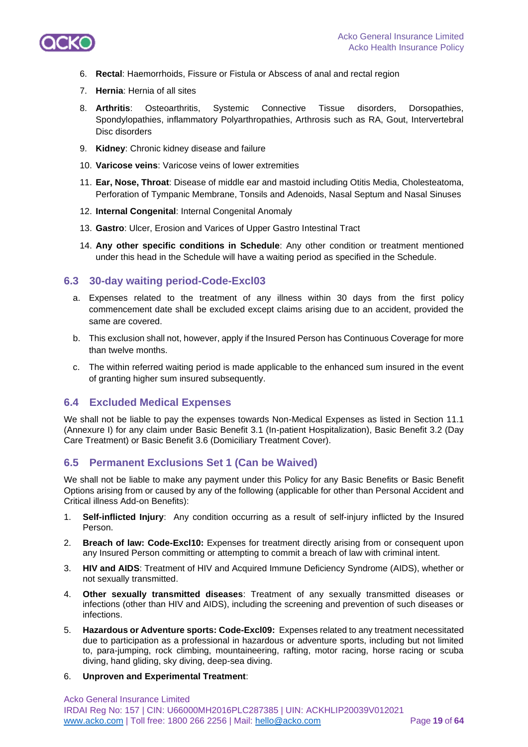6. **Rectal**: Haemorrhoids, Fissure or Fistula or Abscess of anal and rectal region
7. **Hernia**: Hernia of all sites
8. **Arthritis**: Osteoarthritis, Systemic Connective Tissue disorders, Dorsopathies, Spondylopathies, inflammatory Polyarthropathies, Arthrosis such as RA, Gout, Intervertebral Disc disorders
9. **Kidney**: Chronic kidney disease and failure
10. **Varicose veins**: Varicose veins of lower extremities
11. **Ear, Nose, Throat**: Disease of middle ear and mastoid including Otitis Media, Cholesteatoma, Perforation of Tympanic Membrane, Tonsils and Adenoids, Nasal Septum and Nasal Sinuses
12. **Internal Congenital**: Internal Congenital Anomaly
13. **Gastro**: Ulcer, Erosion and Varices of Upper Gastro Intestinal Tract
14. **Any other specific conditions in Schedule**: Any other condition or treatment mentioned under this head in the Schedule will have a waiting period as specified in the Schedule.

## 6.3 30-day waiting period-Code-Excl03

a. Expenses related to the treatment of any illness within 30 days from the first policy commencement date shall be excluded except claims arising due to an accident, provided the same are covered.

b. This exclusion shall not, however, apply if the Insured Person has Continuous Coverage for more than twelve months.

c. The within referred waiting period is made applicable to the enhanced sum insured in the event of granting higher sum insured subsequently.

## 6.4 Excluded Medical Expenses

We shall not be liable to pay the expenses towards Non-Medical Expenses as listed in Section 11.1 (Annexure I) for any claim under Basic Benefit 3.1 (In-patient Hospitalization), Basic Benefit 3.2 (Day Care Treatment) or Basic Benefit 3.6 (Domiciliary Treatment Cover).

## 6.5 Permanent Exclusions Set 1 (Can be Waived)

We shall not be liable to make any payment under this Policy for any Basic Benefits or Basic Benefit Options arising from or caused by any of the following (applicable for other than Personal Accident and Critical illness Add-on Benefits):

1. **Self-inflicted Injury**: Any condition occurring as a result of self-injury inflicted by the Insured Person.
2. **Breach of law: Code-Excl10:** Expenses for treatment directly arising from or consequent upon any Insured Person committing or attempting to commit a breach of law with criminal intent.
3. **HIV and AIDS**: Treatment of HIV and Acquired Immune Deficiency Syndrome (AIDS), whether or not sexually transmitted.
4. **Other sexually transmitted diseases**: Treatment of any sexually transmitted diseases or infections (other than HIV and AIDS), including the screening and prevention of such diseases or infections.
5. **Hazardous or Adventure sports: Code-Excl09:** Expenses related to any treatment necessitated due to participation as a professional in hazardous or adventure sports, including but not limited to, para-jumping, rock climbing, mountaineering, rafting, motor racing, horse racing or scuba diving, hand gliding, sky diving, deep-sea diving.
6. **Unproven and Experimental Treatment**: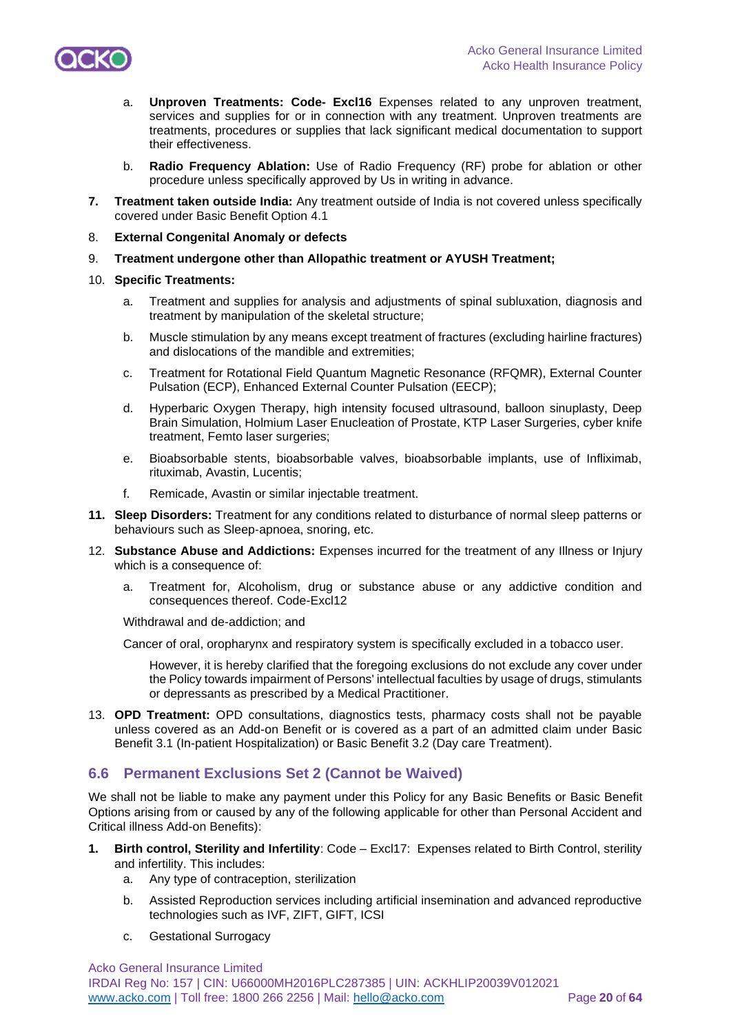a. **Unproven Treatments: Code- Excl16** Expenses related to any unproven treatment, services and supplies for or in connection with any treatment. Unproven treatments are treatments, procedures or supplies that lack significant medical documentation to support their effectiveness.

b. **Radio Frequency Ablation:** Use of Radio Frequency (RF) probe for ablation or other procedure unless specifically approved by Us in writing in advance.

**7. Treatment taken outside India:** Any treatment outside of India is not covered unless specifically covered under Basic Benefit Option 4.1

8. **External Congenital Anomaly or defects**

9. **Treatment undergone other than Allopathic treatment or AYUSH Treatment;**

10. **Specific Treatments:**

a. Treatment and supplies for analysis and adjustments of spinal subluxation, diagnosis and treatment by manipulation of the skeletal structure;

b. Muscle stimulation by any means except treatment of fractures (excluding hairline fractures) and dislocations of the mandible and extremities;

c. Treatment for Rotational Field Quantum Magnetic Resonance (RFQMR), External Counter Pulsation (ECP), Enhanced External Counter Pulsation (EECP);

d. Hyperbaric Oxygen Therapy, high intensity focused ultrasound, balloon sinuplasty, Deep Brain Simulation, Holmium Laser Enucleation of Prostate, KTP Laser Surgeries, cyber knife treatment, Femto laser surgeries;

e. Bioabsorbable stents, bioabsorbable valves, bioabsorbable implants, use of Infliximab, rituximab, Avastin, Lucentis;

f. Remicade, Avastin or similar injectable treatment.

**11. Sleep Disorders:** Treatment for any conditions related to disturbance of normal sleep patterns or behaviours such as Sleep-apnoea, snoring, etc.

12. **Substance Abuse and Addictions:** Expenses incurred for the treatment of any Illness or Injury which is a consequence of:

a. Treatment for, Alcoholism, drug or substance abuse or any addictive condition and consequences thereof. Code-Excl12

Withdrawal and de-addiction; and

Cancer of oral, oropharynx and respiratory system is specifically excluded in a tobacco user.

However, it is hereby clarified that the foregoing exclusions do not exclude any cover under the Policy towards impairment of Persons' intellectual faculties by usage of drugs, stimulants or depressants as prescribed by a Medical Practitioner.

13. **OPD Treatment:** OPD consultations, diagnostics tests, pharmacy costs shall not be payable unless covered as an Add-on Benefit or is covered as a part of an admitted claim under Basic Benefit 3.1 (In-patient Hospitalization) or Basic Benefit 3.2 (Day care Treatment).

## 6.6 Permanent Exclusions Set 2 (Cannot be Waived)

We shall not be liable to make any payment under this Policy for any Basic Benefits or Basic Benefit Options arising from or caused by any of the following applicable for other than Personal Accident and Critical illness Add-on Benefits):

**1. Birth control, Sterility and Infertility**: Code – Excl17: Expenses related to Birth Control, sterility and infertility. This includes:

a. Any type of contraception, sterilization

b. Assisted Reproduction services including artificial insemination and advanced reproductive technologies such as IVF, ZIFT, GIFT, ICSI

c. Gestational Surrogacy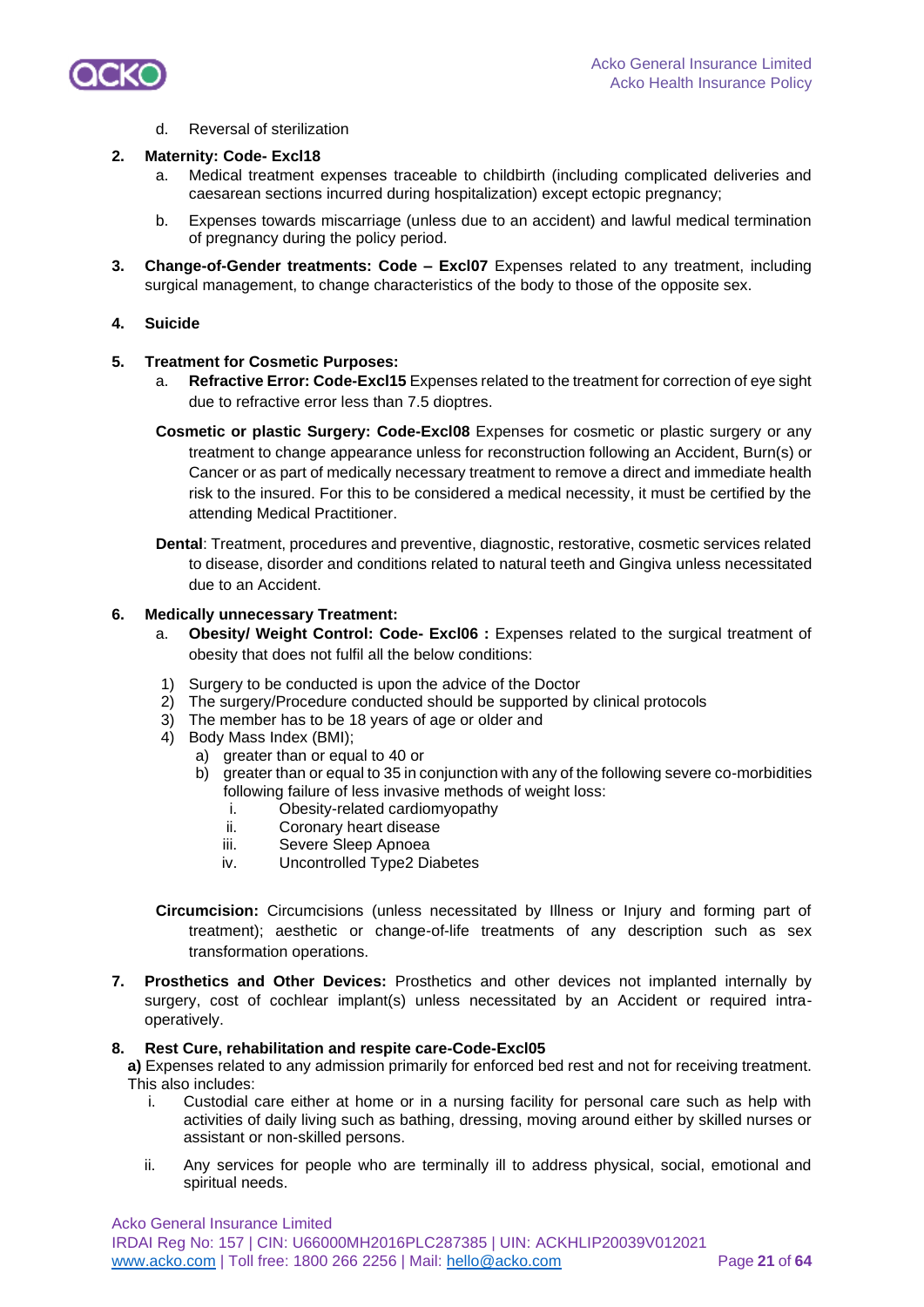d. Reversal of sterilization

**2. Maternity: Code- Excl18**

a. Medical treatment expenses traceable to childbirth (including complicated deliveries and caesarean sections incurred during hospitalization) except ectopic pregnancy;

b. Expenses towards miscarriage (unless due to an accident) and lawful medical termination of pregnancy during the policy period.

**3. Change-of-Gender treatments: Code – Excl07** Expenses related to any treatment, including surgical management, to change characteristics of the body to those of the opposite sex.

**4. Suicide**

**5. Treatment for Cosmetic Purposes:**

a. **Refractive Error: Code-Excl15** Expenses related to the treatment for correction of eye sight due to refractive error less than 7.5 dioptres.

**Cosmetic or plastic Surgery: Code-Excl08** Expenses for cosmetic or plastic surgery or any treatment to change appearance unless for reconstruction following an Accident, Burn(s) or Cancer or as part of medically necessary treatment to remove a direct and immediate health risk to the insured. For this to be considered a medical necessity, it must be certified by the attending Medical Practitioner.

**Dental**: Treatment, procedures and preventive, diagnostic, restorative, cosmetic services related to disease, disorder and conditions related to natural teeth and Gingiva unless necessitated due to an Accident.

**6. Medically unnecessary Treatment:**

a. **Obesity/ Weight Control: Code- Excl06 :** Expenses related to the surgical treatment of obesity that does not fulfil all the below conditions:

1) Surgery to be conducted is upon the advice of the Doctor
2) The surgery/Procedure conducted should be supported by clinical protocols
3) The member has to be 18 years of age or older and
4) Body Mass Index (BMI);
   a) greater than or equal to 40 or
   b) greater than or equal to 35 in conjunction with any of the following severe co-morbidities following failure of less invasive methods of weight loss:
      i. Obesity-related cardiomyopathy
      ii. Coronary heart disease
      iii. Severe Sleep Apnoea
      iv. Uncontrolled Type2 Diabetes

**Circumcision:** Circumcisions (unless necessitated by Illness or Injury and forming part of treatment); aesthetic or change-of-life treatments of any description such as sex transformation operations.

**7. Prosthetics and Other Devices:** Prosthetics and other devices not implanted internally by surgery, cost of cochlear implant(s) unless necessitated by an Accident or required intra-operatively.

**8. Rest Cure, rehabilitation and respite care-Code-Excl05**

**a)** Expenses related to any admission primarily for enforced bed rest and not for receiving treatment. This also includes:

i. Custodial care either at home or in a nursing facility for personal care such as help with activities of daily living such as bathing, dressing, moving around either by skilled nurses or assistant or non-skilled persons.

ii. Any services for people who are terminally ill to address physical, social, emotional and spiritual needs.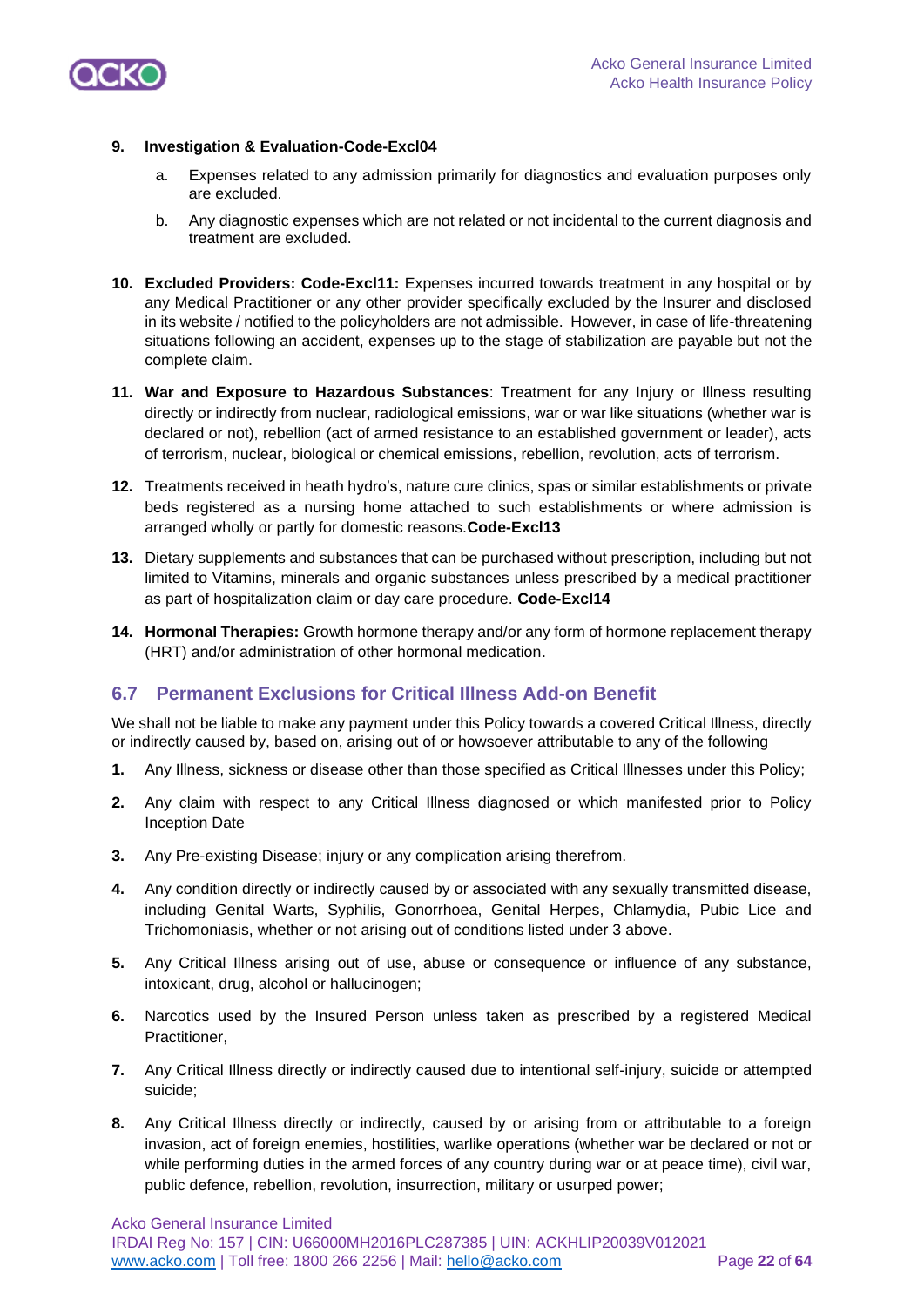9. **Investigation & Evaluation-Code-Excl04**

   a. Expenses related to any admission primarily for diagnostics and evaluation purposes only are excluded.

   b. Any diagnostic expenses which are not related or not incidental to the current diagnosis and treatment are excluded.

10. **Excluded Providers: Code-Excl11:** Expenses incurred towards treatment in any hospital or by any Medical Practitioner or any other provider specifically excluded by the Insurer and disclosed in its website / notified to the policyholders are not admissible. However, in case of life-threatening situations following an accident, expenses up to the stage of stabilization are payable but not the complete claim.

11. **War and Exposure to Hazardous Substances**: Treatment for any Injury or Illness resulting directly or indirectly from nuclear, radiological emissions, war or war like situations (whether war is declared or not), rebellion (act of armed resistance to an established government or leader), acts of terrorism, nuclear, biological or chemical emissions, rebellion, revolution, acts of terrorism.

12. Treatments received in heath hydro's, nature cure clinics, spas or similar establishments or private beds registered as a nursing home attached to such establishments or where admission is arranged wholly or partly for domestic reasons.**Code-Excl13**

13. Dietary supplements and substances that can be purchased without prescription, including but not limited to Vitamins, minerals and organic substances unless prescribed by a medical practitioner as part of hospitalization claim or day care procedure. **Code-Excl14**

14. **Hormonal Therapies:** Growth hormone therapy and/or any form of hormone replacement therapy (HRT) and/or administration of other hormonal medication.

## 6.7 Permanent Exclusions for Critical Illness Add-on Benefit

We shall not be liable to make any payment under this Policy towards a covered Critical Illness, directly or indirectly caused by, based on, arising out of or howsoever attributable to any of the following

1. Any Illness, sickness or disease other than those specified as Critical Illnesses under this Policy;
2. Any claim with respect to any Critical Illness diagnosed or which manifested prior to Policy Inception Date
3. Any Pre-existing Disease; injury or any complication arising therefrom.
4. Any condition directly or indirectly caused by or associated with any sexually transmitted disease, including Genital Warts, Syphilis, Gonorrhoea, Genital Herpes, Chlamydia, Pubic Lice and Trichomoniasis, whether or not arising out of conditions listed under 3 above.
5. Any Critical Illness arising out of use, abuse or consequence or influence of any substance, intoxicant, drug, alcohol or hallucinogen;
6. Narcotics used by the Insured Person unless taken as prescribed by a registered Medical Practitioner,
7. Any Critical Illness directly or indirectly caused due to intentional self-injury, suicide or attempted suicide;
8. Any Critical Illness directly or indirectly, caused by or arising from or attributable to a foreign invasion, act of foreign enemies, hostilities, warlike operations (whether war be declared or not or while performing duties in the armed forces of any country during war or at peace time), civil war, public defence, rebellion, revolution, insurrection, military or usurped power;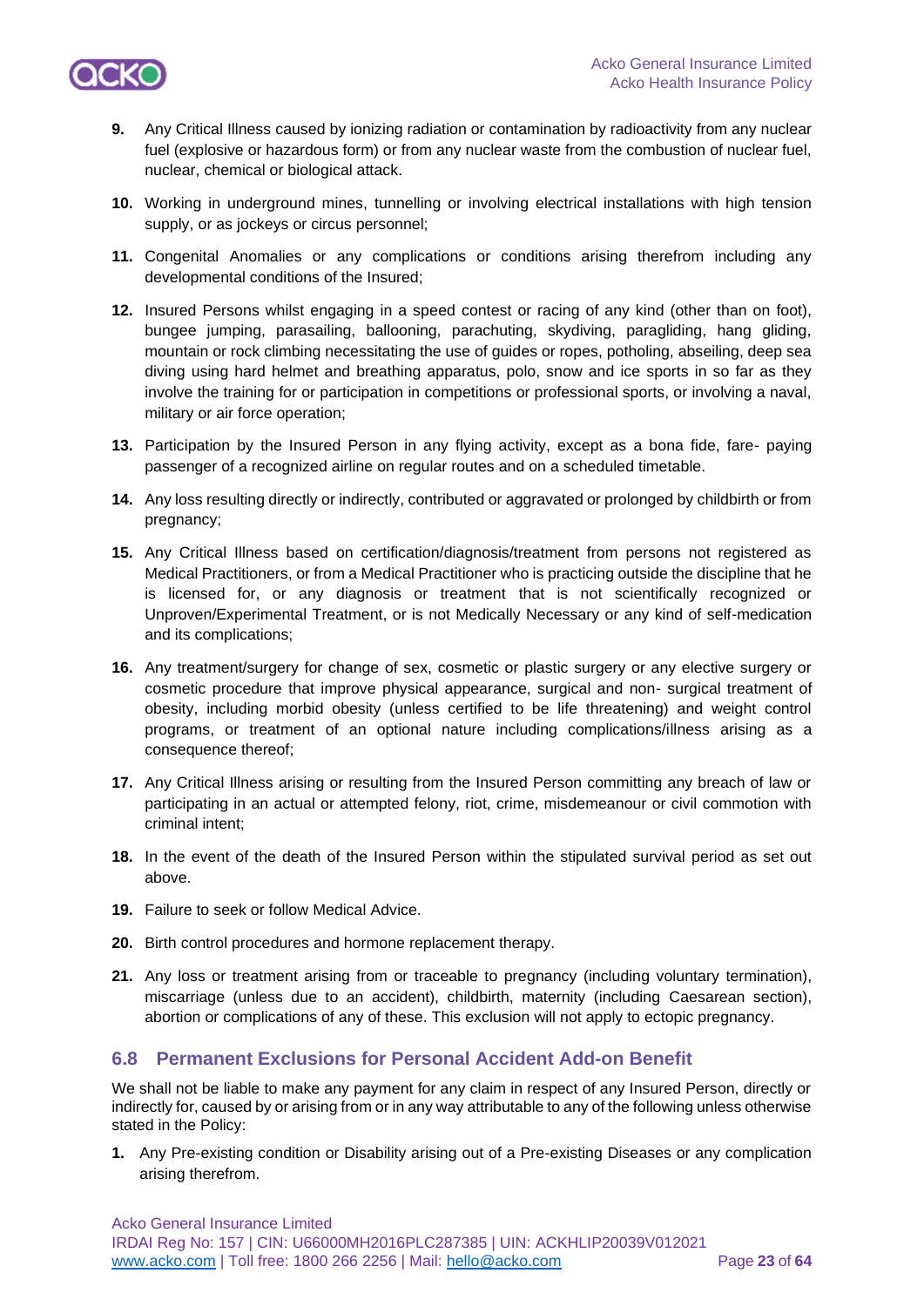9. Any Critical Illness caused by ionizing radiation or contamination by radioactivity from any nuclear fuel (explosive or hazardous form) or from any nuclear waste from the combustion of nuclear fuel, nuclear, chemical or biological attack.

10. Working in underground mines, tunnelling or involving electrical installations with high tension supply, or as jockeys or circus personnel;

11. Congenital Anomalies or any complications or conditions arising therefrom including any developmental conditions of the Insured;

12. Insured Persons whilst engaging in a speed contest or racing of any kind (other than on foot), bungee jumping, parasailing, ballooning, parachuting, skydiving, paragliding, hang gliding, mountain or rock climbing necessitating the use of guides or ropes, potholing, abseiling, deep sea diving using hard helmet and breathing apparatus, polo, snow and ice sports in so far as they involve the training for or participation in competitions or professional sports, or involving a naval, military or air force operation;

13. Participation by the Insured Person in any flying activity, except as a bona fide, fare- paying passenger of a recognized airline on regular routes and on a scheduled timetable.

14. Any loss resulting directly or indirectly, contributed or aggravated or prolonged by childbirth or from pregnancy;

15. Any Critical Illness based on certification/diagnosis/treatment from persons not registered as Medical Practitioners, or from a Medical Practitioner who is practicing outside the discipline that he is licensed for, or any diagnosis or treatment that is not scientifically recognized or Unproven/Experimental Treatment, or is not Medically Necessary or any kind of self-medication and its complications;

16. Any treatment/surgery for change of sex, cosmetic or plastic surgery or any elective surgery or cosmetic procedure that improve physical appearance, surgical and non- surgical treatment of obesity, including morbid obesity (unless certified to be life threatening) and weight control programs, or treatment of an optional nature including complications/illness arising as a consequence thereof;

17. Any Critical Illness arising or resulting from the Insured Person committing any breach of law or participating in an actual or attempted felony, riot, crime, misdemeanour or civil commotion with criminal intent;

18. In the event of the death of the Insured Person within the stipulated survival period as set out above.

19. Failure to seek or follow Medical Advice.

20. Birth control procedures and hormone replacement therapy.

21. Any loss or treatment arising from or traceable to pregnancy (including voluntary termination), miscarriage (unless due to an accident), childbirth, maternity (including Caesarean section), abortion or complications of any of these. This exclusion will not apply to ectopic pregnancy.

## 6.8 Permanent Exclusions for Personal Accident Add-on Benefit

We shall not be liable to make any payment for any claim in respect of any Insured Person, directly or indirectly for, caused by or arising from or in any way attributable to any of the following unless otherwise stated in the Policy:

1. Any Pre-existing condition or Disability arising out of a Pre-existing Diseases or any complication arising therefrom.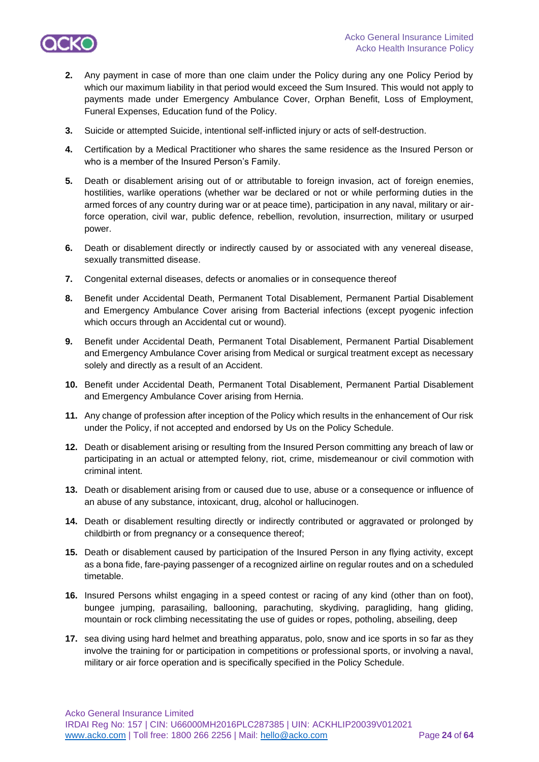2. Any payment in case of more than one claim under the Policy during any one Policy Period by which our maximum liability in that period would exceed the Sum Insured. This would not apply to payments made under Emergency Ambulance Cover, Orphan Benefit, Loss of Employment, Funeral Expenses, Education fund of the Policy.

3. Suicide or attempted Suicide, intentional self-inflicted injury or acts of self-destruction.

4. Certification by a Medical Practitioner who shares the same residence as the Insured Person or who is a member of the Insured Person's Family.

5. Death or disablement arising out of or attributable to foreign invasion, act of foreign enemies, hostilities, warlike operations (whether war be declared or not or while performing duties in the armed forces of any country during war or at peace time), participation in any naval, military or air-force operation, civil war, public defence, rebellion, revolution, insurrection, military or usurped power.

6. Death or disablement directly or indirectly caused by or associated with any venereal disease, sexually transmitted disease.

7. Congenital external diseases, defects or anomalies or in consequence thereof

8. Benefit under Accidental Death, Permanent Total Disablement, Permanent Partial Disablement and Emergency Ambulance Cover arising from Bacterial infections (except pyogenic infection which occurs through an Accidental cut or wound).

9. Benefit under Accidental Death, Permanent Total Disablement, Permanent Partial Disablement and Emergency Ambulance Cover arising from Medical or surgical treatment except as necessary solely and directly as a result of an Accident.

10. Benefit under Accidental Death, Permanent Total Disablement, Permanent Partial Disablement and Emergency Ambulance Cover arising from Hernia.

11. Any change of profession after inception of the Policy which results in the enhancement of Our risk under the Policy, if not accepted and endorsed by Us on the Policy Schedule.

12. Death or disablement arising or resulting from the Insured Person committing any breach of law or participating in an actual or attempted felony, riot, crime, misdemeanour or civil commotion with criminal intent.

13. Death or disablement arising from or caused due to use, abuse or a consequence or influence of an abuse of any substance, intoxicant, drug, alcohol or hallucinogen.

14. Death or disablement resulting directly or indirectly contributed or aggravated or prolonged by childbirth or from pregnancy or a consequence thereof;

15. Death or disablement caused by participation of the Insured Person in any flying activity, except as a bona fide, fare-paying passenger of a recognized airline on regular routes and on a scheduled timetable.

16. Insured Persons whilst engaging in a speed contest or racing of any kind (other than on foot), bungee jumping, parasailing, ballooning, parachuting, skydiving, paragliding, hang gliding, mountain or rock climbing necessitating the use of guides or ropes, potholing, abseiling, deep

17. sea diving using hard helmet and breathing apparatus, polo, snow and ice sports in so far as they involve the training for or participation in competitions or professional sports, or involving a naval, military or air force operation and is specifically specified in the Policy Schedule.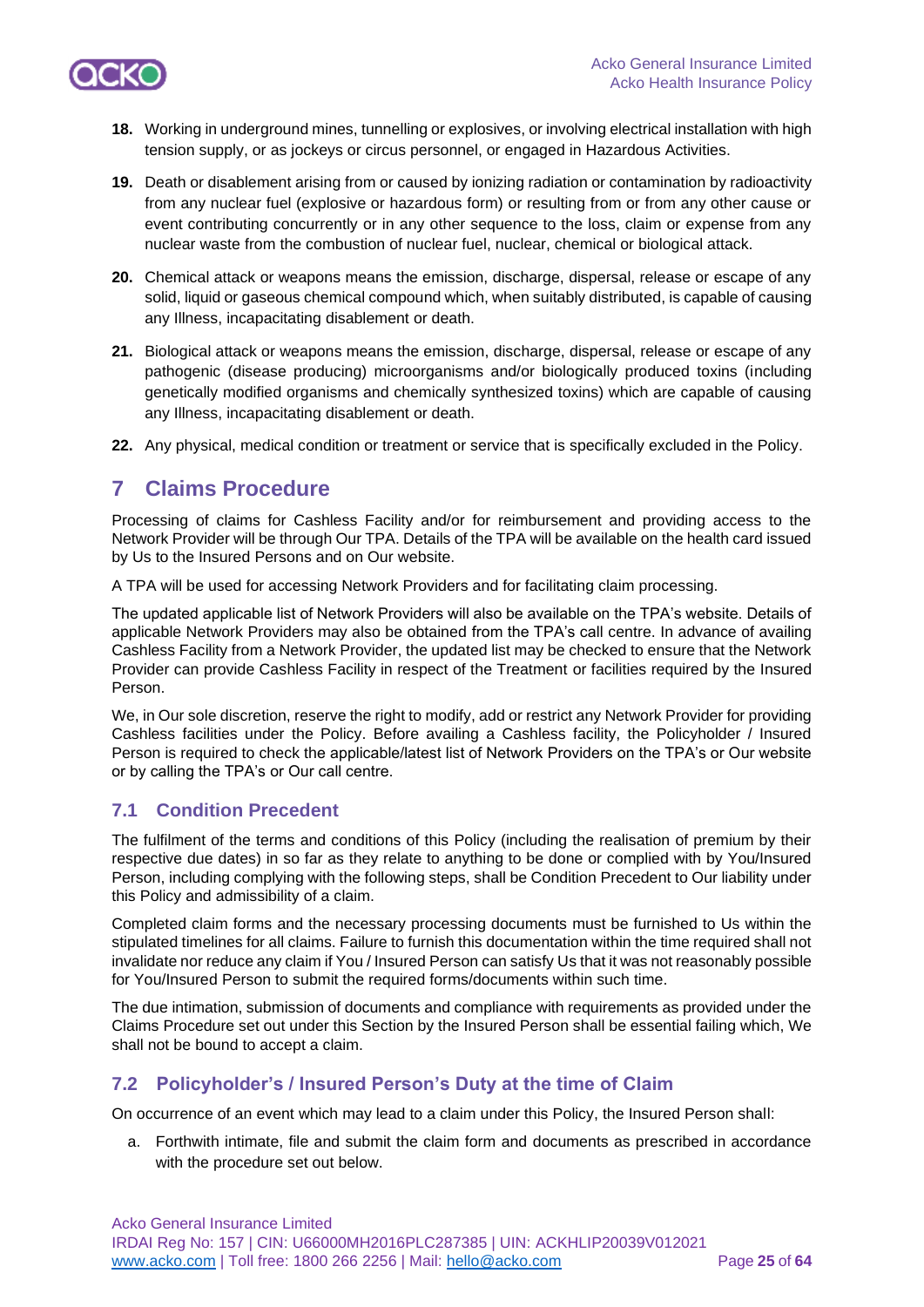18. Working in underground mines, tunnelling or explosives, or involving electrical installation with high tension supply, or as jockeys or circus personnel, or engaged in Hazardous Activities.

19. Death or disablement arising from or caused by ionizing radiation or contamination by radioactivity from any nuclear fuel (explosive or hazardous form) or resulting from or from any other cause or event contributing concurrently or in any other sequence to the loss, claim or expense from any nuclear waste from the combustion of nuclear fuel, nuclear, chemical or biological attack.

20. Chemical attack or weapons means the emission, discharge, dispersal, release or escape of any solid, liquid or gaseous chemical compound which, when suitably distributed, is capable of causing any Illness, incapacitating disablement or death.

21. Biological attack or weapons means the emission, discharge, dispersal, release or escape of any pathogenic (disease producing) microorganisms and/or biologically produced toxins (including genetically modified organisms and chemically synthesized toxins) which are capable of causing any Illness, incapacitating disablement or death.

22. Any physical, medical condition or treatment or service that is specifically excluded in the Policy.

# 7 Claims Procedure

Processing of claims for Cashless Facility and/or for reimbursement and providing access to the Network Provider will be through Our TPA. Details of the TPA will be available on the health card issued by Us to the Insured Persons and on Our website.

A TPA will be used for accessing Network Providers and for facilitating claim processing.

The updated applicable list of Network Providers will also be available on the TPA's website. Details of applicable Network Providers may also be obtained from the TPA's call centre. In advance of availing Cashless Facility from a Network Provider, the updated list may be checked to ensure that the Network Provider can provide Cashless Facility in respect of the Treatment or facilities required by the Insured Person.

We, in Our sole discretion, reserve the right to modify, add or restrict any Network Provider for providing Cashless facilities under the Policy. Before availing a Cashless facility, the Policyholder / Insured Person is required to check the applicable/latest list of Network Providers on the TPA's or Our website or by calling the TPA's or Our call centre.

## 7.1 Condition Precedent

The fulfilment of the terms and conditions of this Policy (including the realisation of premium by their respective due dates) in so far as they relate to anything to be done or complied with by You/Insured Person, including complying with the following steps, shall be Condition Precedent to Our liability under this Policy and admissibility of a claim.

Completed claim forms and the necessary processing documents must be furnished to Us within the stipulated timelines for all claims. Failure to furnish this documentation within the time required shall not invalidate nor reduce any claim if You / Insured Person can satisfy Us that it was not reasonably possible for You/Insured Person to submit the required forms/documents within such time.

The due intimation, submission of documents and compliance with requirements as provided under the Claims Procedure set out under this Section by the Insured Person shall be essential failing which, We shall not be bound to accept a claim.

## 7.2 Policyholder's / Insured Person's Duty at the time of Claim

On occurrence of an event which may lead to a claim under this Policy, the Insured Person shall:

a. Forthwith intimate, file and submit the claim form and documents as prescribed in accordance with the procedure set out below.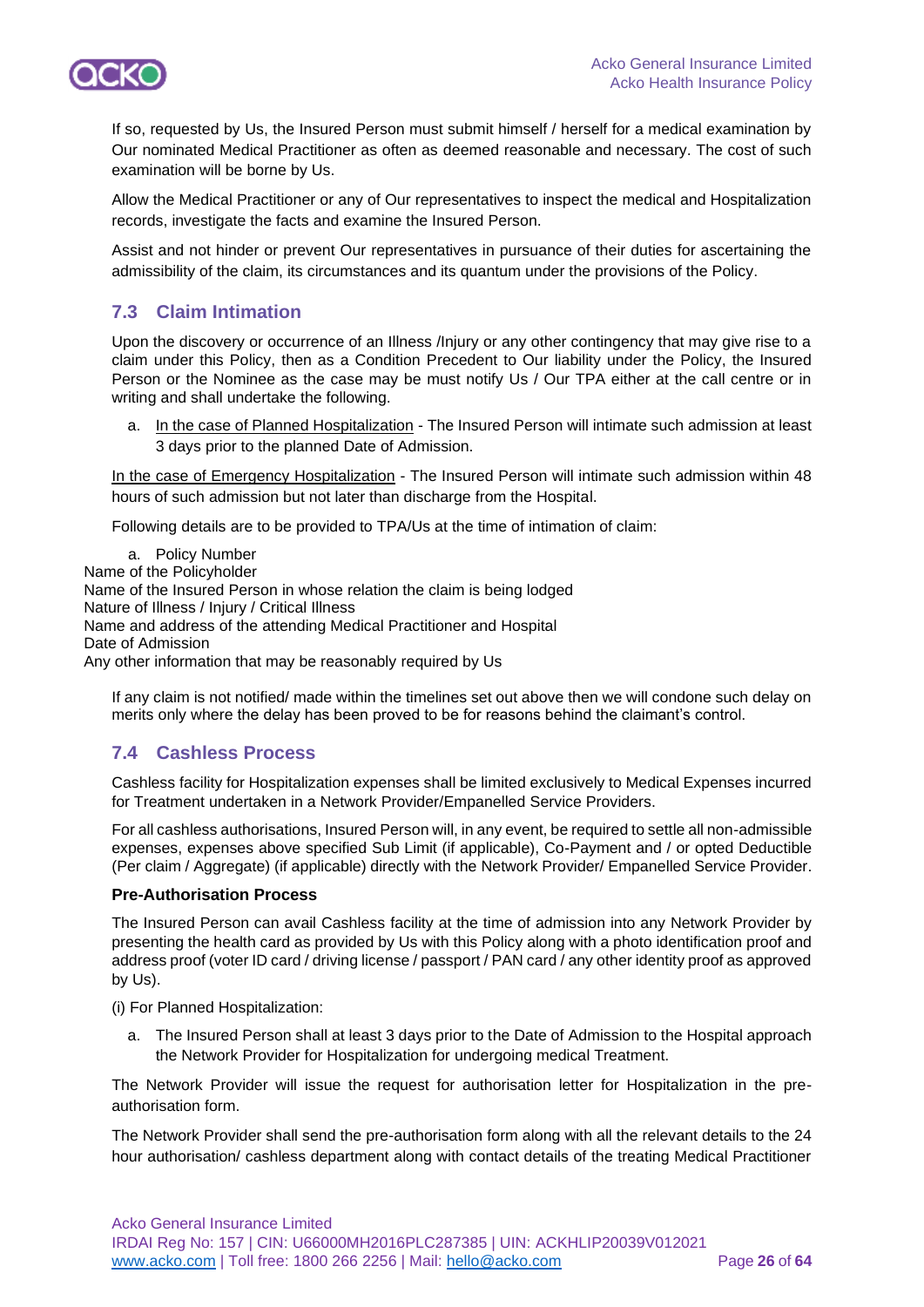If so, requested by Us, the Insured Person must submit himself / herself for a medical examination by Our nominated Medical Practitioner as often as deemed reasonable and necessary. The cost of such examination will be borne by Us.

Allow the Medical Practitioner or any of Our representatives to inspect the medical and Hospitalization records, investigate the facts and examine the Insured Person.

Assist and not hinder or prevent Our representatives in pursuance of their duties for ascertaining the admissibility of the claim, its circumstances and its quantum under the provisions of the Policy.

## 7.3 Claim Intimation

Upon the discovery or occurrence of an Illness /Injury or any other contingency that may give rise to a claim under this Policy, then as a Condition Precedent to Our liability under the Policy, the Insured Person or the Nominee as the case may be must notify Us / Our TPA either at the call centre or in writing and shall undertake the following.

a. In the case of Planned Hospitalization - The Insured Person will intimate such admission at least 3 days prior to the planned Date of Admission.

In the case of Emergency Hospitalization - The Insured Person will intimate such admission within 48 hours of such admission but not later than discharge from the Hospital.

Following details are to be provided to TPA/Us at the time of intimation of claim:

a. Policy Number

Name of the Policyholder

Name of the Insured Person in whose relation the claim is being lodged

Nature of Illness / Injury / Critical Illness

Name and address of the attending Medical Practitioner and Hospital

Date of Admission

Any other information that may be reasonably required by Us

If any claim is not notified/ made within the timelines set out above then we will condone such delay on merits only where the delay has been proved to be for reasons behind the claimant's control.

## 7.4 Cashless Process

Cashless facility for Hospitalization expenses shall be limited exclusively to Medical Expenses incurred for Treatment undertaken in a Network Provider/Empanelled Service Providers.

For all cashless authorisations, Insured Person will, in any event, be required to settle all non-admissible expenses, expenses above specified Sub Limit (if applicable), Co-Payment and / or opted Deductible (Per claim / Aggregate) (if applicable) directly with the Network Provider/ Empanelled Service Provider.

**Pre-Authorisation Process**

The Insured Person can avail Cashless facility at the time of admission into any Network Provider by presenting the health card as provided by Us with this Policy along with a photo identification proof and address proof (voter ID card / driving license / passport / PAN card / any other identity proof as approved by Us).

(i) For Planned Hospitalization:

a. The Insured Person shall at least 3 days prior to the Date of Admission to the Hospital approach the Network Provider for Hospitalization for undergoing medical Treatment.

The Network Provider will issue the request for authorisation letter for Hospitalization in the pre-authorisation form.

The Network Provider shall send the pre-authorisation form along with all the relevant details to the 24 hour authorisation/ cashless department along with contact details of the treating Medical Practitioner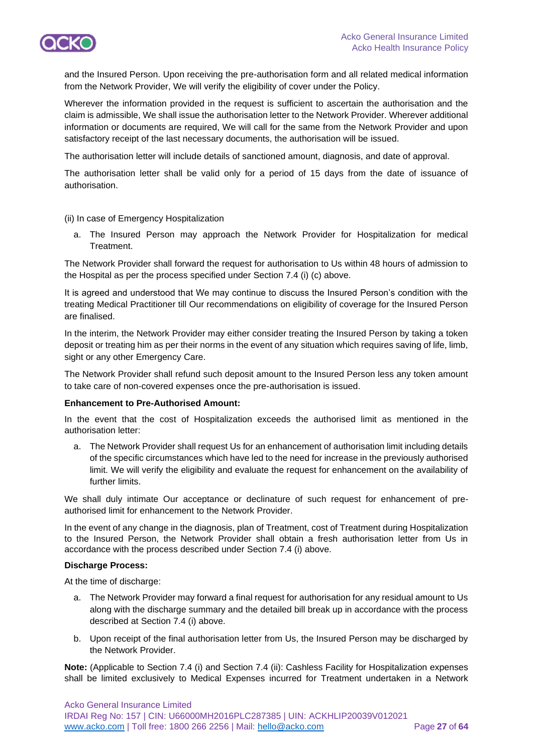and the Insured Person. Upon receiving the pre-authorisation form and all related medical information from the Network Provider, We will verify the eligibility of cover under the Policy.

Wherever the information provided in the request is sufficient to ascertain the authorisation and the claim is admissible, We shall issue the authorisation letter to the Network Provider. Wherever additional information or documents are required, We will call for the same from the Network Provider and upon satisfactory receipt of the last necessary documents, the authorisation will be issued.

The authorisation letter will include details of sanctioned amount, diagnosis, and date of approval.

The authorisation letter shall be valid only for a period of 15 days from the date of issuance of authorisation.

(ii) In case of Emergency Hospitalization

a. The Insured Person may approach the Network Provider for Hospitalization for medical Treatment.

The Network Provider shall forward the request for authorisation to Us within 48 hours of admission to the Hospital as per the process specified under Section 7.4 (i) (c) above.

It is agreed and understood that We may continue to discuss the Insured Person's condition with the treating Medical Practitioner till Our recommendations on eligibility of coverage for the Insured Person are finalised.

In the interim, the Network Provider may either consider treating the Insured Person by taking a token deposit or treating him as per their norms in the event of any situation which requires saving of life, limb, sight or any other Emergency Care.

The Network Provider shall refund such deposit amount to the Insured Person less any token amount to take care of non-covered expenses once the pre-authorisation is issued.

**Enhancement to Pre-Authorised Amount:**

In the event that the cost of Hospitalization exceeds the authorised limit as mentioned in the authorisation letter:

a. The Network Provider shall request Us for an enhancement of authorisation limit including details of the specific circumstances which have led to the need for increase in the previously authorised limit. We will verify the eligibility and evaluate the request for enhancement on the availability of further limits.

We shall duly intimate Our acceptance or declinature of such request for enhancement of pre-authorised limit for enhancement to the Network Provider.

In the event of any change in the diagnosis, plan of Treatment, cost of Treatment during Hospitalization to the Insured Person, the Network Provider shall obtain a fresh authorisation letter from Us in accordance with the process described under Section 7.4 (i) above.

**Discharge Process:**

At the time of discharge:

a. The Network Provider may forward a final request for authorisation for any residual amount to Us along with the discharge summary and the detailed bill break up in accordance with the process described at Section 7.4 (i) above.

b. Upon receipt of the final authorisation letter from Us, the Insured Person may be discharged by the Network Provider.

**Note:** (Applicable to Section 7.4 (i) and Section 7.4 (ii): Cashless Facility for Hospitalization expenses shall be limited exclusively to Medical Expenses incurred for Treatment undertaken in a Network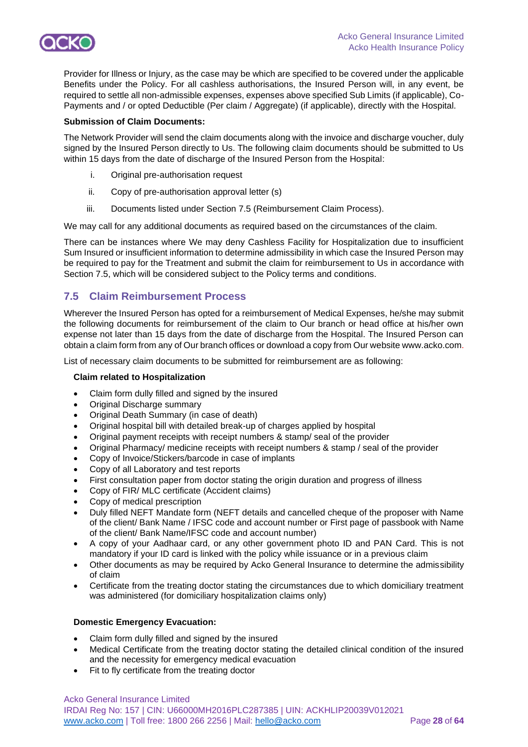Provider for Illness or Injury, as the case may be which are specified to be covered under the applicable Benefits under the Policy. For all cashless authorisations, the Insured Person will, in any event, be required to settle all non-admissible expenses, expenses above specified Sub Limits (if applicable), Co-Payments and / or opted Deductible (Per claim / Aggregate) (if applicable), directly with the Hospital.

**Submission of Claim Documents:**

The Network Provider will send the claim documents along with the invoice and discharge voucher, duly signed by the Insured Person directly to Us. The following claim documents should be submitted to Us within 15 days from the date of discharge of the Insured Person from the Hospital:

i. Original pre-authorisation request

ii. Copy of pre-authorisation approval letter (s)

iii. Documents listed under Section 7.5 (Reimbursement Claim Process).

We may call for any additional documents as required based on the circumstances of the claim.

There can be instances where We may deny Cashless Facility for Hospitalization due to insufficient Sum Insured or insufficient information to determine admissibility in which case the Insured Person may be required to pay for the Treatment and submit the claim for reimbursement to Us in accordance with Section 7.5, which will be considered subject to the Policy terms and conditions.

## 7.5 Claim Reimbursement Process

Wherever the Insured Person has opted for a reimbursement of Medical Expenses, he/she may submit the following documents for reimbursement of the claim to Our branch or head office at his/her own expense not later than 15 days from the date of discharge from the Hospital. The Insured Person can obtain a claim form from any of Our branch offices or download a copy from Our website www.acko.com.

List of necessary claim documents to be submitted for reimbursement are as following:

**Claim related to Hospitalization**

- Claim form dully filled and signed by the insured
- Original Discharge summary
- Original Death Summary (in case of death)
- Original hospital bill with detailed break-up of charges applied by hospital
- Original payment receipts with receipt numbers & stamp/ seal of the provider
- Original Pharmacy/ medicine receipts with receipt numbers & stamp / seal of the provider
- Copy of Invoice/Stickers/barcode in case of implants
- Copy of all Laboratory and test reports
- First consultation paper from doctor stating the origin duration and progress of illness
- Copy of FIR/ MLC certificate (Accident claims)
- Copy of medical prescription
- Duly filled NEFT Mandate form (NEFT details and cancelled cheque of the proposer with Name of the client/ Bank Name / IFSC code and account number or First page of passbook with Name of the client/ Bank Name/IFSC code and account number)
- A copy of your Aadhaar card, or any other government photo ID and PAN Card. This is not mandatory if your ID card is linked with the policy while issuance or in a previous claim
- Other documents as may be required by Acko General Insurance to determine the admissibility of claim
- Certificate from the treating doctor stating the circumstances due to which domiciliary treatment was administered (for domiciliary hospitalization claims only)

**Domestic Emergency Evacuation:**

- Claim form dully filled and signed by the insured
- Medical Certificate from the treating doctor stating the detailed clinical condition of the insured and the necessity for emergency medical evacuation
- Fit to fly certificate from the treating doctor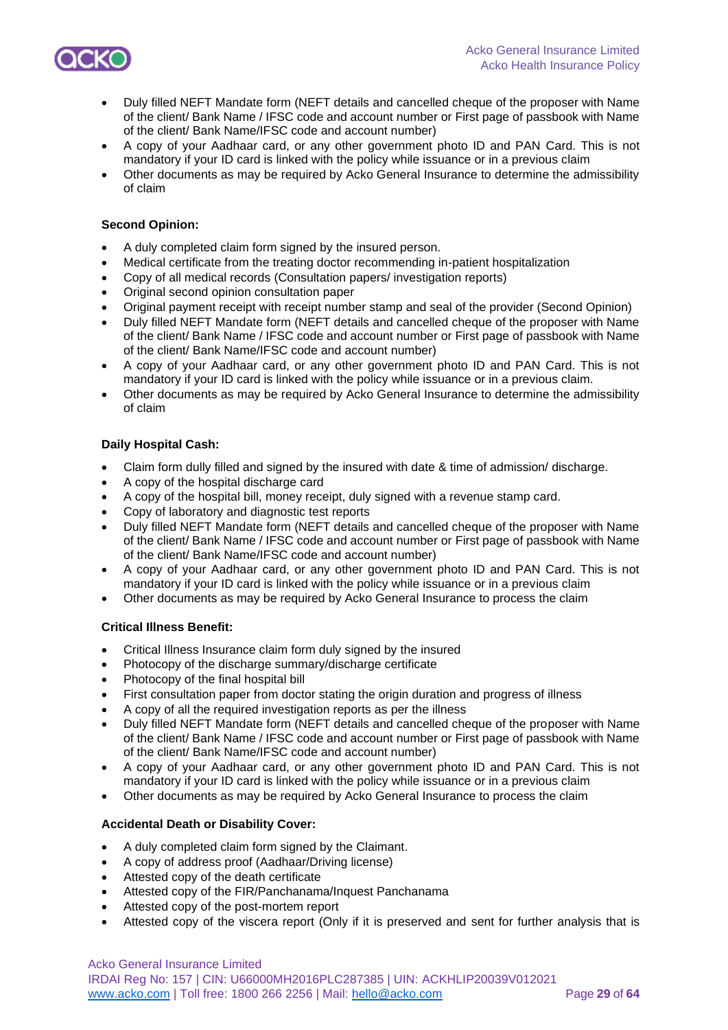- Duly filled NEFT Mandate form (NEFT details and cancelled cheque of the proposer with Name of the client/ Bank Name / IFSC code and account number or First page of passbook with Name of the client/ Bank Name/IFSC code and account number)
- A copy of your Aadhaar card, or any other government photo ID and PAN Card. This is not mandatory if your ID card is linked with the policy while issuance or in a previous claim
- Other documents as may be required by Acko General Insurance to determine the admissibility of claim

**Second Opinion:**

- A duly completed claim form signed by the insured person.
- Medical certificate from the treating doctor recommending in-patient hospitalization
- Copy of all medical records (Consultation papers/ investigation reports)
- Original second opinion consultation paper
- Original payment receipt with receipt number stamp and seal of the provider (Second Opinion)
- Duly filled NEFT Mandate form (NEFT details and cancelled cheque of the proposer with Name of the client/ Bank Name / IFSC code and account number or First page of passbook with Name of the client/ Bank Name/IFSC code and account number)
- A copy of your Aadhaar card, or any other government photo ID and PAN Card. This is not mandatory if your ID card is linked with the policy while issuance or in a previous claim.
- Other documents as may be required by Acko General Insurance to determine the admissibility of claim

**Daily Hospital Cash:**

- Claim form dully filled and signed by the insured with date & time of admission/ discharge.
- A copy of the hospital discharge card
- A copy of the hospital bill, money receipt, duly signed with a revenue stamp card.
- Copy of laboratory and diagnostic test reports
- Duly filled NEFT Mandate form (NEFT details and cancelled cheque of the proposer with Name of the client/ Bank Name / IFSC code and account number or First page of passbook with Name of the client/ Bank Name/IFSC code and account number)
- A copy of your Aadhaar card, or any other government photo ID and PAN Card. This is not mandatory if your ID card is linked with the policy while issuance or in a previous claim
- Other documents as may be required by Acko General Insurance to process the claim

**Critical Illness Benefit:**

- Critical Illness Insurance claim form duly signed by the insured
- Photocopy of the discharge summary/discharge certificate
- Photocopy of the final hospital bill
- First consultation paper from doctor stating the origin duration and progress of illness
- A copy of all the required investigation reports as per the illness
- Duly filled NEFT Mandate form (NEFT details and cancelled cheque of the proposer with Name of the client/ Bank Name / IFSC code and account number or First page of passbook with Name of the client/ Bank Name/IFSC code and account number)
- A copy of your Aadhaar card, or any other government photo ID and PAN Card. This is not mandatory if your ID card is linked with the policy while issuance or in a previous claim
- Other documents as may be required by Acko General Insurance to process the claim

**Accidental Death or Disability Cover:**

- A duly completed claim form signed by the Claimant.
- A copy of address proof (Aadhaar/Driving license)
- Attested copy of the death certificate
- Attested copy of the FIR/Panchanama/Inquest Panchanama
- Attested copy of the post-mortem report
- Attested copy of the viscera report (Only if it is preserved and sent for further analysis that is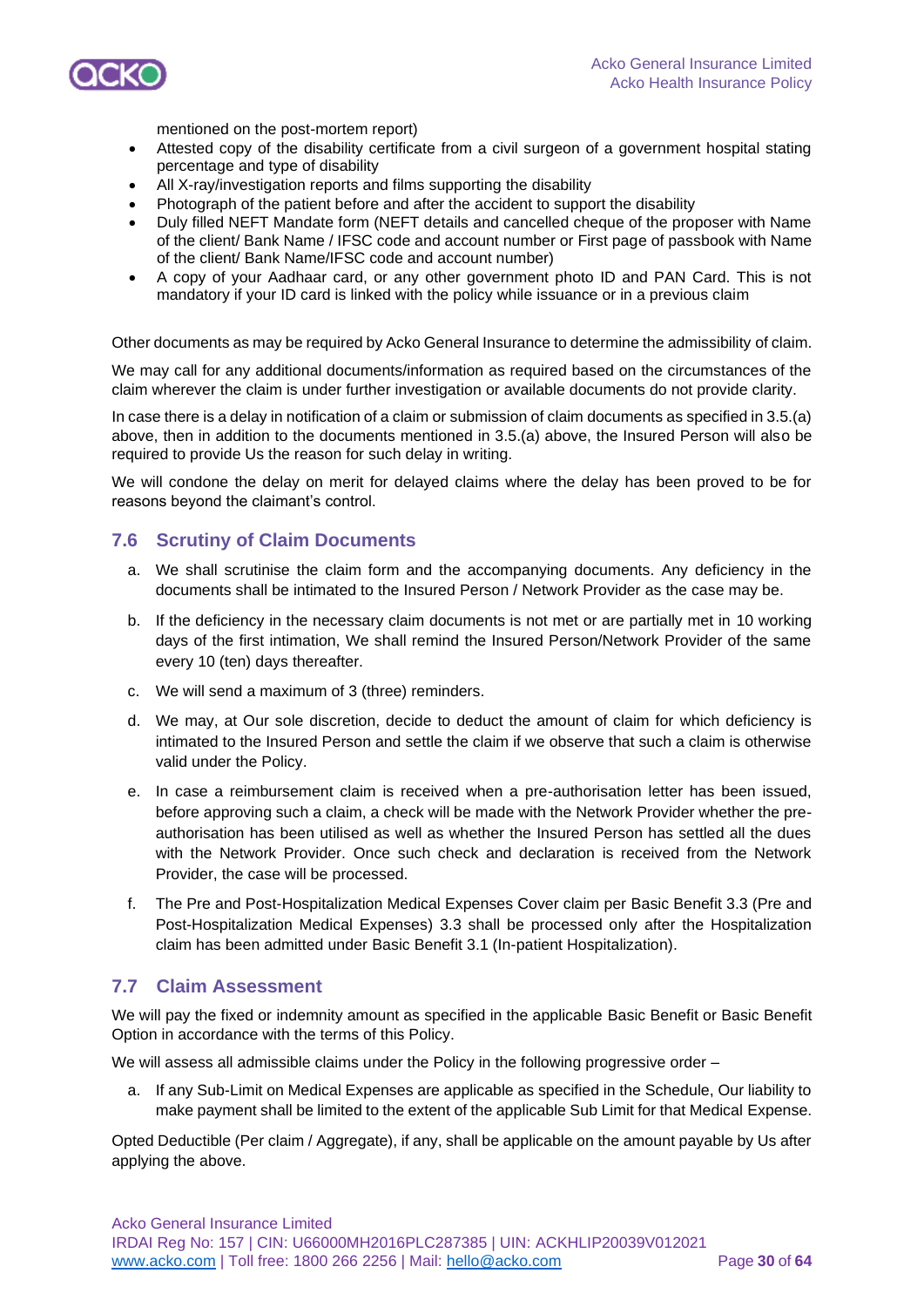mentioned on the post-mortem report)

- Attested copy of the disability certificate from a civil surgeon of a government hospital stating percentage and type of disability
- All X-ray/investigation reports and films supporting the disability
- Photograph of the patient before and after the accident to support the disability
- Duly filled NEFT Mandate form (NEFT details and cancelled cheque of the proposer with Name of the client/ Bank Name / IFSC code and account number or First page of passbook with Name of the client/ Bank Name/IFSC code and account number)
- A copy of your Aadhaar card, or any other government photo ID and PAN Card. This is not mandatory if your ID card is linked with the policy while issuance or in a previous claim

Other documents as may be required by Acko General Insurance to determine the admissibility of claim.

We may call for any additional documents/information as required based on the circumstances of the claim wherever the claim is under further investigation or available documents do not provide clarity.

In case there is a delay in notification of a claim or submission of claim documents as specified in 3.5.(a) above, then in addition to the documents mentioned in 3.5.(a) above, the Insured Person will also be required to provide Us the reason for such delay in writing.

We will condone the delay on merit for delayed claims where the delay has been proved to be for reasons beyond the claimant's control.

## 7.6 Scrutiny of Claim Documents

a. We shall scrutinise the claim form and the accompanying documents. Any deficiency in the documents shall be intimated to the Insured Person / Network Provider as the case may be.

b. If the deficiency in the necessary claim documents is not met or are partially met in 10 working days of the first intimation, We shall remind the Insured Person/Network Provider of the same every 10 (ten) days thereafter.

c. We will send a maximum of 3 (three) reminders.

d. We may, at Our sole discretion, decide to deduct the amount of claim for which deficiency is intimated to the Insured Person and settle the claim if we observe that such a claim is otherwise valid under the Policy.

e. In case a reimbursement claim is received when a pre-authorisation letter has been issued, before approving such a claim, a check will be made with the Network Provider whether the pre-authorisation has been utilised as well as whether the Insured Person has settled all the dues with the Network Provider. Once such check and declaration is received from the Network Provider, the case will be processed.

f. The Pre and Post-Hospitalization Medical Expenses Cover claim per Basic Benefit 3.3 (Pre and Post-Hospitalization Medical Expenses) 3.3 shall be processed only after the Hospitalization claim has been admitted under Basic Benefit 3.1 (In-patient Hospitalization).

## 7.7 Claim Assessment

We will pay the fixed or indemnity amount as specified in the applicable Basic Benefit or Basic Benefit Option in accordance with the terms of this Policy.

We will assess all admissible claims under the Policy in the following progressive order –

a. If any Sub-Limit on Medical Expenses are applicable as specified in the Schedule, Our liability to make payment shall be limited to the extent of the applicable Sub Limit for that Medical Expense.

Opted Deductible (Per claim / Aggregate), if any, shall be applicable on the amount payable by Us after applying the above.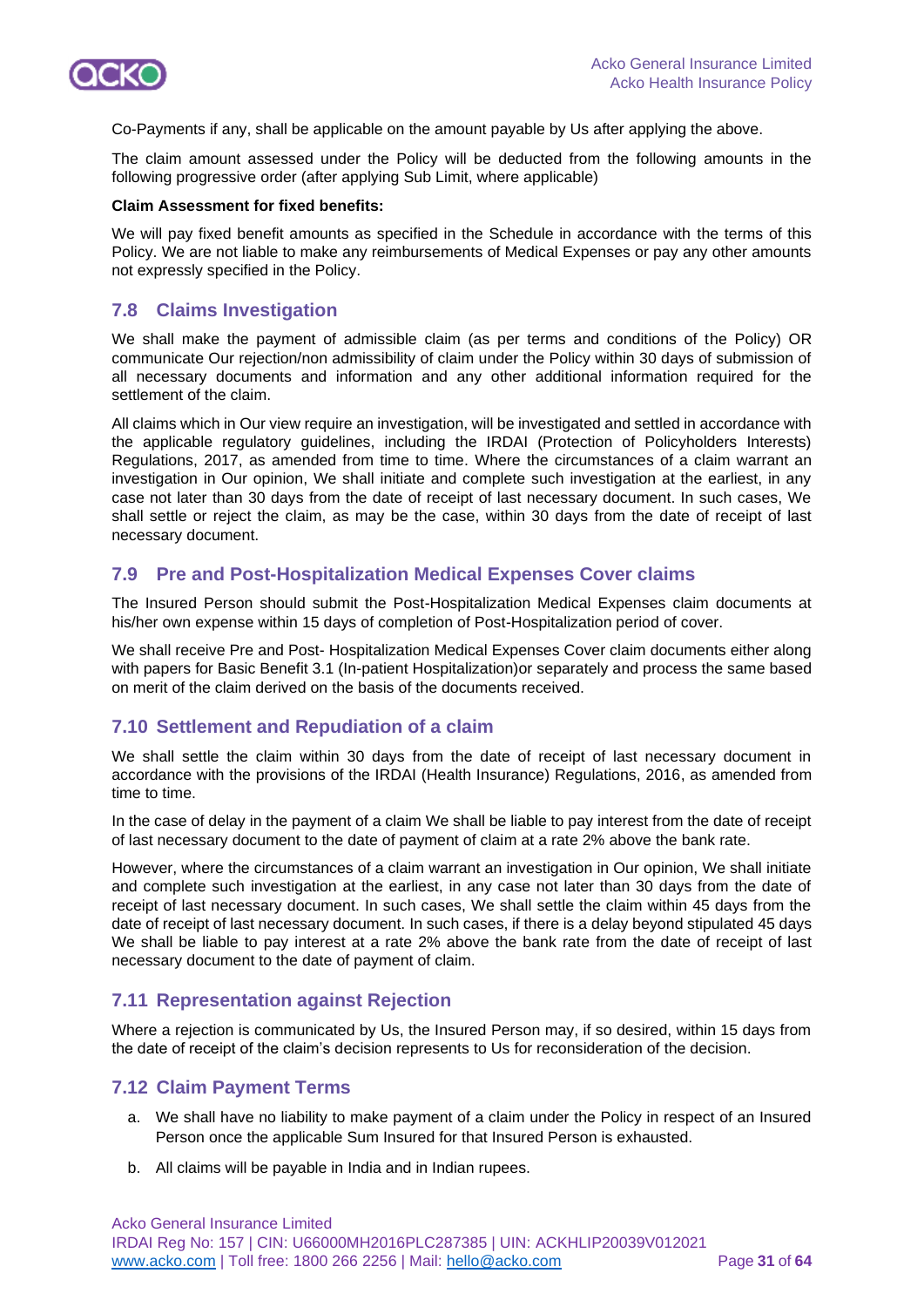Co-Payments if any, shall be applicable on the amount payable by Us after applying the above.

The claim amount assessed under the Policy will be deducted from the following amounts in the following progressive order (after applying Sub Limit, where applicable)

**Claim Assessment for fixed benefits:**

We will pay fixed benefit amounts as specified in the Schedule in accordance with the terms of this Policy. We are not liable to make any reimbursements of Medical Expenses or pay any other amounts not expressly specified in the Policy.

## 7.8 Claims Investigation

We shall make the payment of admissible claim (as per terms and conditions of the Policy) OR communicate Our rejection/non admissibility of claim under the Policy within 30 days of submission of all necessary documents and information and any other additional information required for the settlement of the claim.

All claims which in Our view require an investigation, will be investigated and settled in accordance with the applicable regulatory guidelines, including the IRDAI (Protection of Policyholders Interests) Regulations, 2017, as amended from time to time. Where the circumstances of a claim warrant an investigation in Our opinion, We shall initiate and complete such investigation at the earliest, in any case not later than 30 days from the date of receipt of last necessary document. In such cases, We shall settle or reject the claim, as may be the case, within 30 days from the date of receipt of last necessary document.

## 7.9 Pre and Post-Hospitalization Medical Expenses Cover claims

The Insured Person should submit the Post-Hospitalization Medical Expenses claim documents at his/her own expense within 15 days of completion of Post-Hospitalization period of cover.

We shall receive Pre and Post- Hospitalization Medical Expenses Cover claim documents either along with papers for Basic Benefit 3.1 (In-patient Hospitalization)or separately and process the same based on merit of the claim derived on the basis of the documents received.

## 7.10 Settlement and Repudiation of a claim

We shall settle the claim within 30 days from the date of receipt of last necessary document in accordance with the provisions of the IRDAI (Health Insurance) Regulations, 2016, as amended from time to time.

In the case of delay in the payment of a claim We shall be liable to pay interest from the date of receipt of last necessary document to the date of payment of claim at a rate 2% above the bank rate.

However, where the circumstances of a claim warrant an investigation in Our opinion, We shall initiate and complete such investigation at the earliest, in any case not later than 30 days from the date of receipt of last necessary document. In such cases, We shall settle the claim within 45 days from the date of receipt of last necessary document. In such cases, if there is a delay beyond stipulated 45 days We shall be liable to pay interest at a rate 2% above the bank rate from the date of receipt of last necessary document to the date of payment of claim.

## 7.11 Representation against Rejection

Where a rejection is communicated by Us, the Insured Person may, if so desired, within 15 days from the date of receipt of the claim's decision represents to Us for reconsideration of the decision.

## 7.12 Claim Payment Terms

a. We shall have no liability to make payment of a claim under the Policy in respect of an Insured Person once the applicable Sum Insured for that Insured Person is exhausted.

b. All claims will be payable in India and in Indian rupees.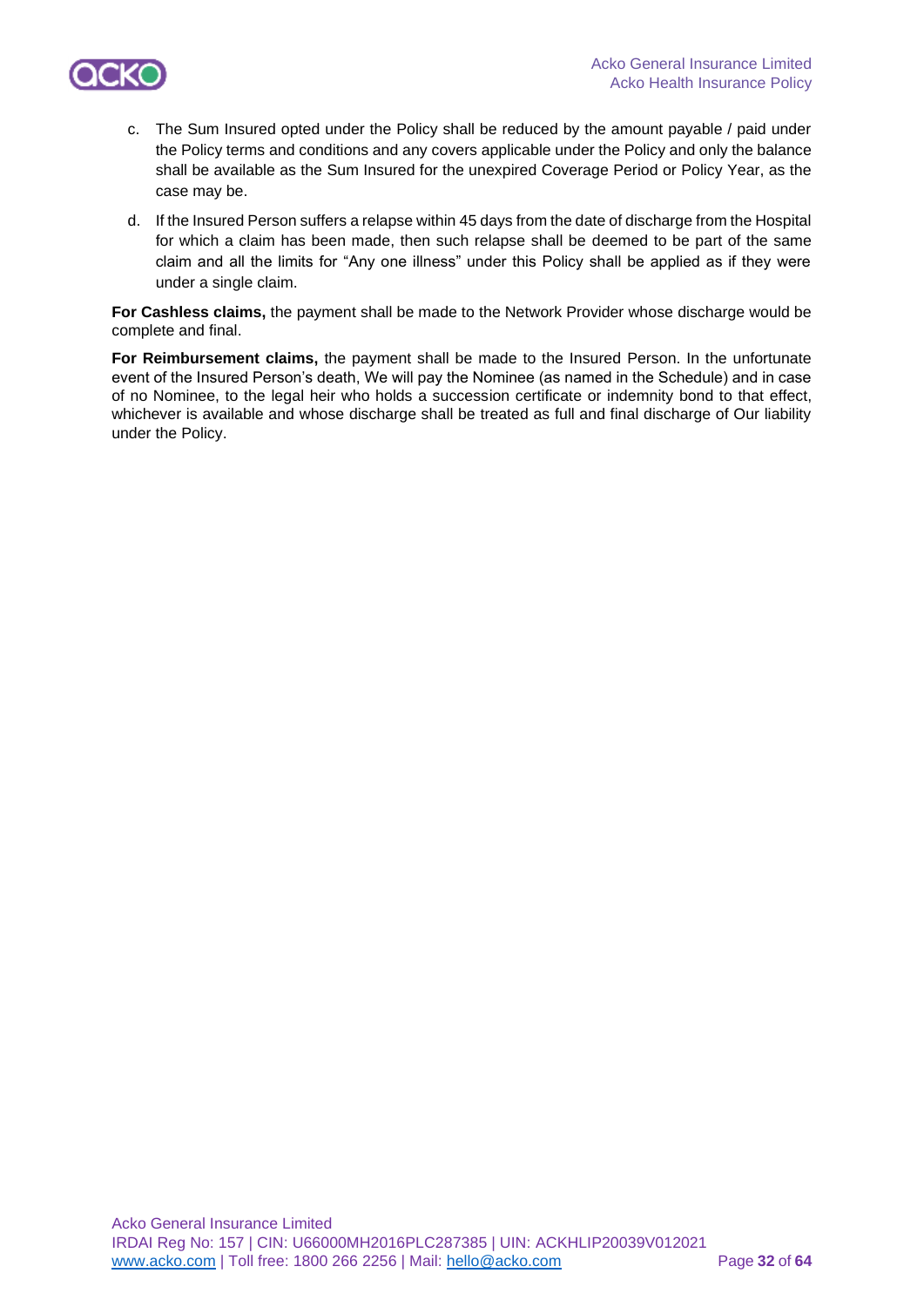c. The Sum Insured opted under the Policy shall be reduced by the amount payable / paid under the Policy terms and conditions and any covers applicable under the Policy and only the balance shall be available as the Sum Insured for the unexpired Coverage Period or Policy Year, as the case may be.

d. If the Insured Person suffers a relapse within 45 days from the date of discharge from the Hospital for which a claim has been made, then such relapse shall be deemed to be part of the same claim and all the limits for "Any one illness" under this Policy shall be applied as if they were under a single claim.

**For Cashless claims,** the payment shall be made to the Network Provider whose discharge would be complete and final.

**For Reimbursement claims,** the payment shall be made to the Insured Person. In the unfortunate event of the Insured Person's death, We will pay the Nominee (as named in the Schedule) and in case of no Nominee, to the legal heir who holds a succession certificate or indemnity bond to that effect, whichever is available and whose discharge shall be treated as full and final discharge of Our liability under the Policy.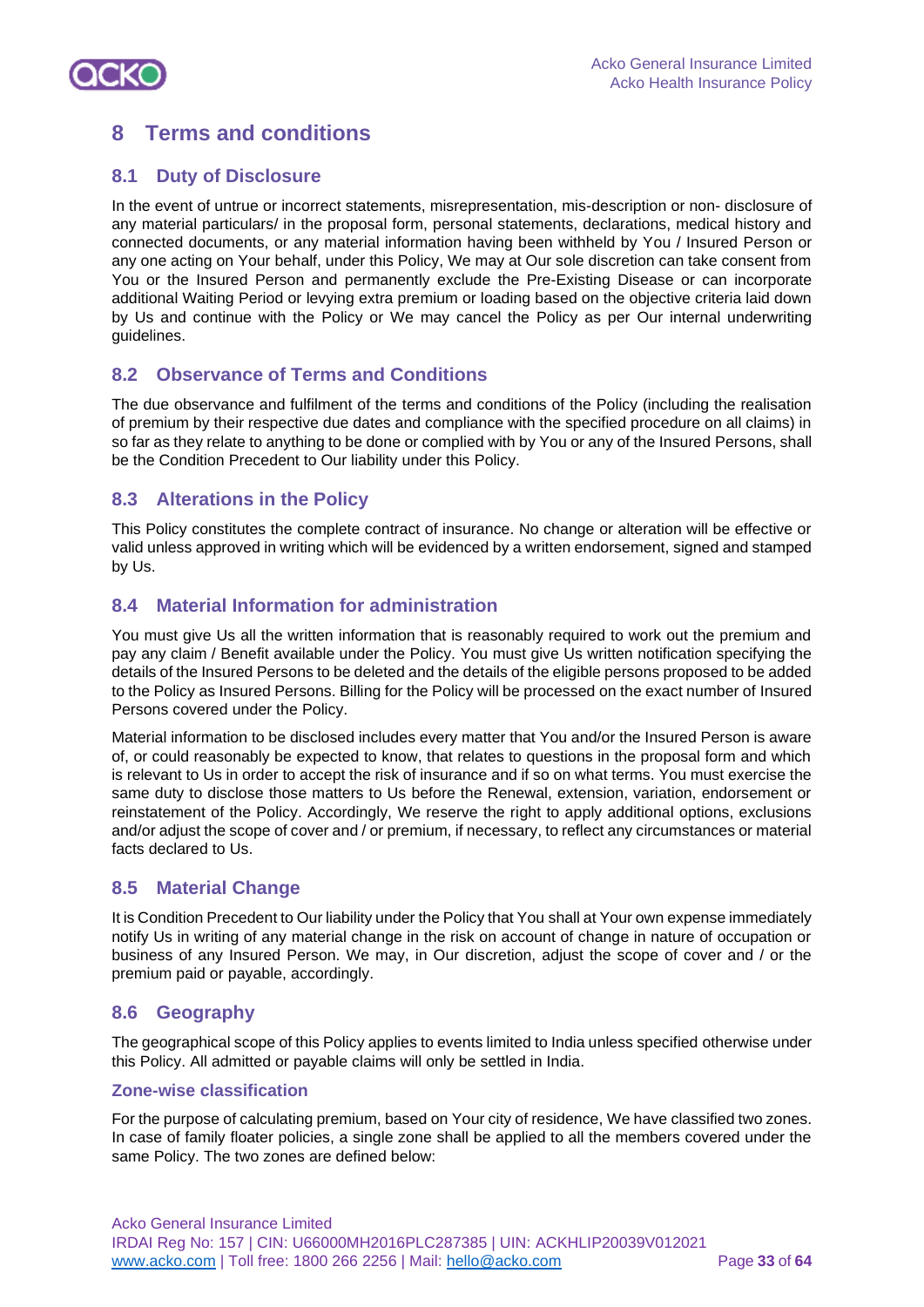# 8 Terms and conditions

## 8.1 Duty of Disclosure

In the event of untrue or incorrect statements, misrepresentation, mis-description or non- disclosure of any material particulars/ in the proposal form, personal statements, declarations, medical history and connected documents, or any material information having been withheld by You / Insured Person or any one acting on Your behalf, under this Policy, We may at Our sole discretion can take consent from You or the Insured Person and permanently exclude the Pre-Existing Disease or can incorporate additional Waiting Period or levying extra premium or loading based on the objective criteria laid down by Us and continue with the Policy or We may cancel the Policy as per Our internal underwriting guidelines.

## 8.2 Observance of Terms and Conditions

The due observance and fulfilment of the terms and conditions of the Policy (including the realisation of premium by their respective due dates and compliance with the specified procedure on all claims) in so far as they relate to anything to be done or complied with by You or any of the Insured Persons, shall be the Condition Precedent to Our liability under this Policy.

## 8.3 Alterations in the Policy

This Policy constitutes the complete contract of insurance. No change or alteration will be effective or valid unless approved in writing which will be evidenced by a written endorsement, signed and stamped by Us.

## 8.4 Material Information for administration

You must give Us all the written information that is reasonably required to work out the premium and pay any claim / Benefit available under the Policy. You must give Us written notification specifying the details of the Insured Persons to be deleted and the details of the eligible persons proposed to be added to the Policy as Insured Persons. Billing for the Policy will be processed on the exact number of Insured Persons covered under the Policy.

Material information to be disclosed includes every matter that You and/or the Insured Person is aware of, or could reasonably be expected to know, that relates to questions in the proposal form and which is relevant to Us in order to accept the risk of insurance and if so on what terms. You must exercise the same duty to disclose those matters to Us before the Renewal, extension, variation, endorsement or reinstatement of the Policy. Accordingly, We reserve the right to apply additional options, exclusions and/or adjust the scope of cover and / or premium, if necessary, to reflect any circumstances or material facts declared to Us.

## 8.5 Material Change

It is Condition Precedent to Our liability under the Policy that You shall at Your own expense immediately notify Us in writing of any material change in the risk on account of change in nature of occupation or business of any Insured Person. We may, in Our discretion, adjust the scope of cover and / or the premium paid or payable, accordingly.

## 8.6 Geography

The geographical scope of this Policy applies to events limited to India unless specified otherwise under this Policy. All admitted or payable claims will only be settled in India.

### Zone-wise classification

For the purpose of calculating premium, based on Your city of residence, We have classified two zones. In case of family floater policies, a single zone shall be applied to all the members covered under the same Policy. The two zones are defined below: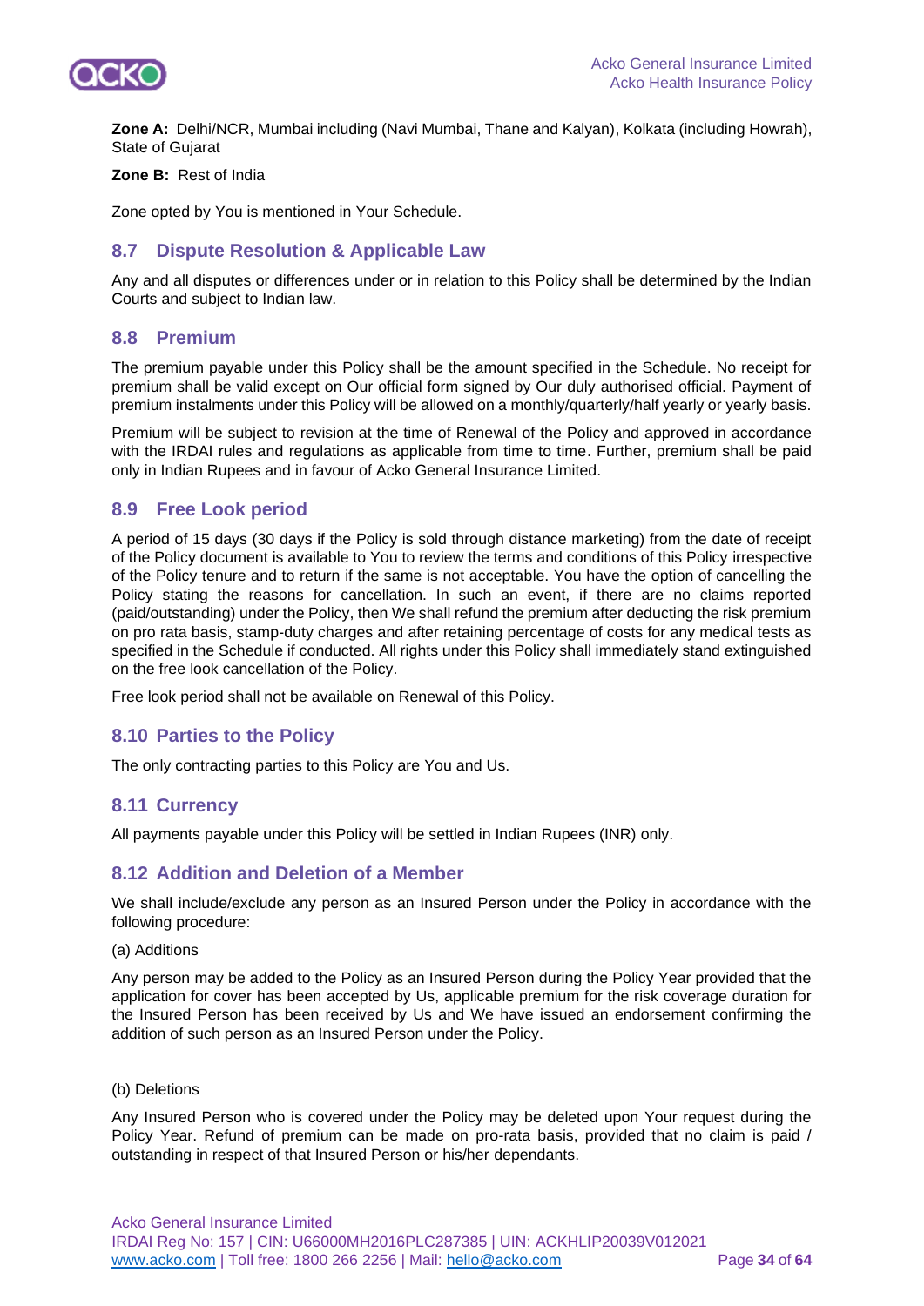**Zone A:** Delhi/NCR, Mumbai including (Navi Mumbai, Thane and Kalyan), Kolkata (including Howrah), State of Gujarat

**Zone B:** Rest of India

Zone opted by You is mentioned in Your Schedule.

## 8.7 Dispute Resolution & Applicable Law

Any and all disputes or differences under or in relation to this Policy shall be determined by the Indian Courts and subject to Indian law.

## 8.8 Premium

The premium payable under this Policy shall be the amount specified in the Schedule. No receipt for premium shall be valid except on Our official form signed by Our duly authorised official. Payment of premium instalments under this Policy will be allowed on a monthly/quarterly/half yearly or yearly basis.

Premium will be subject to revision at the time of Renewal of the Policy and approved in accordance with the IRDAI rules and regulations as applicable from time to time. Further, premium shall be paid only in Indian Rupees and in favour of Acko General Insurance Limited.

## 8.9 Free Look period

A period of 15 days (30 days if the Policy is sold through distance marketing) from the date of receipt of the Policy document is available to You to review the terms and conditions of this Policy irrespective of the Policy tenure and to return if the same is not acceptable. You have the option of cancelling the Policy stating the reasons for cancellation. In such an event, if there are no claims reported (paid/outstanding) under the Policy, then We shall refund the premium after deducting the risk premium on pro rata basis, stamp-duty charges and after retaining percentage of costs for any medical tests as specified in the Schedule if conducted. All rights under this Policy shall immediately stand extinguished on the free look cancellation of the Policy.

Free look period shall not be available on Renewal of this Policy.

## 8.10 Parties to the Policy

The only contracting parties to this Policy are You and Us.

## 8.11 Currency

All payments payable under this Policy will be settled in Indian Rupees (INR) only.

## 8.12 Addition and Deletion of a Member

We shall include/exclude any person as an Insured Person under the Policy in accordance with the following procedure:

(a) Additions

Any person may be added to the Policy as an Insured Person during the Policy Year provided that the application for cover has been accepted by Us, applicable premium for the risk coverage duration for the Insured Person has been received by Us and We have issued an endorsement confirming the addition of such person as an Insured Person under the Policy.

(b) Deletions

Any Insured Person who is covered under the Policy may be deleted upon Your request during the Policy Year. Refund of premium can be made on pro-rata basis, provided that no claim is paid / outstanding in respect of that Insured Person or his/her dependants.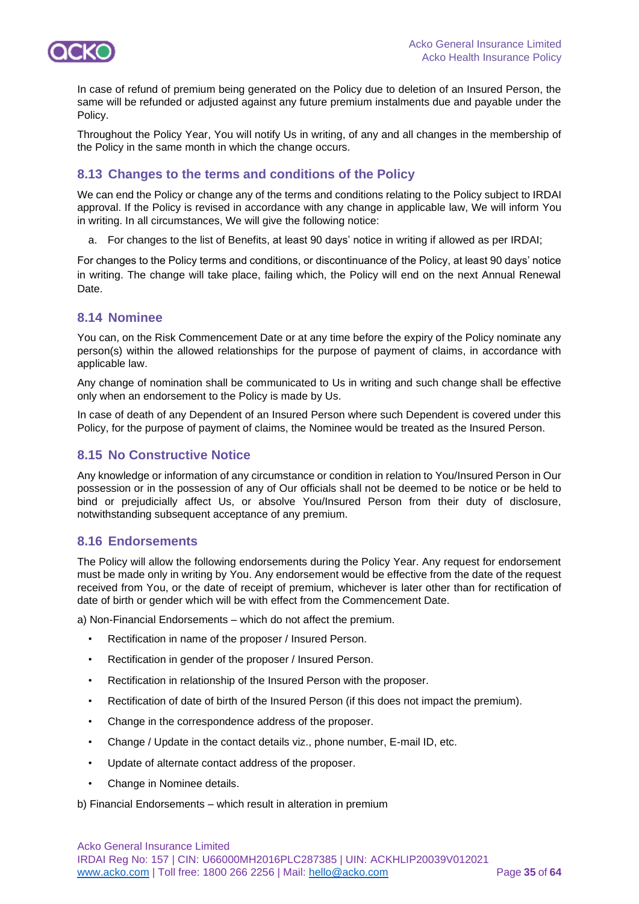In case of refund of premium being generated on the Policy due to deletion of an Insured Person, the same will be refunded or adjusted against any future premium instalments due and payable under the Policy.

Throughout the Policy Year, You will notify Us in writing, of any and all changes in the membership of the Policy in the same month in which the change occurs.

## 8.13 Changes to the terms and conditions of the Policy

We can end the Policy or change any of the terms and conditions relating to the Policy subject to IRDAI approval. If the Policy is revised in accordance with any change in applicable law, We will inform You in writing. In all circumstances, We will give the following notice:

a. For changes to the list of Benefits, at least 90 days' notice in writing if allowed as per IRDAI;

For changes to the Policy terms and conditions, or discontinuance of the Policy, at least 90 days' notice in writing. The change will take place, failing which, the Policy will end on the next Annual Renewal Date.

## 8.14 Nominee

You can, on the Risk Commencement Date or at any time before the expiry of the Policy nominate any person(s) within the allowed relationships for the purpose of payment of claims, in accordance with applicable law.

Any change of nomination shall be communicated to Us in writing and such change shall be effective only when an endorsement to the Policy is made by Us.

In case of death of any Dependent of an Insured Person where such Dependent is covered under this Policy, for the purpose of payment of claims, the Nominee would be treated as the Insured Person.

## 8.15 No Constructive Notice

Any knowledge or information of any circumstance or condition in relation to You/Insured Person in Our possession or in the possession of any of Our officials shall not be deemed to be notice or be held to bind or prejudicially affect Us, or absolve You/Insured Person from their duty of disclosure, notwithstanding subsequent acceptance of any premium.

## 8.16 Endorsements

The Policy will allow the following endorsements during the Policy Year. Any request for endorsement must be made only in writing by You. Any endorsement would be effective from the date of the request received from You, or the date of receipt of premium, whichever is later other than for rectification of date of birth or gender which will be with effect from the Commencement Date.

a) Non-Financial Endorsements – which do not affect the premium.

- Rectification in name of the proposer / Insured Person.
- Rectification in gender of the proposer / Insured Person.
- Rectification in relationship of the Insured Person with the proposer.
- Rectification of date of birth of the Insured Person (if this does not impact the premium).
- Change in the correspondence address of the proposer.
- Change / Update in the contact details viz., phone number, E-mail ID, etc.
- Update of alternate contact address of the proposer.
- Change in Nominee details.

b) Financial Endorsements – which result in alteration in premium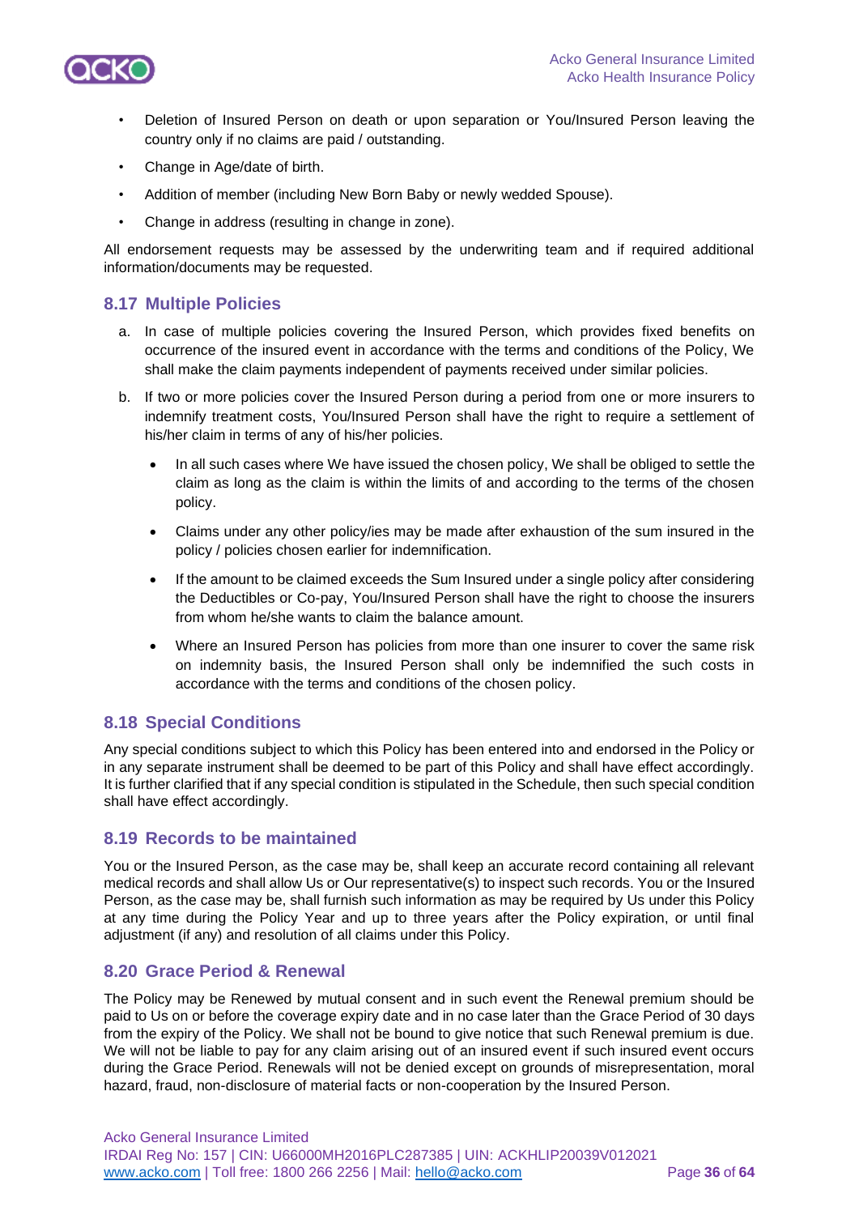- Deletion of Insured Person on death or upon separation or You/Insured Person leaving the country only if no claims are paid / outstanding.
- Change in Age/date of birth.
- Addition of member (including New Born Baby or newly wedded Spouse).
- Change in address (resulting in change in zone).

All endorsement requests may be assessed by the underwriting team and if required additional information/documents may be requested.

## 8.17 Multiple Policies

a. In case of multiple policies covering the Insured Person, which provides fixed benefits on occurrence of the insured event in accordance with the terms and conditions of the Policy, We shall make the claim payments independent of payments received under similar policies.

b. If two or more policies cover the Insured Person during a period from one or more insurers to indemnify treatment costs, You/Insured Person shall have the right to require a settlement of his/her claim in terms of any of his/her policies.

   - In all such cases where We have issued the chosen policy, We shall be obliged to settle the claim as long as the claim is within the limits of and according to the terms of the chosen policy.
   - Claims under any other policy/ies may be made after exhaustion of the sum insured in the policy / policies chosen earlier for indemnification.
   - If the amount to be claimed exceeds the Sum Insured under a single policy after considering the Deductibles or Co-pay, You/Insured Person shall have the right to choose the insurers from whom he/she wants to claim the balance amount.
   - Where an Insured Person has policies from more than one insurer to cover the same risk on indemnity basis, the Insured Person shall only be indemnified the such costs in accordance with the terms and conditions of the chosen policy.

## 8.18 Special Conditions

Any special conditions subject to which this Policy has been entered into and endorsed in the Policy or in any separate instrument shall be deemed to be part of this Policy and shall have effect accordingly. It is further clarified that if any special condition is stipulated in the Schedule, then such special condition shall have effect accordingly.

## 8.19 Records to be maintained

You or the Insured Person, as the case may be, shall keep an accurate record containing all relevant medical records and shall allow Us or Our representative(s) to inspect such records. You or the Insured Person, as the case may be, shall furnish such information as may be required by Us under this Policy at any time during the Policy Year and up to three years after the Policy expiration, or until final adjustment (if any) and resolution of all claims under this Policy.

## 8.20 Grace Period & Renewal

The Policy may be Renewed by mutual consent and in such event the Renewal premium should be paid to Us on or before the coverage expiry date and in no case later than the Grace Period of 30 days from the expiry of the Policy. We shall not be bound to give notice that such Renewal premium is due. We will not be liable to pay for any claim arising out of an insured event if such insured event occurs during the Grace Period. Renewals will not be denied except on grounds of misrepresentation, moral hazard, fraud, non-disclosure of material facts or non-cooperation by the Insured Person.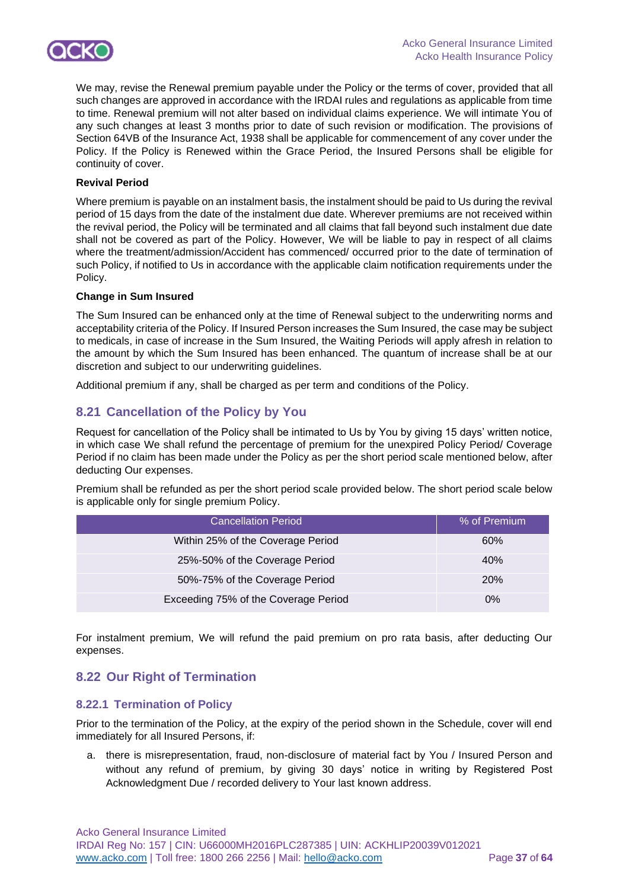We may, revise the Renewal premium payable under the Policy or the terms of cover, provided that all such changes are approved in accordance with the IRDAI rules and regulations as applicable from time to time. Renewal premium will not alter based on individual claims experience. We will intimate You of any such changes at least 3 months prior to date of such revision or modification. The provisions of Section 64VB of the Insurance Act, 1938 shall be applicable for commencement of any cover under the Policy. If the Policy is Renewed within the Grace Period, the Insured Persons shall be eligible for continuity of cover.

**Revival Period**

Where premium is payable on an instalment basis, the instalment should be paid to Us during the revival period of 15 days from the date of the instalment due date. Wherever premiums are not received within the revival period, the Policy will be terminated and all claims that fall beyond such instalment due date shall not be covered as part of the Policy. However, We will be liable to pay in respect of all claims where the treatment/admission/Accident has commenced/ occurred prior to the date of termination of such Policy, if notified to Us in accordance with the applicable claim notification requirements under the Policy.

**Change in Sum Insured**

The Sum Insured can be enhanced only at the time of Renewal subject to the underwriting norms and acceptability criteria of the Policy. If Insured Person increases the Sum Insured, the case may be subject to medicals, in case of increase in the Sum Insured, the Waiting Periods will apply afresh in relation to the amount by which the Sum Insured has been enhanced. The quantum of increase shall be at our discretion and subject to our underwriting guidelines.

Additional premium if any, shall be charged as per term and conditions of the Policy.

## 8.21 Cancellation of the Policy by You

Request for cancellation of the Policy shall be intimated to Us by You by giving 15 days' written notice, in which case We shall refund the percentage of premium for the unexpired Policy Period/ Coverage Period if no claim has been made under the Policy as per the short period scale mentioned below, after deducting Our expenses.

Premium shall be refunded as per the short period scale provided below. The short period scale below is applicable only for single premium Policy.

| Cancellation Period | % of Premium |
|---|---|
| Within 25% of the Coverage Period | 60% |
| 25%-50% of the Coverage Period | 40% |
| 50%-75% of the Coverage Period | 20% |
| Exceeding 75% of the Coverage Period | 0% |

For instalment premium, We will refund the paid premium on pro rata basis, after deducting Our expenses.

## 8.22 Our Right of Termination

### 8.22.1 Termination of Policy

Prior to the termination of the Policy, at the expiry of the period shown in the Schedule, cover will end immediately for all Insured Persons, if:

a. there is misrepresentation, fraud, non-disclosure of material fact by You / Insured Person and without any refund of premium, by giving 30 days' notice in writing by Registered Post Acknowledgment Due / recorded delivery to Your last known address.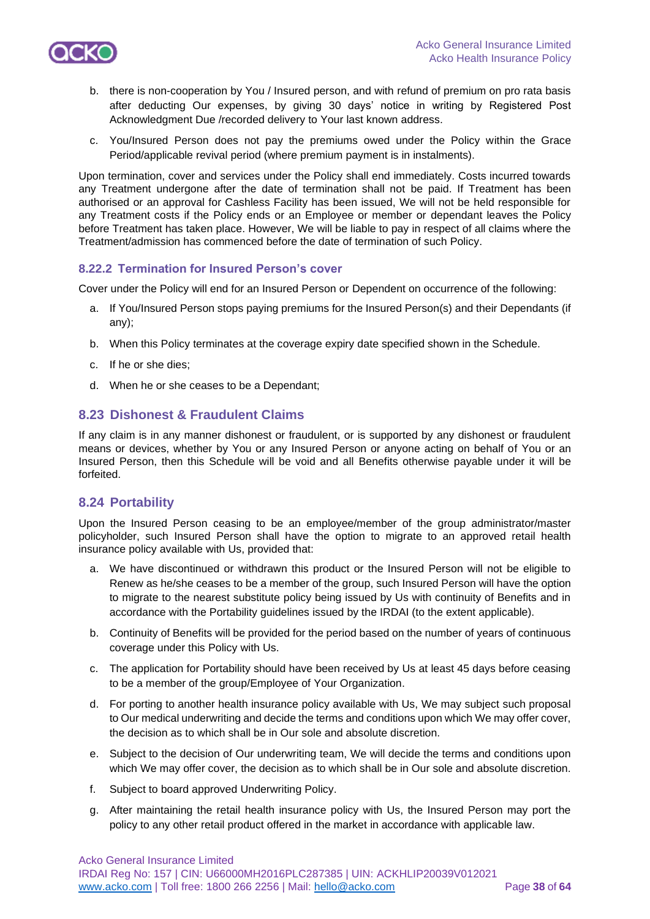b. there is non-cooperation by You / Insured person, and with refund of premium on pro rata basis after deducting Our expenses, by giving 30 days' notice in writing by Registered Post Acknowledgment Due /recorded delivery to Your last known address.

c. You/Insured Person does not pay the premiums owed under the Policy within the Grace Period/applicable revival period (where premium payment is in instalments).

Upon termination, cover and services under the Policy shall end immediately. Costs incurred towards any Treatment undergone after the date of termination shall not be paid. If Treatment has been authorised or an approval for Cashless Facility has been issued, We will not be held responsible for any Treatment costs if the Policy ends or an Employee or member or dependant leaves the Policy before Treatment has taken place. However, We will be liable to pay in respect of all claims where the Treatment/admission has commenced before the date of termination of such Policy.

### 8.22.2 Termination for Insured Person's cover

Cover under the Policy will end for an Insured Person or Dependent on occurrence of the following:

a. If You/Insured Person stops paying premiums for the Insured Person(s) and their Dependants (if any);

b. When this Policy terminates at the coverage expiry date specified shown in the Schedule.

c. If he or she dies;

d. When he or she ceases to be a Dependant;

## 8.23 Dishonest & Fraudulent Claims

If any claim is in any manner dishonest or fraudulent, or is supported by any dishonest or fraudulent means or devices, whether by You or any Insured Person or anyone acting on behalf of You or an Insured Person, then this Schedule will be void and all Benefits otherwise payable under it will be forfeited.

## 8.24 Portability

Upon the Insured Person ceasing to be an employee/member of the group administrator/master policyholder, such Insured Person shall have the option to migrate to an approved retail health insurance policy available with Us, provided that:

a. We have discontinued or withdrawn this product or the Insured Person will not be eligible to Renew as he/she ceases to be a member of the group, such Insured Person will have the option to migrate to the nearest substitute policy being issued by Us with continuity of Benefits and in accordance with the Portability guidelines issued by the IRDAI (to the extent applicable).

b. Continuity of Benefits will be provided for the period based on the number of years of continuous coverage under this Policy with Us.

c. The application for Portability should have been received by Us at least 45 days before ceasing to be a member of the group/Employee of Your Organization.

d. For porting to another health insurance policy available with Us, We may subject such proposal to Our medical underwriting and decide the terms and conditions upon which We may offer cover, the decision as to which shall be in Our sole and absolute discretion.

e. Subject to the decision of Our underwriting team, We will decide the terms and conditions upon which We may offer cover, the decision as to which shall be in Our sole and absolute discretion.

f. Subject to board approved Underwriting Policy.

g. After maintaining the retail health insurance policy with Us, the Insured Person may port the policy to any other retail product offered in the market in accordance with applicable law.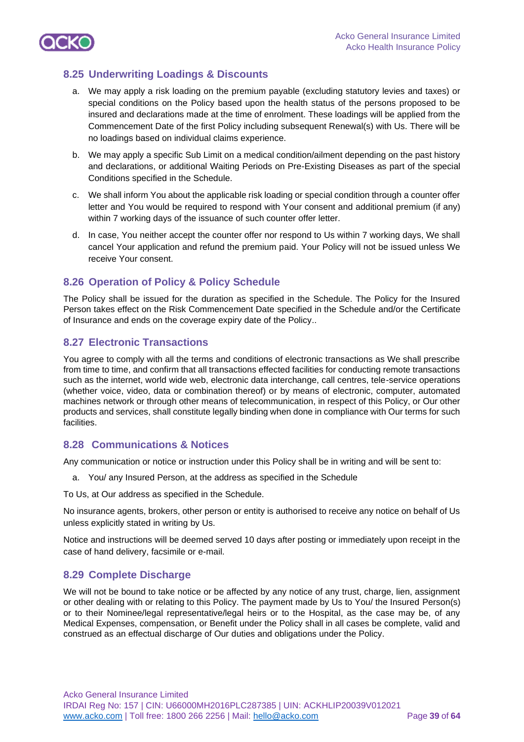## 8.25 Underwriting Loadings & Discounts

a. We may apply a risk loading on the premium payable (excluding statutory levies and taxes) or special conditions on the Policy based upon the health status of the persons proposed to be insured and declarations made at the time of enrolment. These loadings will be applied from the Commencement Date of the first Policy including subsequent Renewal(s) with Us. There will be no loadings based on individual claims experience.

b. We may apply a specific Sub Limit on a medical condition/ailment depending on the past history and declarations, or additional Waiting Periods on Pre-Existing Diseases as part of the special Conditions specified in the Schedule.

c. We shall inform You about the applicable risk loading or special condition through a counter offer letter and You would be required to respond with Your consent and additional premium (if any) within 7 working days of the issuance of such counter offer letter.

d. In case, You neither accept the counter offer nor respond to Us within 7 working days, We shall cancel Your application and refund the premium paid. Your Policy will not be issued unless We receive Your consent.

## 8.26 Operation of Policy & Policy Schedule

The Policy shall be issued for the duration as specified in the Schedule. The Policy for the Insured Person takes effect on the Risk Commencement Date specified in the Schedule and/or the Certificate of Insurance and ends on the coverage expiry date of the Policy..

## 8.27 Electronic Transactions

You agree to comply with all the terms and conditions of electronic transactions as We shall prescribe from time to time, and confirm that all transactions effected facilities for conducting remote transactions such as the internet, world wide web, electronic data interchange, call centres, tele-service operations (whether voice, video, data or combination thereof) or by means of electronic, computer, automated machines network or through other means of telecommunication, in respect of this Policy, or Our other products and services, shall constitute legally binding when done in compliance with Our terms for such facilities.

## 8.28 Communications & Notices

Any communication or notice or instruction under this Policy shall be in writing and will be sent to:

a. You/ any Insured Person, at the address as specified in the Schedule

To Us, at Our address as specified in the Schedule.

No insurance agents, brokers, other person or entity is authorised to receive any notice on behalf of Us unless explicitly stated in writing by Us.

Notice and instructions will be deemed served 10 days after posting or immediately upon receipt in the case of hand delivery, facsimile or e-mail.

## 8.29 Complete Discharge

We will not be bound to take notice or be affected by any notice of any trust, charge, lien, assignment or other dealing with or relating to this Policy. The payment made by Us to You/ the Insured Person(s) or to their Nominee/legal representative/legal heirs or to the Hospital, as the case may be, of any Medical Expenses, compensation, or Benefit under the Policy shall in all cases be complete, valid and construed as an effectual discharge of Our duties and obligations under the Policy.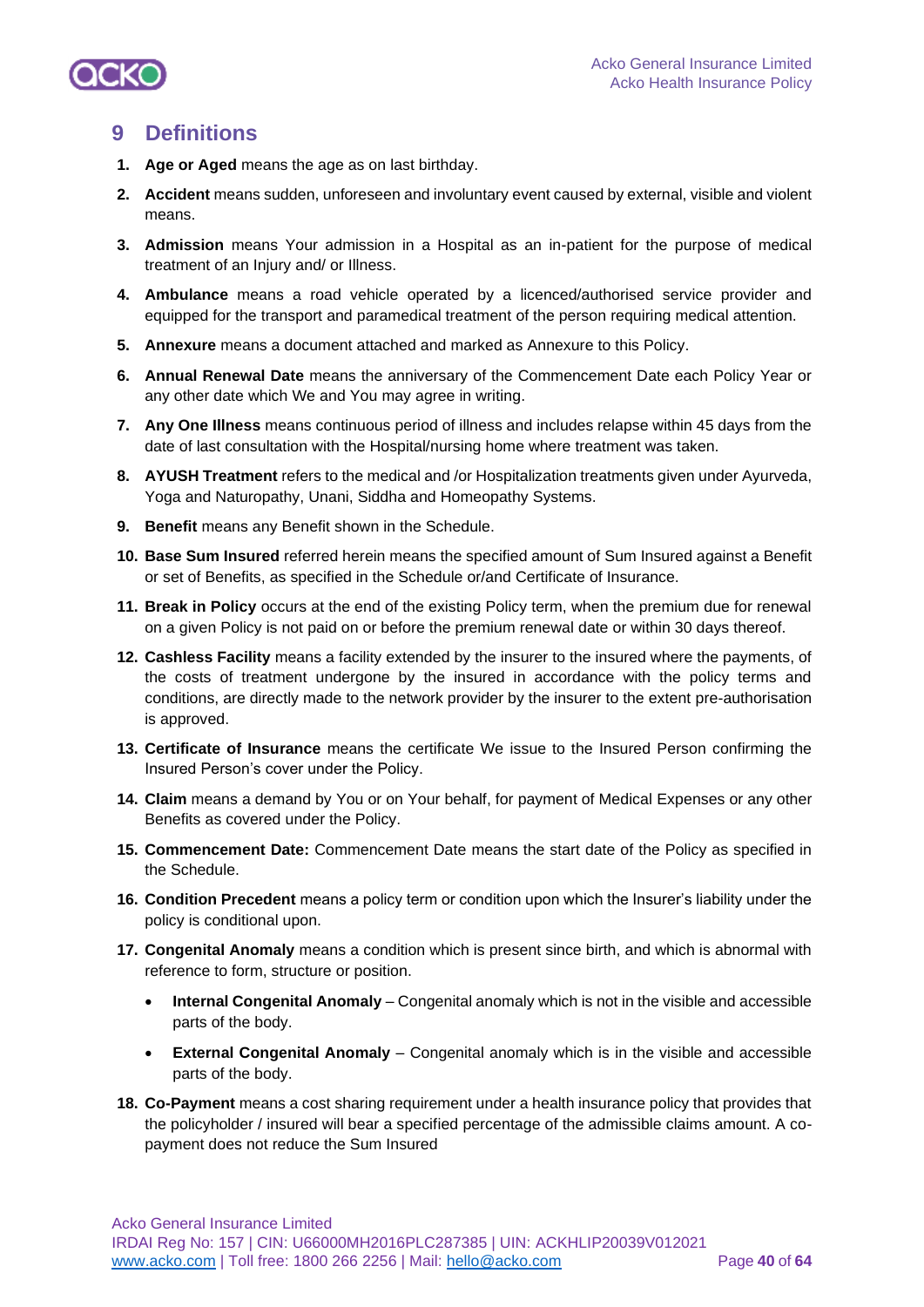## 9 Definitions

1. **Age or Aged** means the age as on last birthday.
2. **Accident** means sudden, unforeseen and involuntary event caused by external, visible and violent means.
3. **Admission** means Your admission in a Hospital as an in-patient for the purpose of medical treatment of an Injury and/ or Illness.
4. **Ambulance** means a road vehicle operated by a licenced/authorised service provider and equipped for the transport and paramedical treatment of the person requiring medical attention.
5. **Annexure** means a document attached and marked as Annexure to this Policy.
6. **Annual Renewal Date** means the anniversary of the Commencement Date each Policy Year or any other date which We and You may agree in writing.
7. **Any One Illness** means continuous period of illness and includes relapse within 45 days from the date of last consultation with the Hospital/nursing home where treatment was taken.
8. **AYUSH Treatment** refers to the medical and /or Hospitalization treatments given under Ayurveda, Yoga and Naturopathy, Unani, Siddha and Homeopathy Systems.
9. **Benefit** means any Benefit shown in the Schedule.
10. **Base Sum Insured** referred herein means the specified amount of Sum Insured against a Benefit or set of Benefits, as specified in the Schedule or/and Certificate of Insurance.
11. **Break in Policy** occurs at the end of the existing Policy term, when the premium due for renewal on a given Policy is not paid on or before the premium renewal date or within 30 days thereof.
12. **Cashless Facility** means a facility extended by the insurer to the insured where the payments, of the costs of treatment undergone by the insured in accordance with the policy terms and conditions, are directly made to the network provider by the insurer to the extent pre-authorisation is approved.
13. **Certificate of Insurance** means the certificate We issue to the Insured Person confirming the Insured Person's cover under the Policy.
14. **Claim** means a demand by You or on Your behalf, for payment of Medical Expenses or any other Benefits as covered under the Policy.
15. **Commencement Date:** Commencement Date means the start date of the Policy as specified in the Schedule.
16. **Condition Precedent** means a policy term or condition upon which the Insurer's liability under the policy is conditional upon.
17. **Congenital Anomaly** means a condition which is present since birth, and which is abnormal with reference to form, structure or position.
    - **Internal Congenital Anomaly** – Congenital anomaly which is not in the visible and accessible parts of the body.
    - **External Congenital Anomaly** – Congenital anomaly which is in the visible and accessible parts of the body.
18. **Co-Payment** means a cost sharing requirement under a health insurance policy that provides that the policyholder / insured will bear a specified percentage of the admissible claims amount. A co-payment does not reduce the Sum Insured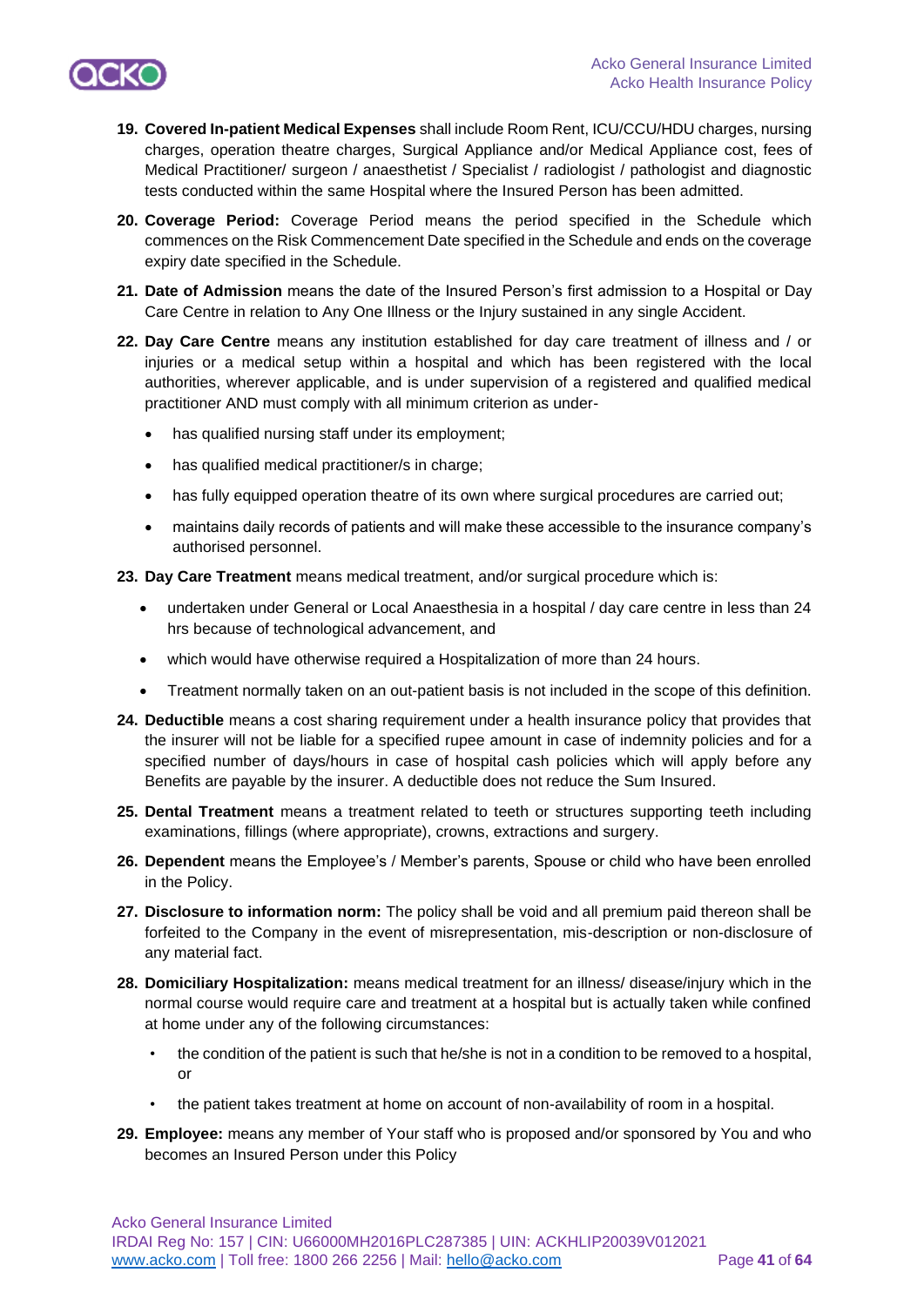19. **Covered In-patient Medical Expenses** shall include Room Rent, ICU/CCU/HDU charges, nursing charges, operation theatre charges, Surgical Appliance and/or Medical Appliance cost, fees of Medical Practitioner/ surgeon / anaesthetist / Specialist / radiologist / pathologist and diagnostic tests conducted within the same Hospital where the Insured Person has been admitted.

20. **Coverage Period:** Coverage Period means the period specified in the Schedule which commences on the Risk Commencement Date specified in the Schedule and ends on the coverage expiry date specified in the Schedule.

21. **Date of Admission** means the date of the Insured Person's first admission to a Hospital or Day Care Centre in relation to Any One Illness or the Injury sustained in any single Accident.

22. **Day Care Centre** means any institution established for day care treatment of illness and / or injuries or a medical setup within a hospital and which has been registered with the local authorities, wherever applicable, and is under supervision of a registered and qualified medical practitioner AND must comply with all minimum criterion as under-
    - has qualified nursing staff under its employment;
    - has qualified medical practitioner/s in charge;
    - has fully equipped operation theatre of its own where surgical procedures are carried out;
    - maintains daily records of patients and will make these accessible to the insurance company's authorised personnel.

23. **Day Care Treatment** means medical treatment, and/or surgical procedure which is:
    - undertaken under General or Local Anaesthesia in a hospital / day care centre in less than 24 hrs because of technological advancement, and
    - which would have otherwise required a Hospitalization of more than 24 hours.
    - Treatment normally taken on an out-patient basis is not included in the scope of this definition.

24. **Deductible** means a cost sharing requirement under a health insurance policy that provides that the insurer will not be liable for a specified rupee amount in case of indemnity policies and for a specified number of days/hours in case of hospital cash policies which will apply before any Benefits are payable by the insurer. A deductible does not reduce the Sum Insured.

25. **Dental Treatment** means a treatment related to teeth or structures supporting teeth including examinations, fillings (where appropriate), crowns, extractions and surgery.

26. **Dependent** means the Employee's / Member's parents, Spouse or child who have been enrolled in the Policy.

27. **Disclosure to information norm:** The policy shall be void and all premium paid thereon shall be forfeited to the Company in the event of misrepresentation, mis-description or non-disclosure of any material fact.

28. **Domiciliary Hospitalization:** means medical treatment for an illness/ disease/injury which in the normal course would require care and treatment at a hospital but is actually taken while confined at home under any of the following circumstances:
    - the condition of the patient is such that he/she is not in a condition to be removed to a hospital, or
    - the patient takes treatment at home on account of non-availability of room in a hospital.

29. **Employee:** means any member of Your staff who is proposed and/or sponsored by You and who becomes an Insured Person under this Policy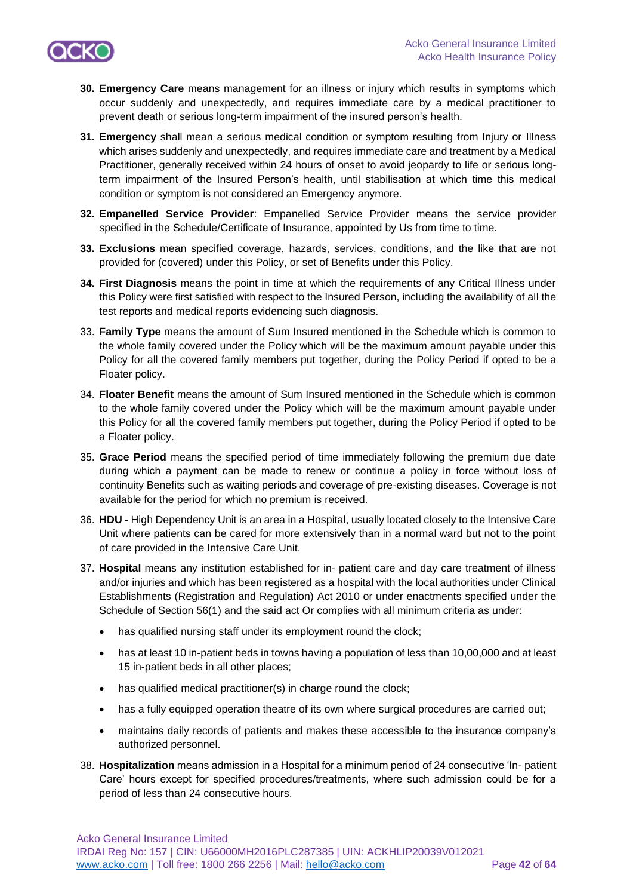**30. Emergency Care** means management for an illness or injury which results in symptoms which occur suddenly and unexpectedly, and requires immediate care by a medical practitioner to prevent death or serious long-term impairment of the insured person's health.

**31. Emergency** shall mean a serious medical condition or symptom resulting from Injury or Illness which arises suddenly and unexpectedly, and requires immediate care and treatment by a Medical Practitioner, generally received within 24 hours of onset to avoid jeopardy to life or serious long-term impairment of the Insured Person's health, until stabilisation at which time this medical condition or symptom is not considered an Emergency anymore.

**32. Empanelled Service Provider**: Empanelled Service Provider means the service provider specified in the Schedule/Certificate of Insurance, appointed by Us from time to time.

**33. Exclusions** mean specified coverage, hazards, services, conditions, and the like that are not provided for (covered) under this Policy, or set of Benefits under this Policy.

**34. First Diagnosis** means the point in time at which the requirements of any Critical Illness under this Policy were first satisfied with respect to the Insured Person, including the availability of all the test reports and medical reports evidencing such diagnosis.

33. **Family Type** means the amount of Sum Insured mentioned in the Schedule which is common to the whole family covered under the Policy which will be the maximum amount payable under this Policy for all the covered family members put together, during the Policy Period if opted to be a Floater policy.

34. **Floater Benefit** means the amount of Sum Insured mentioned in the Schedule which is common to the whole family covered under the Policy which will be the maximum amount payable under this Policy for all the covered family members put together, during the Policy Period if opted to be a Floater policy.

35. **Grace Period** means the specified period of time immediately following the premium due date during which a payment can be made to renew or continue a policy in force without loss of continuity Benefits such as waiting periods and coverage of pre-existing diseases. Coverage is not available for the period for which no premium is received.

36. **HDU** - High Dependency Unit is an area in a Hospital, usually located closely to the Intensive Care Unit where patients can be cared for more extensively than in a normal ward but not to the point of care provided in the Intensive Care Unit.

37. **Hospital** means any institution established for in- patient care and day care treatment of illness and/or injuries and which has been registered as a hospital with the local authorities under Clinical Establishments (Registration and Regulation) Act 2010 or under enactments specified under the Schedule of Section 56(1) and the said act Or complies with all minimum criteria as under:

- has qualified nursing staff under its employment round the clock;
- has at least 10 in-patient beds in towns having a population of less than 10,00,000 and at least 15 in-patient beds in all other places;
- has qualified medical practitioner(s) in charge round the clock;
- has a fully equipped operation theatre of its own where surgical procedures are carried out;
- maintains daily records of patients and makes these accessible to the insurance company's authorized personnel.

38. **Hospitalization** means admission in a Hospital for a minimum period of 24 consecutive 'In- patient Care' hours except for specified procedures/treatments, where such admission could be for a period of less than 24 consecutive hours.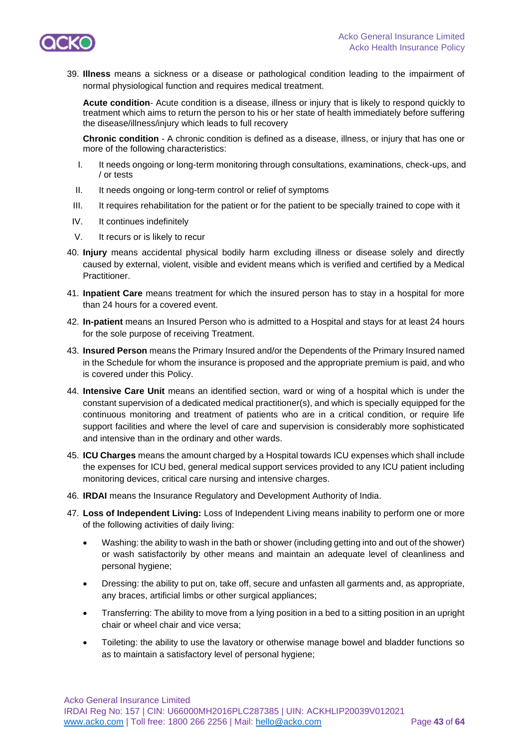39. **Illness** means a sickness or a disease or pathological condition leading to the impairment of normal physiological function and requires medical treatment.

    **Acute condition**- Acute condition is a disease, illness or injury that is likely to respond quickly to treatment which aims to return the person to his or her state of health immediately before suffering the disease/illness/injury which leads to full recovery

    **Chronic condition** - A chronic condition is defined as a disease, illness, or injury that has one or more of the following characteristics:

    I. It needs ongoing or long-term monitoring through consultations, examinations, check-ups, and / or tests
    II. It needs ongoing or long-term control or relief of symptoms
    III. It requires rehabilitation for the patient or for the patient to be specially trained to cope with it
    IV. It continues indefinitely
    V. It recurs or is likely to recur

40. **Injury** means accidental physical bodily harm excluding illness or disease solely and directly caused by external, violent, visible and evident means which is verified and certified by a Medical Practitioner.

41. **Inpatient Care** means treatment for which the insured person has to stay in a hospital for more than 24 hours for a covered event.

42. **In-patient** means an Insured Person who is admitted to a Hospital and stays for at least 24 hours for the sole purpose of receiving Treatment.

43. **Insured Person** means the Primary Insured and/or the Dependents of the Primary Insured named in the Schedule for whom the insurance is proposed and the appropriate premium is paid, and who is covered under this Policy.

44. **Intensive Care Unit** means an identified section, ward or wing of a hospital which is under the constant supervision of a dedicated medical practitioner(s), and which is specially equipped for the continuous monitoring and treatment of patients who are in a critical condition, or require life support facilities and where the level of care and supervision is considerably more sophisticated and intensive than in the ordinary and other wards.

45. **ICU Charges** means the amount charged by a Hospital towards ICU expenses which shall include the expenses for ICU bed, general medical support services provided to any ICU patient including monitoring devices, critical care nursing and intensive charges.

46. **IRDAI** means the Insurance Regulatory and Development Authority of India.

47. **Loss of Independent Living:** Loss of Independent Living means inability to perform one or more of the following activities of daily living:

    - Washing: the ability to wash in the bath or shower (including getting into and out of the shower) or wash satisfactorily by other means and maintain an adequate level of cleanliness and personal hygiene;
    - Dressing: the ability to put on, take off, secure and unfasten all garments and, as appropriate, any braces, artificial limbs or other surgical appliances;
    - Transferring: The ability to move from a lying position in a bed to a sitting position in an upright chair or wheel chair and vice versa;
    - Toileting: the ability to use the lavatory or otherwise manage bowel and bladder functions so as to maintain a satisfactory level of personal hygiene;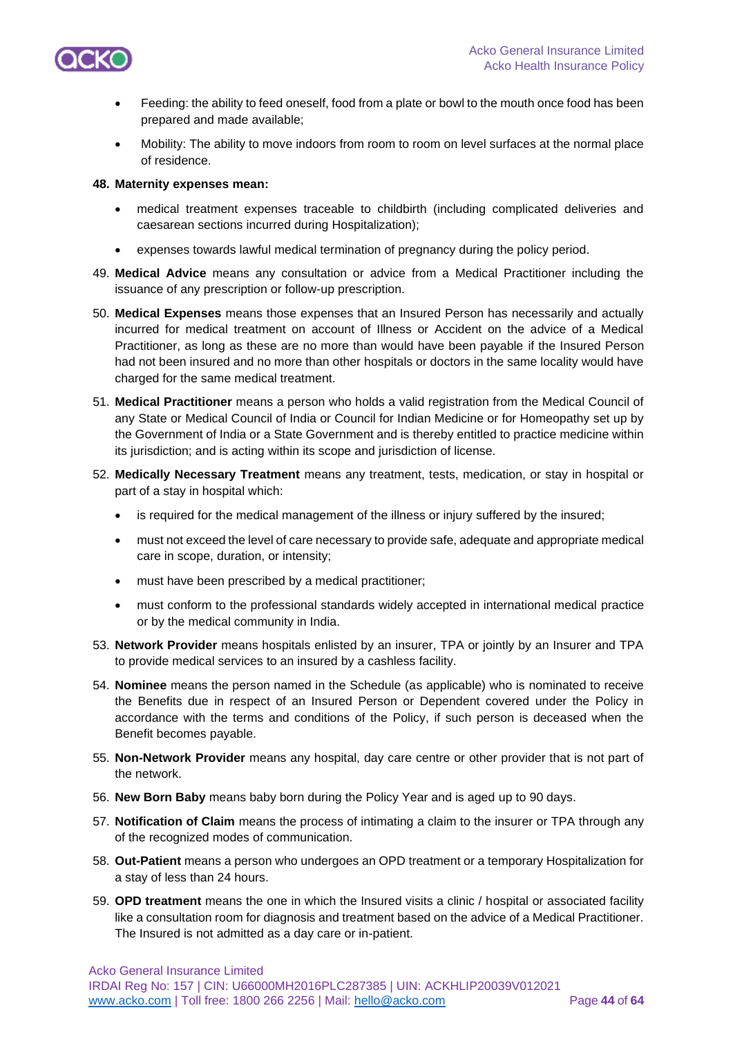- Feeding: the ability to feed oneself, food from a plate or bowl to the mouth once food has been prepared and made available;
- Mobility: The ability to move indoors from room to room on level surfaces at the normal place of residence.

48. **Maternity expenses mean:**
    - medical treatment expenses traceable to childbirth (including complicated deliveries and caesarean sections incurred during Hospitalization);
    - expenses towards lawful medical termination of pregnancy during the policy period.
49. **Medical Advice** means any consultation or advice from a Medical Practitioner including the issuance of any prescription or follow-up prescription.
50. **Medical Expenses** means those expenses that an Insured Person has necessarily and actually incurred for medical treatment on account of Illness or Accident on the advice of a Medical Practitioner, as long as these are no more than would have been payable if the Insured Person had not been insured and no more than other hospitals or doctors in the same locality would have charged for the same medical treatment.
51. **Medical Practitioner** means a person who holds a valid registration from the Medical Council of any State or Medical Council of India or Council for Indian Medicine or for Homeopathy set up by the Government of India or a State Government and is thereby entitled to practice medicine within its jurisdiction; and is acting within its scope and jurisdiction of license.
52. **Medically Necessary Treatment** means any treatment, tests, medication, or stay in hospital or part of a stay in hospital which:
    - is required for the medical management of the illness or injury suffered by the insured;
    - must not exceed the level of care necessary to provide safe, adequate and appropriate medical care in scope, duration, or intensity;
    - must have been prescribed by a medical practitioner;
    - must conform to the professional standards widely accepted in international medical practice or by the medical community in India.
53. **Network Provider** means hospitals enlisted by an insurer, TPA or jointly by an Insurer and TPA to provide medical services to an insured by a cashless facility.
54. **Nominee** means the person named in the Schedule (as applicable) who is nominated to receive the Benefits due in respect of an Insured Person or Dependent covered under the Policy in accordance with the terms and conditions of the Policy, if such person is deceased when the Benefit becomes payable.
55. **Non-Network Provider** means any hospital, day care centre or other provider that is not part of the network.
56. **New Born Baby** means baby born during the Policy Year and is aged up to 90 days.
57. **Notification of Claim** means the process of intimating a claim to the insurer or TPA through any of the recognized modes of communication.
58. **Out-Patient** means a person who undergoes an OPD treatment or a temporary Hospitalization for a stay of less than 24 hours.
59. **OPD treatment** means the one in which the Insured visits a clinic / hospital or associated facility like a consultation room for diagnosis and treatment based on the advice of a Medical Practitioner. The Insured is not admitted as a day care or in-patient.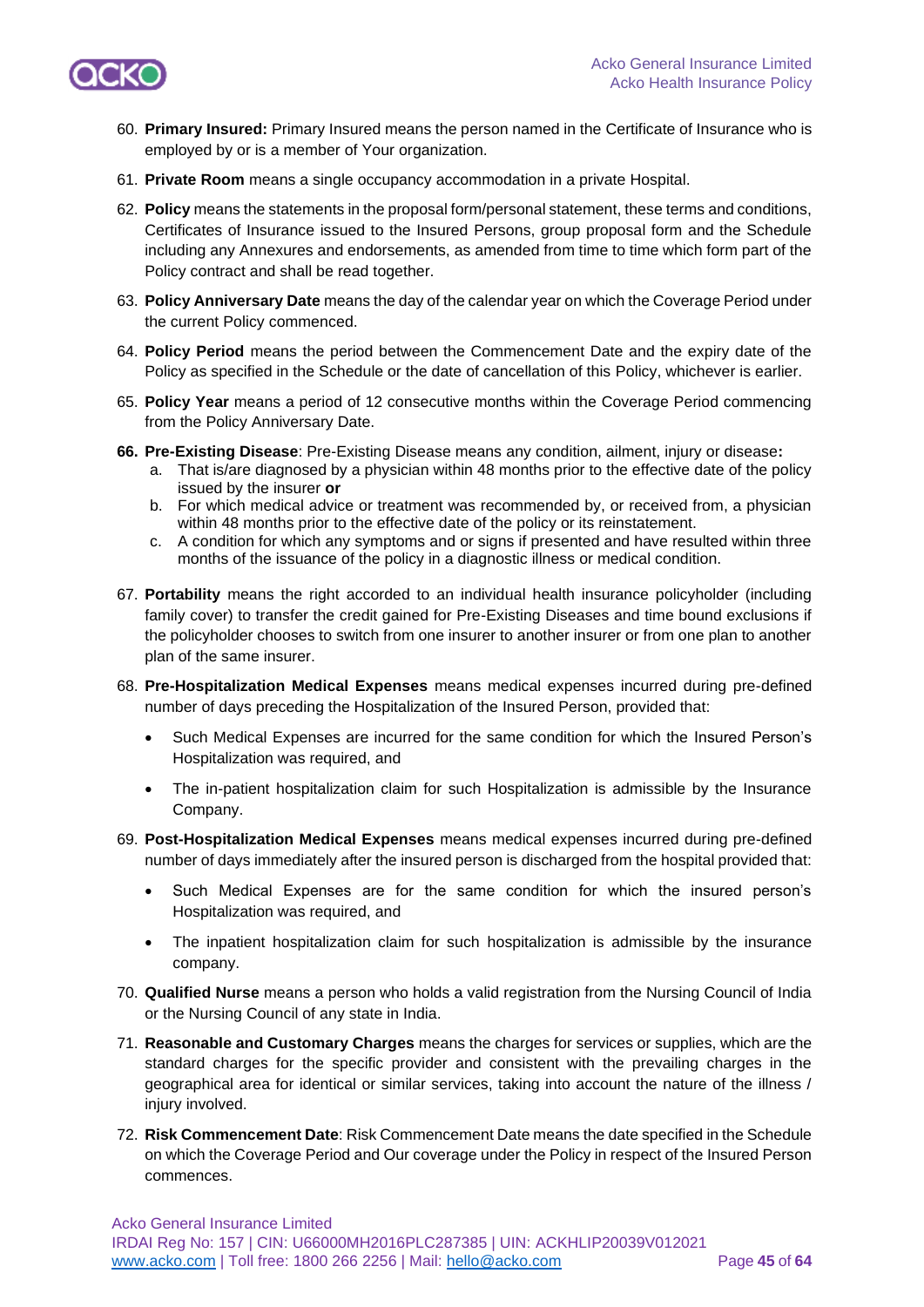60. **Primary Insured:** Primary Insured means the person named in the Certificate of Insurance who is employed by or is a member of Your organization.

61. **Private Room** means a single occupancy accommodation in a private Hospital.

62. **Policy** means the statements in the proposal form/personal statement, these terms and conditions, Certificates of Insurance issued to the Insured Persons, group proposal form and the Schedule including any Annexures and endorsements, as amended from time to time which form part of the Policy contract and shall be read together.

63. **Policy Anniversary Date** means the day of the calendar year on which the Coverage Period under the current Policy commenced.

64. **Policy Period** means the period between the Commencement Date and the expiry date of the Policy as specified in the Schedule or the date of cancellation of this Policy, whichever is earlier.

65. **Policy Year** means a period of 12 consecutive months within the Coverage Period commencing from the Policy Anniversary Date.

66. **Pre-Existing Disease**: Pre-Existing Disease means any condition, ailment, injury or disease**:**
    a. That is/are diagnosed by a physician within 48 months prior to the effective date of the policy issued by the insurer **or**
    b. For which medical advice or treatment was recommended by, or received from, a physician within 48 months prior to the effective date of the policy or its reinstatement.
    c. A condition for which any symptoms and or signs if presented and have resulted within three months of the issuance of the policy in a diagnostic illness or medical condition.

67. **Portability** means the right accorded to an individual health insurance policyholder (including family cover) to transfer the credit gained for Pre-Existing Diseases and time bound exclusions if the policyholder chooses to switch from one insurer to another insurer or from one plan to another plan of the same insurer.

68. **Pre-Hospitalization Medical Expenses** means medical expenses incurred during pre-defined number of days preceding the Hospitalization of the Insured Person, provided that:
    - Such Medical Expenses are incurred for the same condition for which the Insured Person's Hospitalization was required, and
    - The in-patient hospitalization claim for such Hospitalization is admissible by the Insurance Company.

69. **Post-Hospitalization Medical Expenses** means medical expenses incurred during pre-defined number of days immediately after the insured person is discharged from the hospital provided that:
    - Such Medical Expenses are for the same condition for which the insured person's Hospitalization was required, and
    - The inpatient hospitalization claim for such hospitalization is admissible by the insurance company.

70. **Qualified Nurse** means a person who holds a valid registration from the Nursing Council of India or the Nursing Council of any state in India.

71. **Reasonable and Customary Charges** means the charges for services or supplies, which are the standard charges for the specific provider and consistent with the prevailing charges in the geographical area for identical or similar services, taking into account the nature of the illness / injury involved.

72. **Risk Commencement Date**: Risk Commencement Date means the date specified in the Schedule on which the Coverage Period and Our coverage under the Policy in respect of the Insured Person commences.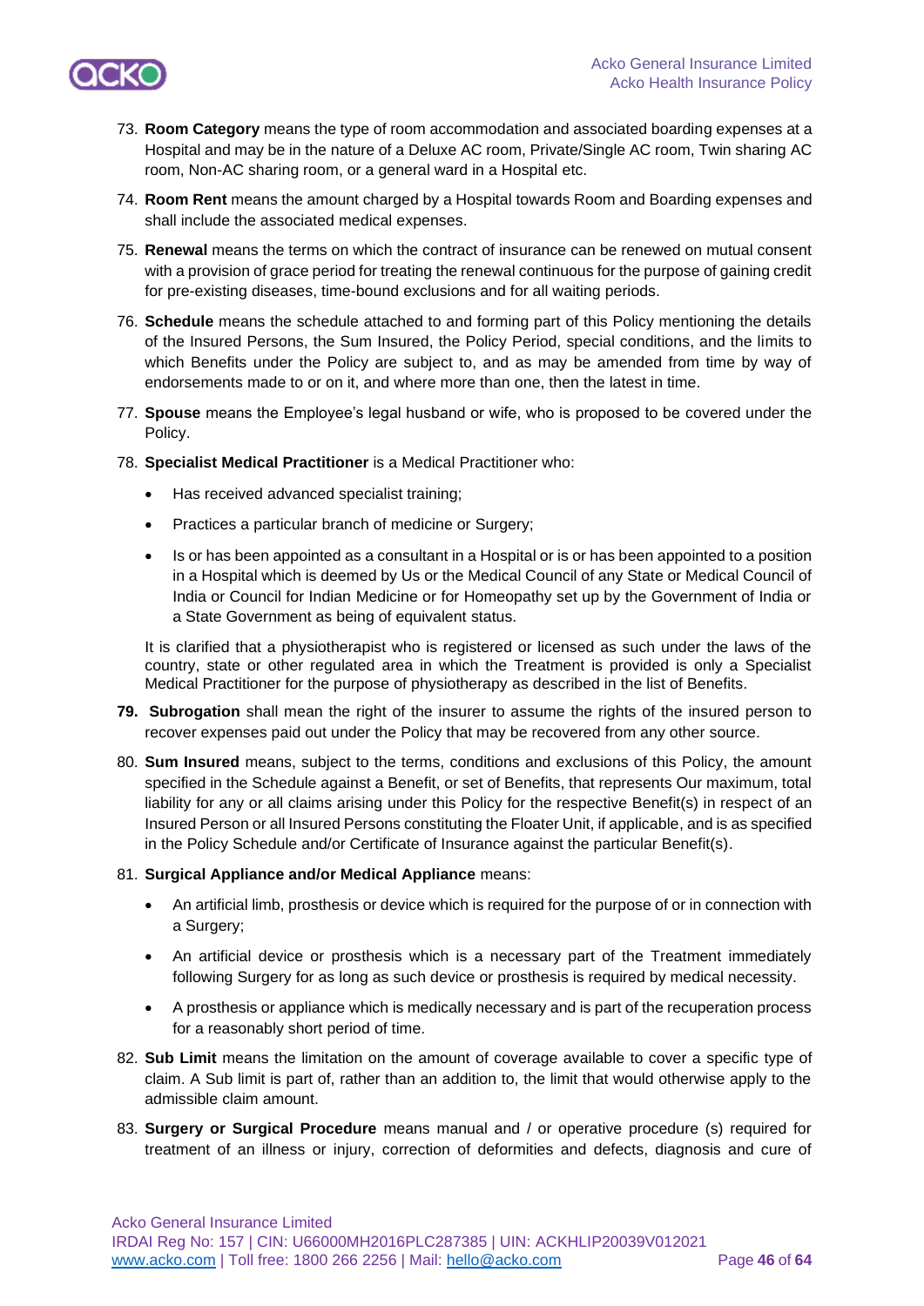73. **Room Category** means the type of room accommodation and associated boarding expenses at a Hospital and may be in the nature of a Deluxe AC room, Private/Single AC room, Twin sharing AC room, Non-AC sharing room, or a general ward in a Hospital etc.

74. **Room Rent** means the amount charged by a Hospital towards Room and Boarding expenses and shall include the associated medical expenses.

75. **Renewal** means the terms on which the contract of insurance can be renewed on mutual consent with a provision of grace period for treating the renewal continuous for the purpose of gaining credit for pre-existing diseases, time-bound exclusions and for all waiting periods.

76. **Schedule** means the schedule attached to and forming part of this Policy mentioning the details of the Insured Persons, the Sum Insured, the Policy Period, special conditions, and the limits to which Benefits under the Policy are subject to, and as may be amended from time by way of endorsements made to or on it, and where more than one, then the latest in time.

77. **Spouse** means the Employee's legal husband or wife, who is proposed to be covered under the Policy.

78. **Specialist Medical Practitioner** is a Medical Practitioner who:

    - Has received advanced specialist training;
    - Practices a particular branch of medicine or Surgery;
    - Is or has been appointed as a consultant in a Hospital or is or has been appointed to a position in a Hospital which is deemed by Us or the Medical Council of any State or Medical Council of India or Council for Indian Medicine or for Homeopathy set up by the Government of India or a State Government as being of equivalent status.

    It is clarified that a physiotherapist who is registered or licensed as such under the laws of the country, state or other regulated area in which the Treatment is provided is only a Specialist Medical Practitioner for the purpose of physiotherapy as described in the list of Benefits.

79. **Subrogation** shall mean the right of the insurer to assume the rights of the insured person to recover expenses paid out under the Policy that may be recovered from any other source.

80. **Sum Insured** means, subject to the terms, conditions and exclusions of this Policy, the amount specified in the Schedule against a Benefit, or set of Benefits, that represents Our maximum, total liability for any or all claims arising under this Policy for the respective Benefit(s) in respect of an Insured Person or all Insured Persons constituting the Floater Unit, if applicable, and is as specified in the Policy Schedule and/or Certificate of Insurance against the particular Benefit(s).

81. **Surgical Appliance and/or Medical Appliance** means:

    - An artificial limb, prosthesis or device which is required for the purpose of or in connection with a Surgery;
    - An artificial device or prosthesis which is a necessary part of the Treatment immediately following Surgery for as long as such device or prosthesis is required by medical necessity.
    - A prosthesis or appliance which is medically necessary and is part of the recuperation process for a reasonably short period of time.

82. **Sub Limit** means the limitation on the amount of coverage available to cover a specific type of claim. A Sub limit is part of, rather than an addition to, the limit that would otherwise apply to the admissible claim amount.

83. **Surgery or Surgical Procedure** means manual and / or operative procedure (s) required for treatment of an illness or injury, correction of deformities and defects, diagnosis and cure of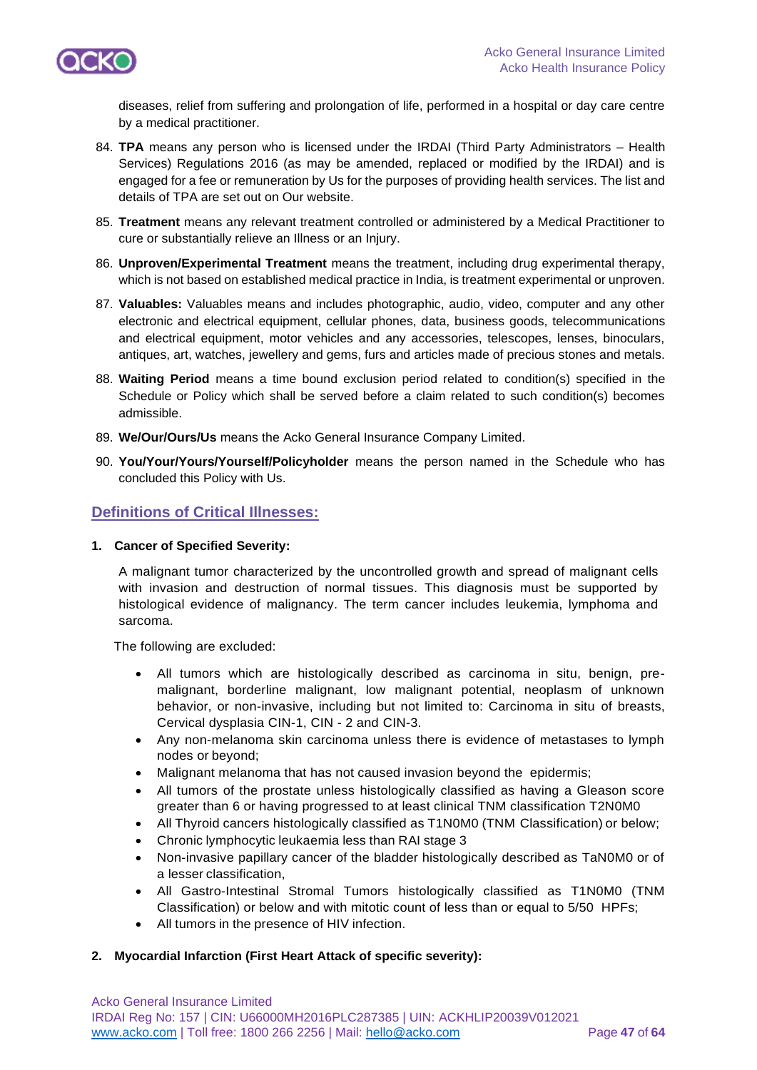diseases, relief from suffering and prolongation of life, performed in a hospital or day care centre by a medical practitioner.

84. **TPA** means any person who is licensed under the IRDAI (Third Party Administrators – Health Services) Regulations 2016 (as may be amended, replaced or modified by the IRDAI) and is engaged for a fee or remuneration by Us for the purposes of providing health services. The list and details of TPA are set out on Our website.
85. **Treatment** means any relevant treatment controlled or administered by a Medical Practitioner to cure or substantially relieve an Illness or an Injury.
86. **Unproven/Experimental Treatment** means the treatment, including drug experimental therapy, which is not based on established medical practice in India, is treatment experimental or unproven.
87. **Valuables:** Valuables means and includes photographic, audio, video, computer and any other electronic and electrical equipment, cellular phones, data, business goods, telecommunications and electrical equipment, motor vehicles and any accessories, telescopes, lenses, binoculars, antiques, art, watches, jewellery and gems, furs and articles made of precious stones and metals.
88. **Waiting Period** means a time bound exclusion period related to condition(s) specified in the Schedule or Policy which shall be served before a claim related to such condition(s) becomes admissible.
89. **We/Our/Ours/Us** means the Acko General Insurance Company Limited.
90. **You/Your/Yours/Yourself/Policyholder** means the person named in the Schedule who has concluded this Policy with Us.

## Definitions of Critical Illnesses:

**1. Cancer of Specified Severity:**

A malignant tumor characterized by the uncontrolled growth and spread of malignant cells with invasion and destruction of normal tissues. This diagnosis must be supported by histological evidence of malignancy. The term cancer includes leukemia, lymphoma and sarcoma.

The following are excluded:

- All tumors which are histologically described as carcinoma in situ, benign, pre-malignant, borderline malignant, low malignant potential, neoplasm of unknown behavior, or non-invasive, including but not limited to: Carcinoma in situ of breasts, Cervical dysplasia CIN-1, CIN - 2 and CIN-3.
- Any non-melanoma skin carcinoma unless there is evidence of metastases to lymph nodes or beyond;
- Malignant melanoma that has not caused invasion beyond the epidermis;
- All tumors of the prostate unless histologically classified as having a Gleason score greater than 6 or having progressed to at least clinical TNM classification T2N0M0
- All Thyroid cancers histologically classified as T1N0M0 (TNM Classification) or below;
- Chronic lymphocytic leukaemia less than RAI stage 3
- Non-invasive papillary cancer of the bladder histologically described as TaN0M0 or of a lesser classification,
- All Gastro-Intestinal Stromal Tumors histologically classified as T1N0M0 (TNM Classification) or below and with mitotic count of less than or equal to 5/50 HPFs;
- All tumors in the presence of HIV infection.

**2. Myocardial Infarction (First Heart Attack of specific severity):**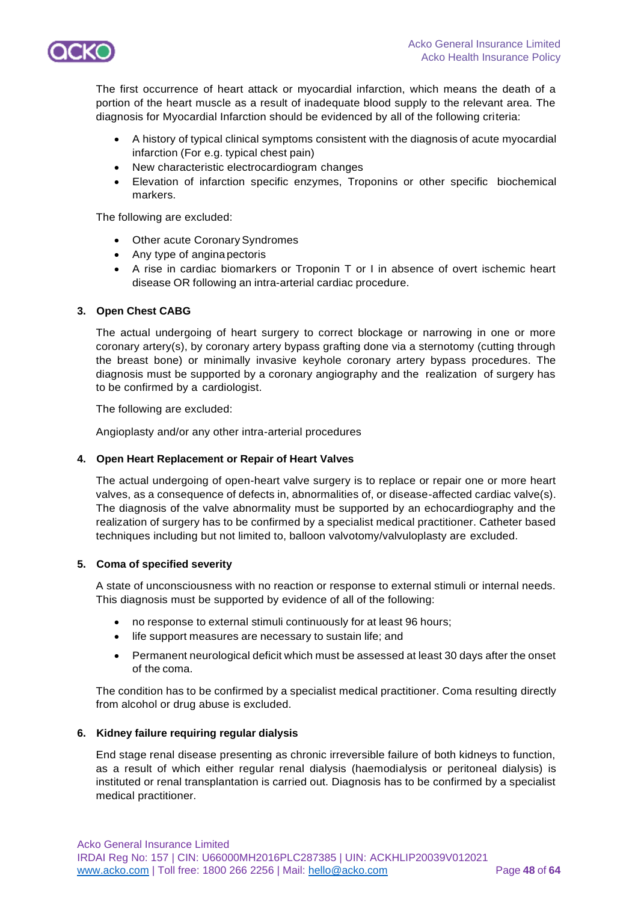The first occurrence of heart attack or myocardial infarction, which means the death of a portion of the heart muscle as a result of inadequate blood supply to the relevant area. The diagnosis for Myocardial Infarction should be evidenced by all of the following criteria:

- A history of typical clinical symptoms consistent with the diagnosis of acute myocardial infarction (For e.g. typical chest pain)
- New characteristic electrocardiogram changes
- Elevation of infarction specific enzymes, Troponins or other specific biochemical markers.

The following are excluded:

- Other acute Coronary Syndromes
- Any type of angina pectoris
- A rise in cardiac biomarkers or Troponin T or I in absence of overt ischemic heart disease OR following an intra-arterial cardiac procedure.

**3. Open Chest CABG**

The actual undergoing of heart surgery to correct blockage or narrowing in one or more coronary artery(s), by coronary artery bypass grafting done via a sternotomy (cutting through the breast bone) or minimally invasive keyhole coronary artery bypass procedures. The diagnosis must be supported by a coronary angiography and the realization of surgery has to be confirmed by a cardiologist.

The following are excluded:

Angioplasty and/or any other intra-arterial procedures

**4. Open Heart Replacement or Repair of Heart Valves**

The actual undergoing of open-heart valve surgery is to replace or repair one or more heart valves, as a consequence of defects in, abnormalities of, or disease-affected cardiac valve(s). The diagnosis of the valve abnormality must be supported by an echocardiography and the realization of surgery has to be confirmed by a specialist medical practitioner. Catheter based techniques including but not limited to, balloon valvotomy/valvuloplasty are excluded.

**5. Coma of specified severity**

A state of unconsciousness with no reaction or response to external stimuli or internal needs. This diagnosis must be supported by evidence of all of the following:

- no response to external stimuli continuously for at least 96 hours;
- life support measures are necessary to sustain life; and
- Permanent neurological deficit which must be assessed at least 30 days after the onset of the coma.

The condition has to be confirmed by a specialist medical practitioner. Coma resulting directly from alcohol or drug abuse is excluded.

**6. Kidney failure requiring regular dialysis**

End stage renal disease presenting as chronic irreversible failure of both kidneys to function, as a result of which either regular renal dialysis (haemodialysis or peritoneal dialysis) is instituted or renal transplantation is carried out. Diagnosis has to be confirmed by a specialist medical practitioner.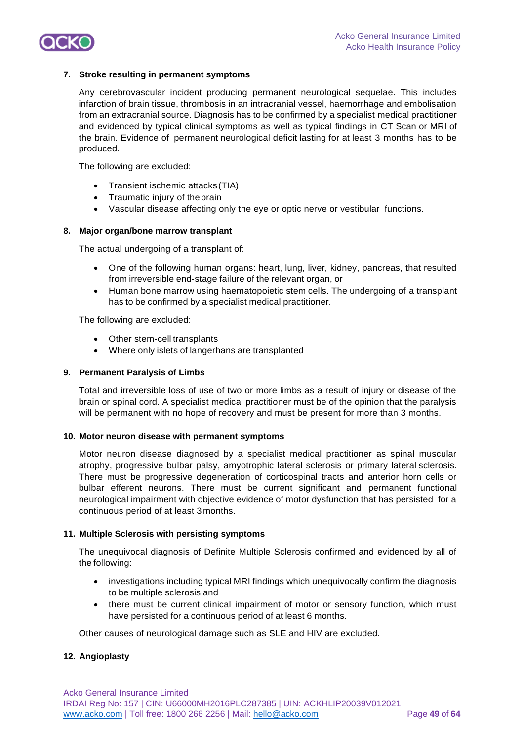**7. Stroke resulting in permanent symptoms**

Any cerebrovascular incident producing permanent neurological sequelae. This includes infarction of brain tissue, thrombosis in an intracranial vessel, haemorrhage and embolisation from an extracranial source. Diagnosis has to be confirmed by a specialist medical practitioner and evidenced by typical clinical symptoms as well as typical findings in CT Scan or MRI of the brain. Evidence of permanent neurological deficit lasting for at least 3 months has to be produced.

The following are excluded:

- Transient ischemic attacks (TIA)
- Traumatic injury of the brain
- Vascular disease affecting only the eye or optic nerve or vestibular functions.

**8. Major organ/bone marrow transplant**

The actual undergoing of a transplant of:

- One of the following human organs: heart, lung, liver, kidney, pancreas, that resulted from irreversible end-stage failure of the relevant organ, or
- Human bone marrow using haematopoietic stem cells. The undergoing of a transplant has to be confirmed by a specialist medical practitioner.

The following are excluded:

- Other stem-cell transplants
- Where only islets of langerhans are transplanted

**9. Permanent Paralysis of Limbs**

Total and irreversible loss of use of two or more limbs as a result of injury or disease of the brain or spinal cord. A specialist medical practitioner must be of the opinion that the paralysis will be permanent with no hope of recovery and must be present for more than 3 months.

**10. Motor neuron disease with permanent symptoms**

Motor neuron disease diagnosed by a specialist medical practitioner as spinal muscular atrophy, progressive bulbar palsy, amyotrophic lateral sclerosis or primary lateral sclerosis. There must be progressive degeneration of corticospinal tracts and anterior horn cells or bulbar efferent neurons. There must be current significant and permanent functional neurological impairment with objective evidence of motor dysfunction that has persisted for a continuous period of at least 3 months.

**11. Multiple Sclerosis with persisting symptoms**

The unequivocal diagnosis of Definite Multiple Sclerosis confirmed and evidenced by all of the following:

- investigations including typical MRI findings which unequivocally confirm the diagnosis to be multiple sclerosis and
- there must be current clinical impairment of motor or sensory function, which must have persisted for a continuous period of at least 6 months.

Other causes of neurological damage such as SLE and HIV are excluded.

**12. Angioplasty**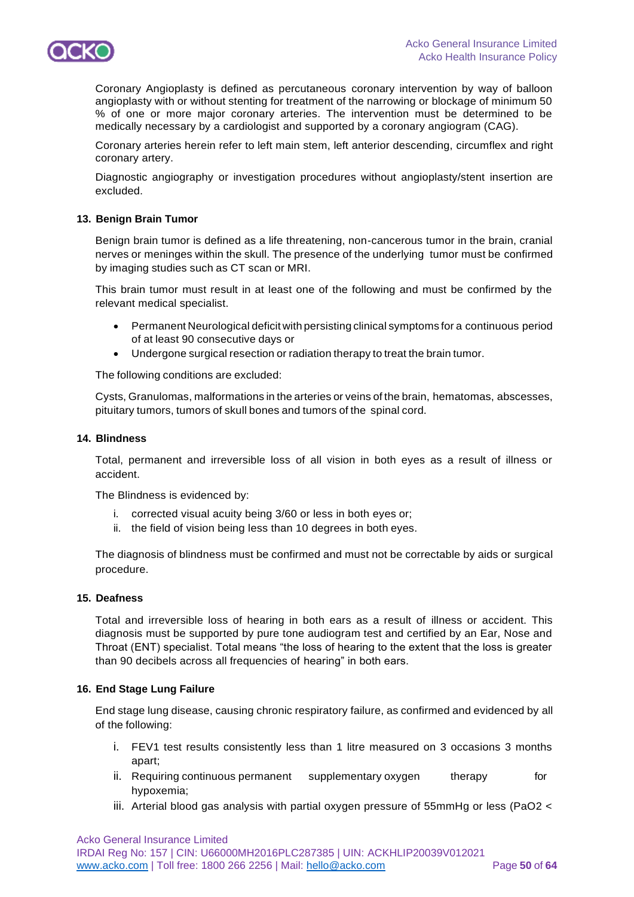Coronary Angioplasty is defined as percutaneous coronary intervention by way of balloon angioplasty with or without stenting for treatment of the narrowing or blockage of minimum 50 % of one or more major coronary arteries. The intervention must be determined to be medically necessary by a cardiologist and supported by a coronary angiogram (CAG).

Coronary arteries herein refer to left main stem, left anterior descending, circumflex and right coronary artery.

Diagnostic angiography or investigation procedures without angioplasty/stent insertion are excluded.

**13. Benign Brain Tumor**

Benign brain tumor is defined as a life threatening, non-cancerous tumor in the brain, cranial nerves or meninges within the skull. The presence of the underlying tumor must be confirmed by imaging studies such as CT scan or MRI.

This brain tumor must result in at least one of the following and must be confirmed by the relevant medical specialist.

- Permanent Neurological deficit with persisting clinical symptoms for a continuous period of at least 90 consecutive days or
- Undergone surgical resection or radiation therapy to treat the brain tumor.

The following conditions are excluded:

Cysts, Granulomas, malformations in the arteries or veins of the brain, hematomas, abscesses, pituitary tumors, tumors of skull bones and tumors of the spinal cord.

**14. Blindness**

Total, permanent and irreversible loss of all vision in both eyes as a result of illness or accident.

The Blindness is evidenced by:

i. corrected visual acuity being 3/60 or less in both eyes or;
ii. the field of vision being less than 10 degrees in both eyes.

The diagnosis of blindness must be confirmed and must not be correctable by aids or surgical procedure.

**15. Deafness**

Total and irreversible loss of hearing in both ears as a result of illness or accident. This diagnosis must be supported by pure tone audiogram test and certified by an Ear, Nose and Throat (ENT) specialist. Total means "the loss of hearing to the extent that the loss is greater than 90 decibels across all frequencies of hearing" in both ears.

**16. End Stage Lung Failure**

End stage lung disease, causing chronic respiratory failure, as confirmed and evidenced by all of the following:

i. FEV1 test results consistently less than 1 litre measured on 3 occasions 3 months apart;
ii. Requiring continuous permanent supplementary oxygen therapy for hypoxemia;
iii. Arterial blood gas analysis with partial oxygen pressure of 55mmHg or less ($PaO_2$ <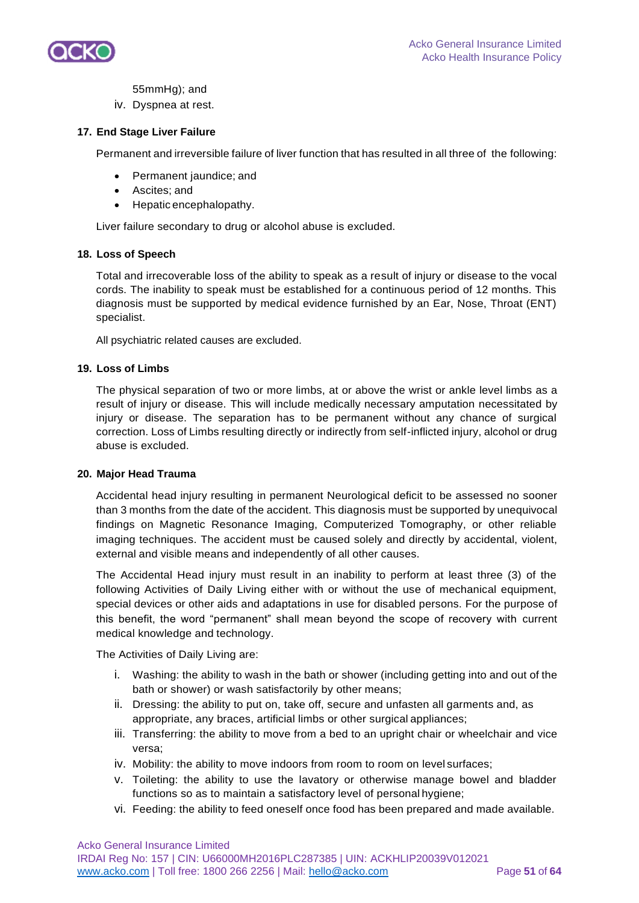55mmHg); and

iv. Dyspnea at rest.

**17. End Stage Liver Failure**

Permanent and irreversible failure of liver function that has resulted in all three of the following:

- Permanent jaundice; and
- Ascites; and
- Hepatic encephalopathy.

Liver failure secondary to drug or alcohol abuse is excluded.

**18. Loss of Speech**

Total and irrecoverable loss of the ability to speak as a result of injury or disease to the vocal cords. The inability to speak must be established for a continuous period of 12 months. This diagnosis must be supported by medical evidence furnished by an Ear, Nose, Throat (ENT) specialist.

All psychiatric related causes are excluded.

**19. Loss of Limbs**

The physical separation of two or more limbs, at or above the wrist or ankle level limbs as a result of injury or disease. This will include medically necessary amputation necessitated by injury or disease. The separation has to be permanent without any chance of surgical correction. Loss of Limbs resulting directly or indirectly from self-inflicted injury, alcohol or drug abuse is excluded.

**20. Major Head Trauma**

Accidental head injury resulting in permanent Neurological deficit to be assessed no sooner than 3 months from the date of the accident. This diagnosis must be supported by unequivocal findings on Magnetic Resonance Imaging, Computerized Tomography, or other reliable imaging techniques. The accident must be caused solely and directly by accidental, violent, external and visible means and independently of all other causes.

The Accidental Head injury must result in an inability to perform at least three (3) of the following Activities of Daily Living either with or without the use of mechanical equipment, special devices or other aids and adaptations in use for disabled persons. For the purpose of this benefit, the word “permanent” shall mean beyond the scope of recovery with current medical knowledge and technology.

The Activities of Daily Living are:

i. Washing: the ability to wash in the bath or shower (including getting into and out of the bath or shower) or wash satisfactorily by other means;
ii. Dressing: the ability to put on, take off, secure and unfasten all garments and, as appropriate, any braces, artificial limbs or other surgical appliances;
iii. Transferring: the ability to move from a bed to an upright chair or wheelchair and vice versa;
iv. Mobility: the ability to move indoors from room to room on level surfaces;
v. Toileting: the ability to use the lavatory or otherwise manage bowel and bladder functions so as to maintain a satisfactory level of personal hygiene;
vi. Feeding: the ability to feed oneself once food has been prepared and made available.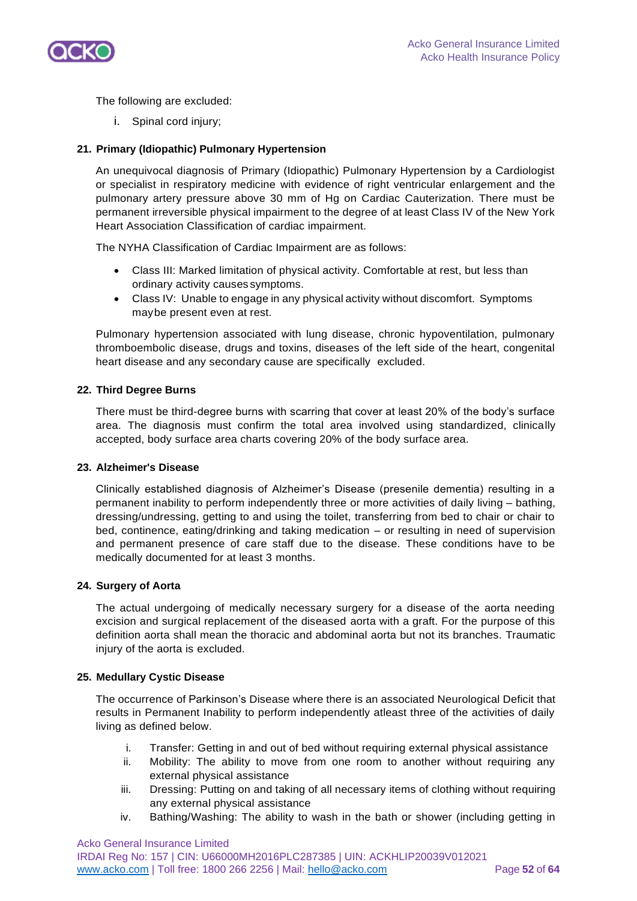The following are excluded:

i. Spinal cord injury;

**21. Primary (Idiopathic) Pulmonary Hypertension**

An unequivocal diagnosis of Primary (Idiopathic) Pulmonary Hypertension by a Cardiologist or specialist in respiratory medicine with evidence of right ventricular enlargement and the pulmonary artery pressure above 30 mm of Hg on Cardiac Cauterization. There must be permanent irreversible physical impairment to the degree of at least Class IV of the New York Heart Association Classification of cardiac impairment.

The NYHA Classification of Cardiac Impairment are as follows:

- Class III: Marked limitation of physical activity. Comfortable at rest, but less than ordinary activity causes symptoms.
- Class IV: Unable to engage in any physical activity without discomfort. Symptoms maybe present even at rest.

Pulmonary hypertension associated with lung disease, chronic hypoventilation, pulmonary thromboembolic disease, drugs and toxins, diseases of the left side of the heart, congenital heart disease and any secondary cause are specifically excluded.

**22. Third Degree Burns**

There must be third-degree burns with scarring that cover at least 20% of the body's surface area. The diagnosis must confirm the total area involved using standardized, clinically accepted, body surface area charts covering 20% of the body surface area.

**23. Alzheimer's Disease**

Clinically established diagnosis of Alzheimer's Disease (presenile dementia) resulting in a permanent inability to perform independently three or more activities of daily living – bathing, dressing/undressing, getting to and using the toilet, transferring from bed to chair or chair to bed, continence, eating/drinking and taking medication – or resulting in need of supervision and permanent presence of care staff due to the disease. These conditions have to be medically documented for at least 3 months.

**24. Surgery of Aorta**

The actual undergoing of medically necessary surgery for a disease of the aorta needing excision and surgical replacement of the diseased aorta with a graft. For the purpose of this definition aorta shall mean the thoracic and abdominal aorta but not its branches. Traumatic injury of the aorta is excluded.

**25. Medullary Cystic Disease**

The occurrence of Parkinson's Disease where there is an associated Neurological Deficit that results in Permanent Inability to perform independently atleast three of the activities of daily living as defined below.

i. Transfer: Getting in and out of bed without requiring external physical assistance
ii. Mobility: The ability to move from one room to another without requiring any external physical assistance
iii. Dressing: Putting on and taking of all necessary items of clothing without requiring any external physical assistance
iv. Bathing/Washing: The ability to wash in the bath or shower (including getting in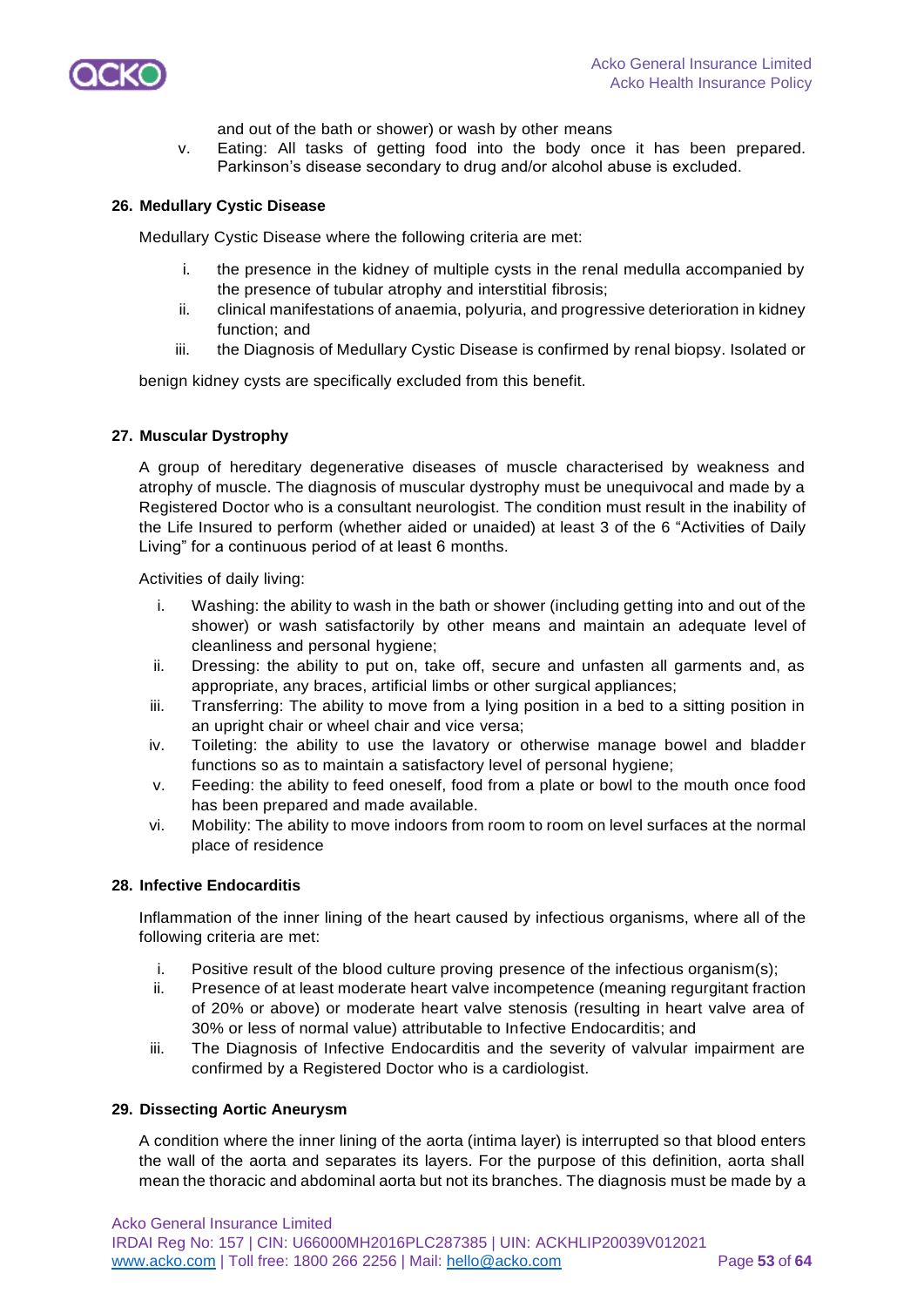and out of the bath or shower) or wash by other means

v. Eating: All tasks of getting food into the body once it has been prepared. Parkinson's disease secondary to drug and/or alcohol abuse is excluded.

### 26. Medullary Cystic Disease

Medullary Cystic Disease where the following criteria are met:

i. the presence in the kidney of multiple cysts in the renal medulla accompanied by the presence of tubular atrophy and interstitial fibrosis;
ii. clinical manifestations of anaemia, polyuria, and progressive deterioration in kidney function; and
iii. the Diagnosis of Medullary Cystic Disease is confirmed by renal biopsy. Isolated or

benign kidney cysts are specifically excluded from this benefit.

### 27. Muscular Dystrophy

A group of hereditary degenerative diseases of muscle characterised by weakness and atrophy of muscle. The diagnosis of muscular dystrophy must be unequivocal and made by a Registered Doctor who is a consultant neurologist. The condition must result in the inability of the Life Insured to perform (whether aided or unaided) at least 3 of the 6 "Activities of Daily Living" for a continuous period of at least 6 months.

Activities of daily living:

i. Washing: the ability to wash in the bath or shower (including getting into and out of the shower) or wash satisfactorily by other means and maintain an adequate level of cleanliness and personal hygiene;
ii. Dressing: the ability to put on, take off, secure and unfasten all garments and, as appropriate, any braces, artificial limbs or other surgical appliances;
iii. Transferring: The ability to move from a lying position in a bed to a sitting position in an upright chair or wheel chair and vice versa;
iv. Toileting: the ability to use the lavatory or otherwise manage bowel and bladder functions so as to maintain a satisfactory level of personal hygiene;
v. Feeding: the ability to feed oneself, food from a plate or bowl to the mouth once food has been prepared and made available.
vi. Mobility: The ability to move indoors from room to room on level surfaces at the normal place of residence

### 28. Infective Endocarditis

Inflammation of the inner lining of the heart caused by infectious organisms, where all of the following criteria are met:

i. Positive result of the blood culture proving presence of the infectious organism(s);
ii. Presence of at least moderate heart valve incompetence (meaning regurgitant fraction of 20% or above) or moderate heart valve stenosis (resulting in heart valve area of 30% or less of normal value) attributable to Infective Endocarditis; and
iii. The Diagnosis of Infective Endocarditis and the severity of valvular impairment are confirmed by a Registered Doctor who is a cardiologist.

### 29. Dissecting Aortic Aneurysm

A condition where the inner lining of the aorta (intima layer) is interrupted so that blood enters the wall of the aorta and separates its layers. For the purpose of this definition, aorta shall mean the thoracic and abdominal aorta but not its branches. The diagnosis must be made by a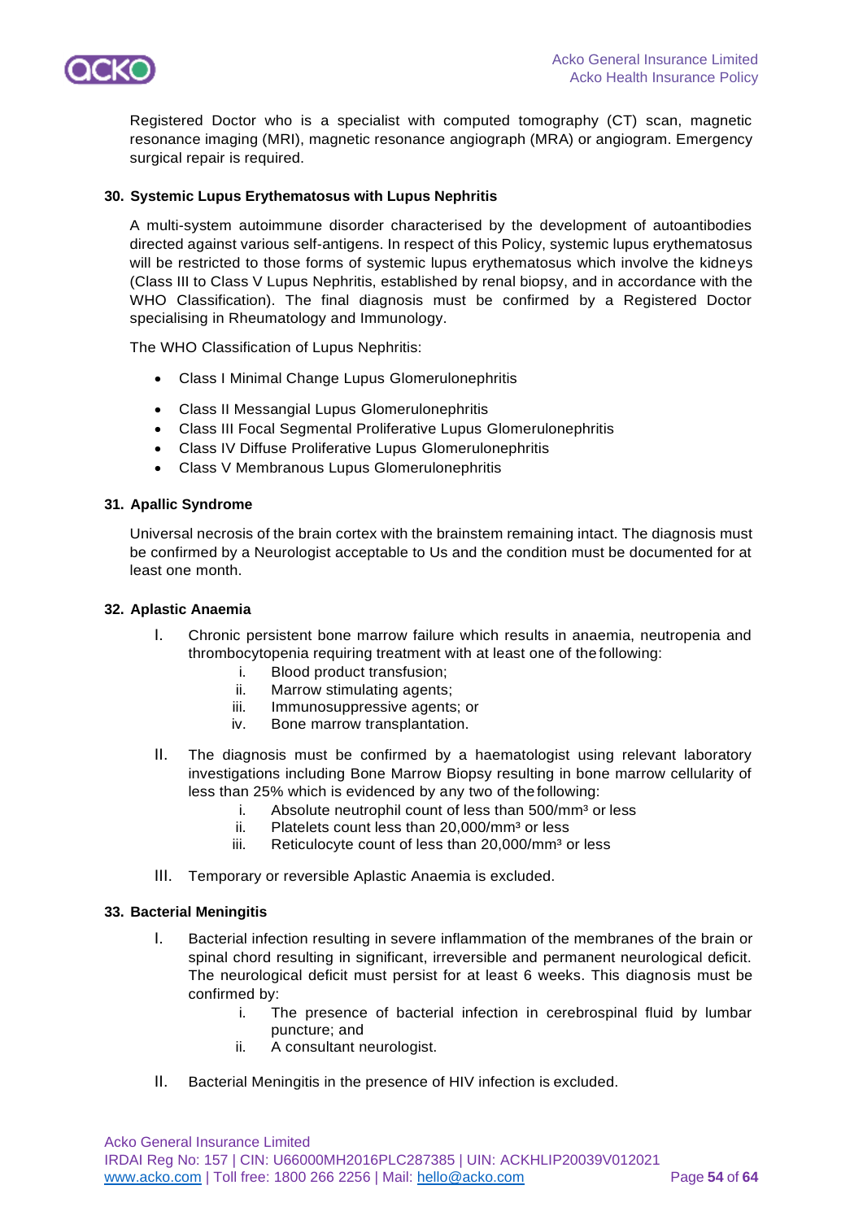Registered Doctor who is a specialist with computed tomography (CT) scan, magnetic resonance imaging (MRI), magnetic resonance angiograph (MRA) or angiogram. Emergency surgical repair is required.

**30. Systemic Lupus Erythematosus with Lupus Nephritis**

A multi-system autoimmune disorder characterised by the development of autoantibodies directed against various self-antigens. In respect of this Policy, systemic lupus erythematosus will be restricted to those forms of systemic lupus erythematosus which involve the kidneys (Class III to Class V Lupus Nephritis, established by renal biopsy, and in accordance with the WHO Classification). The final diagnosis must be confirmed by a Registered Doctor specialising in Rheumatology and Immunology.

The WHO Classification of Lupus Nephritis:

- Class I Minimal Change Lupus Glomerulonephritis
- Class II Messangial Lupus Glomerulonephritis
- Class III Focal Segmental Proliferative Lupus Glomerulonephritis
- Class IV Diffuse Proliferative Lupus Glomerulonephritis
- Class V Membranous Lupus Glomerulonephritis

**31. Apallic Syndrome**

Universal necrosis of the brain cortex with the brainstem remaining intact. The diagnosis must be confirmed by a Neurologist acceptable to Us and the condition must be documented for at least one month.

**32. Aplastic Anaemia**

I. Chronic persistent bone marrow failure which results in anaemia, neutropenia and thrombocytopenia requiring treatment with at least one of the following:
   i. Blood product transfusion;
   ii. Marrow stimulating agents;
   iii. Immunosuppressive agents; or
   iv. Bone marrow transplantation.

II. The diagnosis must be confirmed by a haematologist using relevant laboratory investigations including Bone Marrow Biopsy resulting in bone marrow cellularity of less than 25% which is evidenced by any two of the following:
   i. Absolute neutrophil count of less than 500/mm³ or less
   ii. Platelets count less than 20,000/mm³ or less
   iii. Reticulocyte count of less than 20,000/mm³ or less

III. Temporary or reversible Aplastic Anaemia is excluded.

**33. Bacterial Meningitis**

I. Bacterial infection resulting in severe inflammation of the membranes of the brain or spinal chord resulting in significant, irreversible and permanent neurological deficit. The neurological deficit must persist for at least 6 weeks. This diagnosis must be confirmed by:
   i. The presence of bacterial infection in cerebrospinal fluid by lumbar puncture; and
   ii. A consultant neurologist.

II. Bacterial Meningitis in the presence of HIV infection is excluded.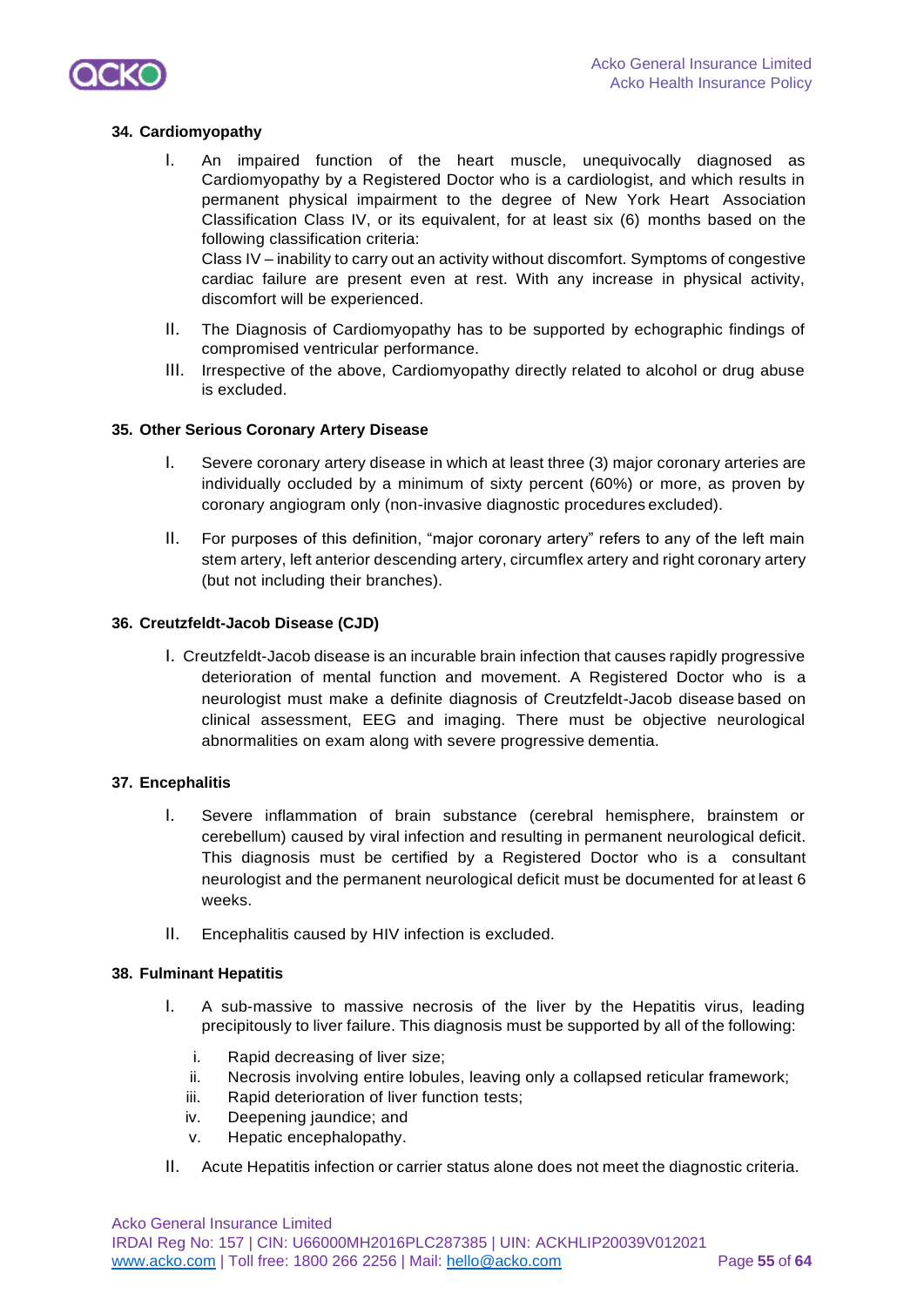### 34. Cardiomyopathy

I. An impaired function of the heart muscle, unequivocally diagnosed as Cardiomyopathy by a Registered Doctor who is a cardiologist, and which results in permanent physical impairment to the degree of New York Heart Association Classification Class IV, or its equivalent, for at least six (6) months based on the following classification criteria:
   Class IV – inability to carry out an activity without discomfort. Symptoms of congestive cardiac failure are present even at rest. With any increase in physical activity, discomfort will be experienced.

II. The Diagnosis of Cardiomyopathy has to be supported by echographic findings of compromised ventricular performance.

III. Irrespective of the above, Cardiomyopathy directly related to alcohol or drug abuse is excluded.

### 35. Other Serious Coronary Artery Disease

I. Severe coronary artery disease in which at least three (3) major coronary arteries are individually occluded by a minimum of sixty percent (60%) or more, as proven by coronary angiogram only (non-invasive diagnostic procedures excluded).

II. For purposes of this definition, "major coronary artery" refers to any of the left main stem artery, left anterior descending artery, circumflex artery and right coronary artery (but not including their branches).

### 36. Creutzfeldt-Jacob Disease (CJD)

I. Creutzfeldt-Jacob disease is an incurable brain infection that causes rapidly progressive deterioration of mental function and movement. A Registered Doctor who is a neurologist must make a definite diagnosis of Creutzfeldt-Jacob disease based on clinical assessment, EEG and imaging. There must be objective neurological abnormalities on exam along with severe progressive dementia.

### 37. Encephalitis

I. Severe inflammation of brain substance (cerebral hemisphere, brainstem or cerebellum) caused by viral infection and resulting in permanent neurological deficit. This diagnosis must be certified by a Registered Doctor who is a consultant neurologist and the permanent neurological deficit must be documented for at least 6 weeks.

II. Encephalitis caused by HIV infection is excluded.

### 38. Fulminant Hepatitis

I. A sub-massive to massive necrosis of the liver by the Hepatitis virus, leading precipitously to liver failure. This diagnosis must be supported by all of the following:
   i. Rapid decreasing of liver size;
   ii. Necrosis involving entire lobules, leaving only a collapsed reticular framework;
   iii. Rapid deterioration of liver function tests;
   iv. Deepening jaundice; and
   v. Hepatic encephalopathy.

II. Acute Hepatitis infection or carrier status alone does not meet the diagnostic criteria.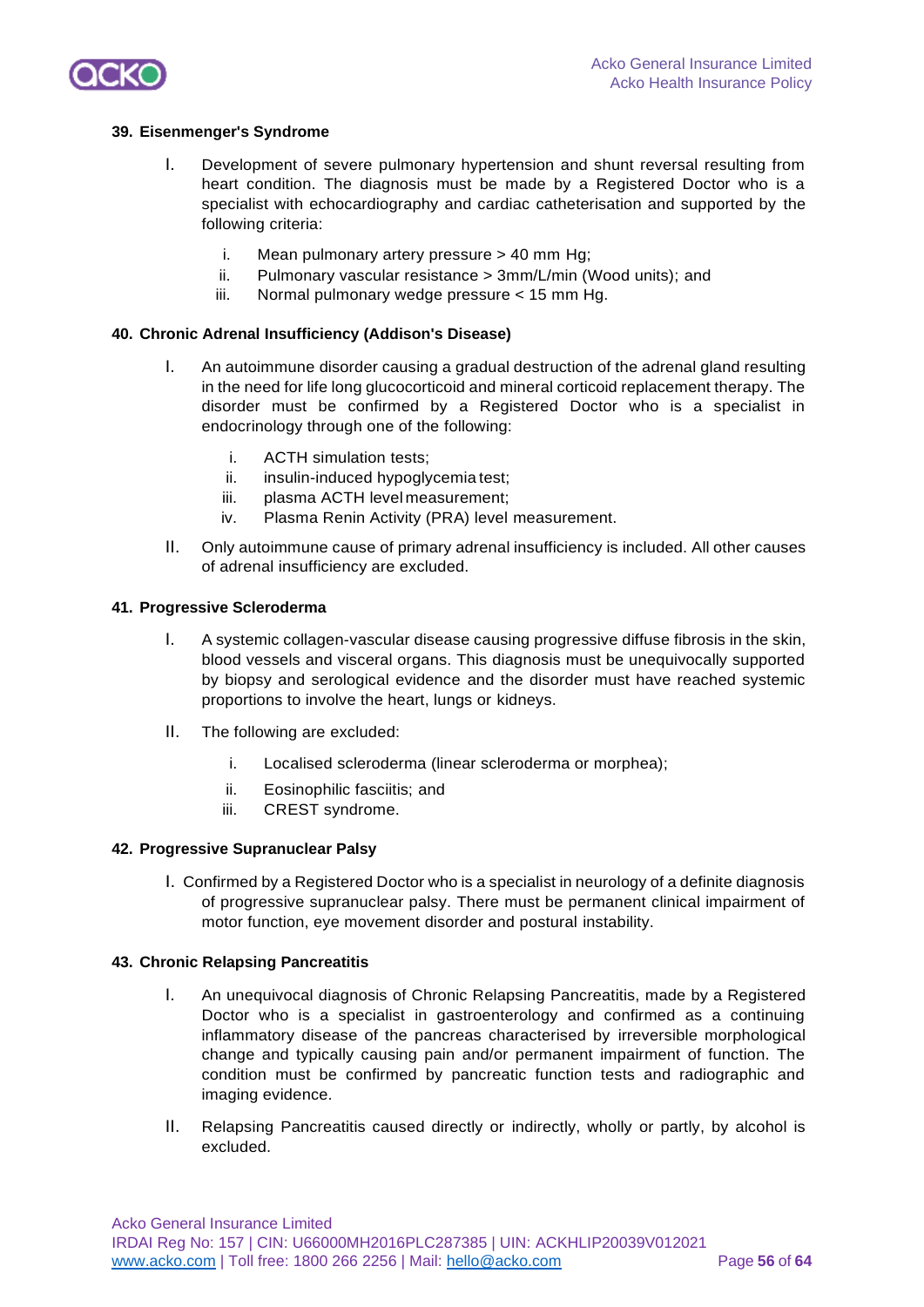**39. Eisenmenger's Syndrome**

I. Development of severe pulmonary hypertension and shunt reversal resulting from heart condition. The diagnosis must be made by a Registered Doctor who is a specialist with echocardiography and cardiac catheterisation and supported by the following criteria:

   i. Mean pulmonary artery pressure > 40 mm Hg;
   ii. Pulmonary vascular resistance > 3mm/L/min (Wood units); and
   iii. Normal pulmonary wedge pressure < 15 mm Hg.

**40. Chronic Adrenal Insufficiency (Addison's Disease)**

I. An autoimmune disorder causing a gradual destruction of the adrenal gland resulting in the need for life long glucocorticoid and mineral corticoid replacement therapy. The disorder must be confirmed by a Registered Doctor who is a specialist in endocrinology through one of the following:

   i. ACTH simulation tests;
   ii. insulin-induced hypoglycemia test;
   iii. plasma ACTH level measurement;
   iv. Plasma Renin Activity (PRA) level measurement.

II. Only autoimmune cause of primary adrenal insufficiency is included. All other causes of adrenal insufficiency are excluded.

**41. Progressive Scleroderma**

I. A systemic collagen-vascular disease causing progressive diffuse fibrosis in the skin, blood vessels and visceral organs. This diagnosis must be unequivocally supported by biopsy and serological evidence and the disorder must have reached systemic proportions to involve the heart, lungs or kidneys.

II. The following are excluded:

   i. Localised scleroderma (linear scleroderma or morphea);
   ii. Eosinophilic fasciitis; and
   iii. CREST syndrome.

**42. Progressive Supranuclear Palsy**

I. Confirmed by a Registered Doctor who is a specialist in neurology of a definite diagnosis of progressive supranuclear palsy. There must be permanent clinical impairment of motor function, eye movement disorder and postural instability.

**43. Chronic Relapsing Pancreatitis**

I. An unequivocal diagnosis of Chronic Relapsing Pancreatitis, made by a Registered Doctor who is a specialist in gastroenterology and confirmed as a continuing inflammatory disease of the pancreas characterised by irreversible morphological change and typically causing pain and/or permanent impairment of function. The condition must be confirmed by pancreatic function tests and radiographic and imaging evidence.

II. Relapsing Pancreatitis caused directly or indirectly, wholly or partly, by alcohol is excluded.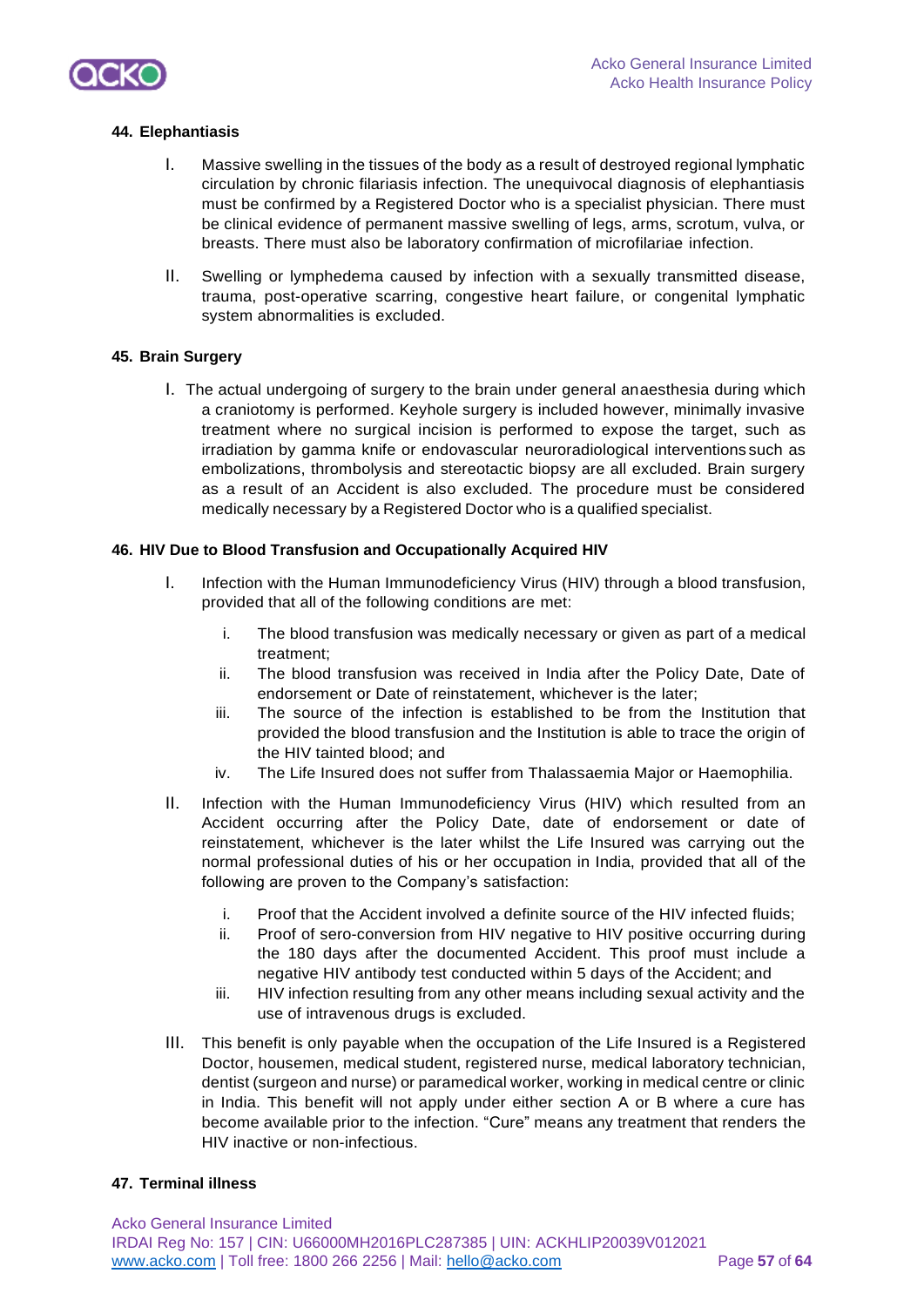#### 44. Elephantiasis

I. Massive swelling in the tissues of the body as a result of destroyed regional lymphatic circulation by chronic filariasis infection. The unequivocal diagnosis of elephantiasis must be confirmed by a Registered Doctor who is a specialist physician. There must be clinical evidence of permanent massive swelling of legs, arms, scrotum, vulva, or breasts. There must also be laboratory confirmation of microfilariae infection.

II. Swelling or lymphedema caused by infection with a sexually transmitted disease, trauma, post-operative scarring, congestive heart failure, or congenital lymphatic system abnormalities is excluded.

#### 45. Brain Surgery

I. The actual undergoing of surgery to the brain under general anaesthesia during which a craniotomy is performed. Keyhole surgery is included however, minimally invasive treatment where no surgical incision is performed to expose the target, such as irradiation by gamma knife or endovascular neuroradiological interventions such as embolizations, thrombolysis and stereotactic biopsy are all excluded. Brain surgery as a result of an Accident is also excluded. The procedure must be considered medically necessary by a Registered Doctor who is a qualified specialist.

#### 46. HIV Due to Blood Transfusion and Occupationally Acquired HIV

I. Infection with the Human Immunodeficiency Virus (HIV) through a blood transfusion, provided that all of the following conditions are met:

   i. The blood transfusion was medically necessary or given as part of a medical treatment;
   ii. The blood transfusion was received in India after the Policy Date, Date of endorsement or Date of reinstatement, whichever is the later;
   iii. The source of the infection is established to be from the Institution that provided the blood transfusion and the Institution is able to trace the origin of the HIV tainted blood; and
   iv. The Life Insured does not suffer from Thalassaemia Major or Haemophilia.

II. Infection with the Human Immunodeficiency Virus (HIV) which resulted from an Accident occurring after the Policy Date, date of endorsement or date of reinstatement, whichever is the later whilst the Life Insured was carrying out the normal professional duties of his or her occupation in India, provided that all of the following are proven to the Company's satisfaction:

   i. Proof that the Accident involved a definite source of the HIV infected fluids;
   ii. Proof of sero-conversion from HIV negative to HIV positive occurring during the 180 days after the documented Accident. This proof must include a negative HIV antibody test conducted within 5 days of the Accident; and
   iii. HIV infection resulting from any other means including sexual activity and the use of intravenous drugs is excluded.

III. This benefit is only payable when the occupation of the Life Insured is a Registered Doctor, housemen, medical student, registered nurse, medical laboratory technician, dentist (surgeon and nurse) or paramedical worker, working in medical centre or clinic in India. This benefit will not apply under either section A or B where a cure has become available prior to the infection. "Cure" means any treatment that renders the HIV inactive or non-infectious.

#### 47. Terminal illness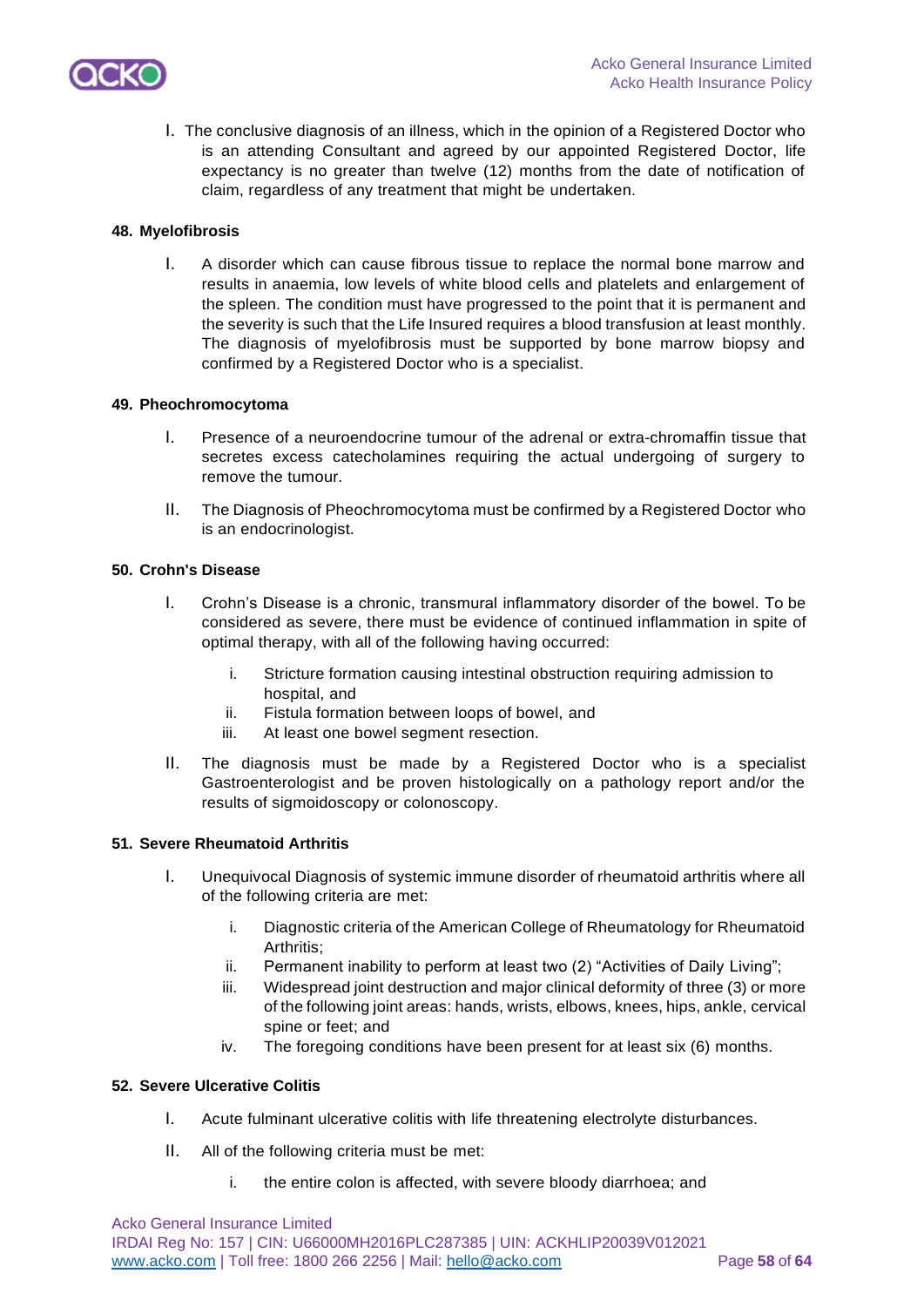I. The conclusive diagnosis of an illness, which in the opinion of a Registered Doctor who is an attending Consultant and agreed by our appointed Registered Doctor, life expectancy is no greater than twelve (12) months from the date of notification of claim, regardless of any treatment that might be undertaken.

**48. Myelofibrosis**

I. A disorder which can cause fibrous tissue to replace the normal bone marrow and results in anaemia, low levels of white blood cells and platelets and enlargement of the spleen. The condition must have progressed to the point that it is permanent and the severity is such that the Life Insured requires a blood transfusion at least monthly. The diagnosis of myelofibrosis must be supported by bone marrow biopsy and confirmed by a Registered Doctor who is a specialist.

**49. Pheochromocytoma**

I. Presence of a neuroendocrine tumour of the adrenal or extra-chromaffin tissue that secretes excess catecholamines requiring the actual undergoing of surgery to remove the tumour.

II. The Diagnosis of Pheochromocytoma must be confirmed by a Registered Doctor who is an endocrinologist.

**50. Crohn's Disease**

I. Crohn's Disease is a chronic, transmural inflammatory disorder of the bowel. To be considered as severe, there must be evidence of continued inflammation in spite of optimal therapy, with all of the following having occurred:

   i. Stricture formation causing intestinal obstruction requiring admission to hospital, and
   ii. Fistula formation between loops of bowel, and
   iii. At least one bowel segment resection.

II. The diagnosis must be made by a Registered Doctor who is a specialist Gastroenterologist and be proven histologically on a pathology report and/or the results of sigmoidoscopy or colonoscopy.

**51. Severe Rheumatoid Arthritis**

I. Unequivocal Diagnosis of systemic immune disorder of rheumatoid arthritis where all of the following criteria are met:

   i. Diagnostic criteria of the American College of Rheumatology for Rheumatoid Arthritis;
   ii. Permanent inability to perform at least two (2) "Activities of Daily Living";
   iii. Widespread joint destruction and major clinical deformity of three (3) or more of the following joint areas: hands, wrists, elbows, knees, hips, ankle, cervical spine or feet; and
   iv. The foregoing conditions have been present for at least six (6) months.

**52. Severe Ulcerative Colitis**

I. Acute fulminant ulcerative colitis with life threatening electrolyte disturbances.

II. All of the following criteria must be met:

   i. the entire colon is affected, with severe bloody diarrhoea; and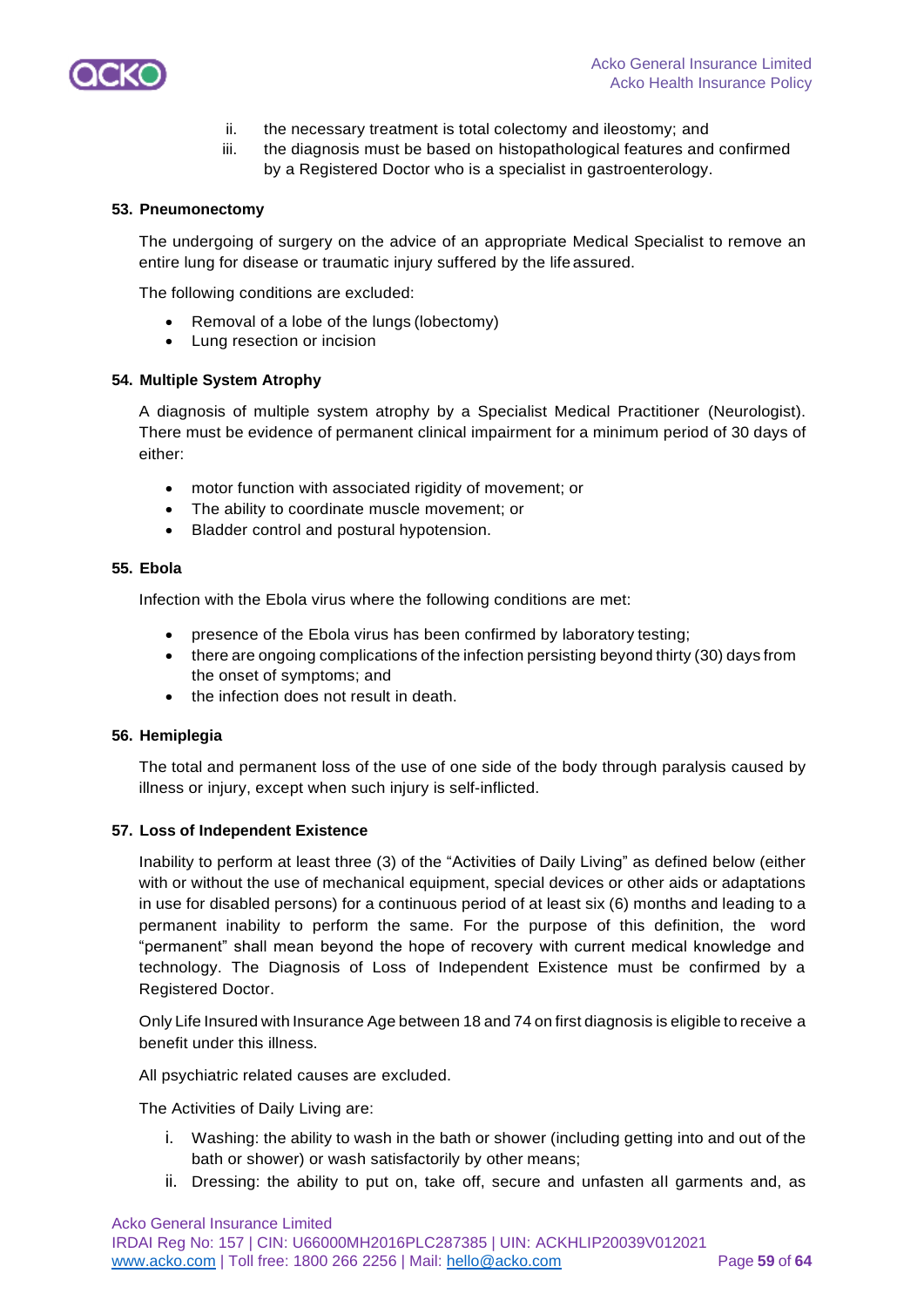ii. the necessary treatment is total colectomy and ileostomy; and
iii. the diagnosis must be based on histopathological features and confirmed by a Registered Doctor who is a specialist in gastroenterology.

**53. Pneumonectomy**

The undergoing of surgery on the advice of an appropriate Medical Specialist to remove an entire lung for disease or traumatic injury suffered by the life assured.

The following conditions are excluded:

- Removal of a lobe of the lungs (lobectomy)
- Lung resection or incision

**54. Multiple System Atrophy**

A diagnosis of multiple system atrophy by a Specialist Medical Practitioner (Neurologist). There must be evidence of permanent clinical impairment for a minimum period of 30 days of either:

- motor function with associated rigidity of movement; or
- The ability to coordinate muscle movement; or
- Bladder control and postural hypotension.

**55. Ebola**

Infection with the Ebola virus where the following conditions are met:

- presence of the Ebola virus has been confirmed by laboratory testing;
- there are ongoing complications of the infection persisting beyond thirty (30) days from the onset of symptoms; and
- the infection does not result in death.

**56. Hemiplegia**

The total and permanent loss of the use of one side of the body through paralysis caused by illness or injury, except when such injury is self-inflicted.

**57. Loss of Independent Existence**

Inability to perform at least three (3) of the "Activities of Daily Living" as defined below (either with or without the use of mechanical equipment, special devices or other aids or adaptations in use for disabled persons) for a continuous period of at least six (6) months and leading to a permanent inability to perform the same. For the purpose of this definition, the word "permanent" shall mean beyond the hope of recovery with current medical knowledge and technology. The Diagnosis of Loss of Independent Existence must be confirmed by a Registered Doctor.

Only Life Insured with Insurance Age between 18 and 74 on first diagnosis is eligible to receive a benefit under this illness.

All psychiatric related causes are excluded.

The Activities of Daily Living are:

i. Washing: the ability to wash in the bath or shower (including getting into and out of the bath or shower) or wash satisfactorily by other means;
ii. Dressing: the ability to put on, take off, secure and unfasten all garments and, as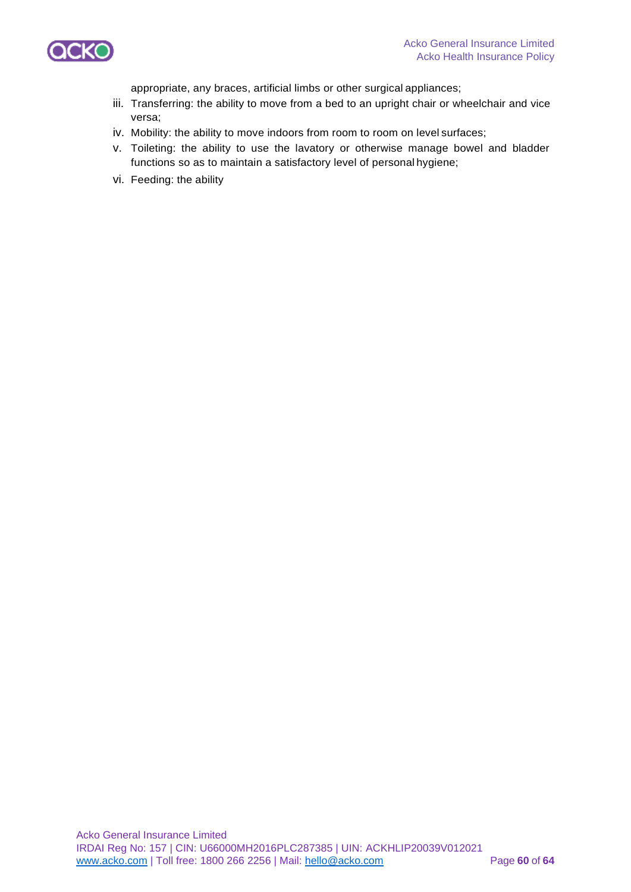appropriate, any braces, artificial limbs or other surgical appliances;

iii. Transferring: the ability to move from a bed to an upright chair or wheelchair and vice versa;

iv. Mobility: the ability to move indoors from room to room on level surfaces;

v. Toileting: the ability to use the lavatory or otherwise manage bowel and bladder functions so as to maintain a satisfactory level of personal hygiene;

vi. Feeding: the ability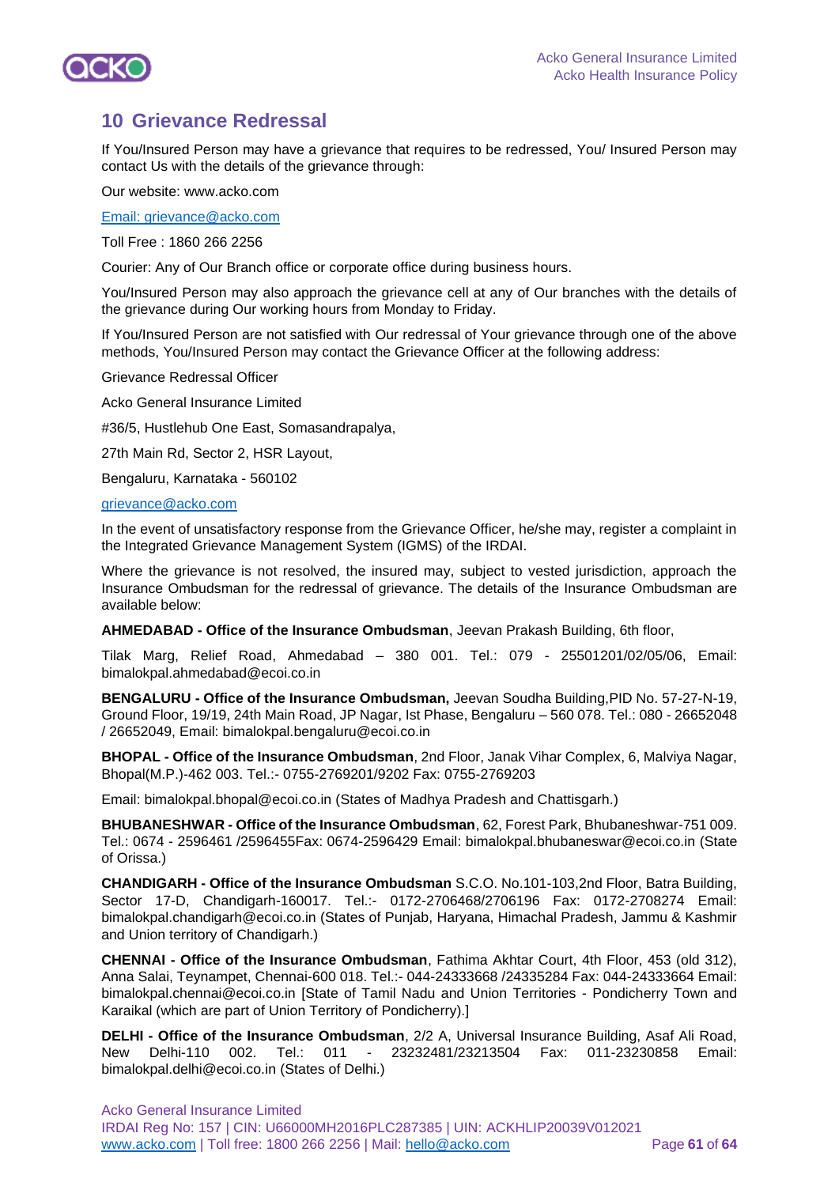## 10 Grievance Redressal

If You/Insured Person may have a grievance that requires to be redressed, You/ Insured Person may contact Us with the details of the grievance through:

Our website: www.acko.com

Email: grievance@acko.com

Toll Free : 1860 266 2256

Courier: Any of Our Branch office or corporate office during business hours.

You/Insured Person may also approach the grievance cell at any of Our branches with the details of the grievance during Our working hours from Monday to Friday.

If You/Insured Person are not satisfied with Our redressal of Your grievance through one of the above methods, You/Insured Person may contact the Grievance Officer at the following address:

Grievance Redressal Officer

Acko General Insurance Limited

#36/5, Hustlehub One East, Somasandrapalya,

27th Main Rd, Sector 2, HSR Layout,

Bengaluru, Karnataka - 560102

grievance@acko.com

In the event of unsatisfactory response from the Grievance Officer, he/she may, register a complaint in the Integrated Grievance Management System (IGMS) of the IRDAI.

Where the grievance is not resolved, the insured may, subject to vested jurisdiction, approach the Insurance Ombudsman for the redressal of grievance. The details of the Insurance Ombudsman are available below:

**AHMEDABAD - Office of the Insurance Ombudsman**, Jeevan Prakash Building, 6th floor,

Tilak Marg, Relief Road, Ahmedabad – 380 001. Tel.: 079 - 25501201/02/05/06, Email: bimalokpal.ahmedabad@ecoi.co.in

**BENGALURU - Office of the Insurance Ombudsman,** Jeevan Soudha Building,PID No. 57-27-N-19, Ground Floor, 19/19, 24th Main Road, JP Nagar, Ist Phase, Bengaluru – 560 078. Tel.: 080 - 26652048 / 26652049, Email: bimalokpal.bengaluru@ecoi.co.in

**BHOPAL - Office of the Insurance Ombudsman**, 2nd Floor, Janak Vihar Complex, 6, Malviya Nagar, Bhopal(M.P.)-462 003. Tel.:- 0755-2769201/9202 Fax: 0755-2769203

Email: bimalokpal.bhopal@ecoi.co.in (States of Madhya Pradesh and Chattisgarh.)

**BHUBANESHWAR - Office of the Insurance Ombudsman**, 62, Forest Park, Bhubaneshwar-751 009. Tel.: 0674 - 2596461 /2596455Fax: 0674-2596429 Email: bimalokpal.bhubaneswar@ecoi.co.in (State of Orissa.)

**CHANDIGARH - Office of the Insurance Ombudsman** S.C.O. No.101-103,2nd Floor, Batra Building, Sector 17-D, Chandigarh-160017. Tel.:- 0172-2706468/2706196 Fax: 0172-2708274 Email: bimalokpal.chandigarh@ecoi.co.in (States of Punjab, Haryana, Himachal Pradesh, Jammu & Kashmir and Union territory of Chandigarh.)

**CHENNAI - Office of the Insurance Ombudsman**, Fathima Akhtar Court, 4th Floor, 453 (old 312), Anna Salai, Teynampet, Chennai-600 018. Tel.:- 044-24333668 /24335284 Fax: 044-24333664 Email: bimalokpal.chennai@ecoi.co.in [State of Tamil Nadu and Union Territories - Pondicherry Town and Karaikal (which are part of Union Territory of Pondicherry).]

**DELHI - Office of the Insurance Ombudsman**, 2/2 A, Universal Insurance Building, Asaf Ali Road, New Delhi-110 002. Tel.: 011 - 23232481/23213504 Fax: 011-23230858 Email: bimalokpal.delhi@ecoi.co.in (States of Delhi.)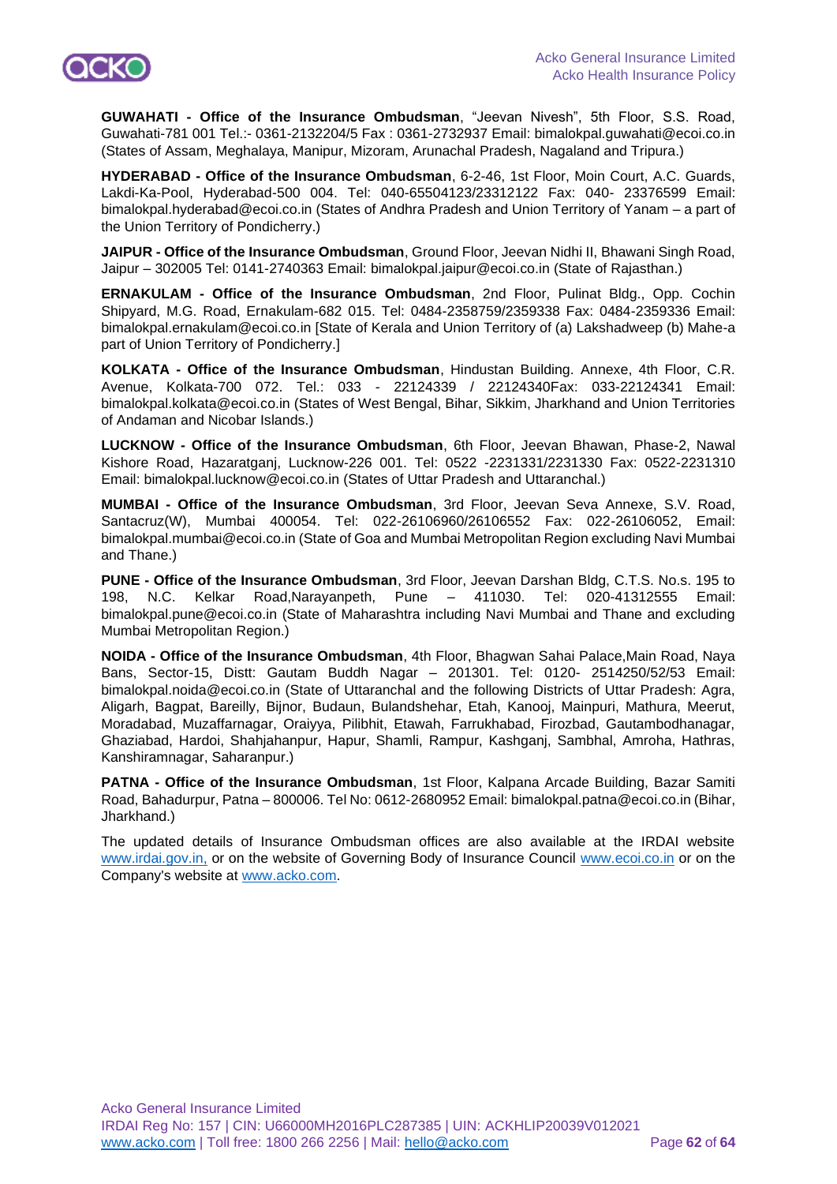**GUWAHATI - Office of the Insurance Ombudsman**, "Jeevan Nivesh", 5th Floor, S.S. Road, Guwahati-781 001 Tel.:- 0361-2132204/5 Fax : 0361-2732937 Email: bimalokpal.guwahati@ecoi.co.in (States of Assam, Meghalaya, Manipur, Mizoram, Arunachal Pradesh, Nagaland and Tripura.)

**HYDERABAD - Office of the Insurance Ombudsman**, 6-2-46, 1st Floor, Moin Court, A.C. Guards, Lakdi-Ka-Pool, Hyderabad-500 004. Tel: 040-65504123/23312122 Fax: 040- 23376599 Email: bimalokpal.hyderabad@ecoi.co.in (States of Andhra Pradesh and Union Territory of Yanam – a part of the Union Territory of Pondicherry.)

**JAIPUR - Office of the Insurance Ombudsman**, Ground Floor, Jeevan Nidhi II, Bhawani Singh Road, Jaipur – 302005 Tel: 0141-2740363 Email: bimalokpal.jaipur@ecoi.co.in (State of Rajasthan.)

**ERNAKULAM - Office of the Insurance Ombudsman**, 2nd Floor, Pulinat Bldg., Opp. Cochin Shipyard, M.G. Road, Ernakulam-682 015. Tel: 0484-2358759/2359338 Fax: 0484-2359336 Email: bimalokpal.ernakulam@ecoi.co.in [State of Kerala and Union Territory of (a) Lakshadweep (b) Mahe-a part of Union Territory of Pondicherry.]

**KOLKATA - Office of the Insurance Ombudsman**, Hindustan Building. Annexe, 4th Floor, C.R. Avenue, Kolkata-700 072. Tel.: 033 - 22124339 / 22124340Fax: 033-22124341 Email: bimalokpal.kolkata@ecoi.co.in (States of West Bengal, Bihar, Sikkim, Jharkhand and Union Territories of Andaman and Nicobar Islands.)

**LUCKNOW - Office of the Insurance Ombudsman**, 6th Floor, Jeevan Bhawan, Phase-2, Nawal Kishore Road, Hazaratganj, Lucknow-226 001. Tel: 0522 -2231331/2231330 Fax: 0522-2231310 Email: bimalokpal.lucknow@ecoi.co.in (States of Uttar Pradesh and Uttaranchal.)

**MUMBAI - Office of the Insurance Ombudsman**, 3rd Floor, Jeevan Seva Annexe, S.V. Road, Santacruz(W), Mumbai 400054. Tel: 022-26106960/26106552 Fax: 022-26106052, Email: bimalokpal.mumbai@ecoi.co.in (State of Goa and Mumbai Metropolitan Region excluding Navi Mumbai and Thane.)

**PUNE - Office of the Insurance Ombudsman**, 3rd Floor, Jeevan Darshan Bldg, C.T.S. No.s. 195 to 198, N.C. Kelkar Road,Narayanpeth, Pune – 411030. Tel: 020-41312555 Email: bimalokpal.pune@ecoi.co.in (State of Maharashtra including Navi Mumbai and Thane and excluding Mumbai Metropolitan Region.)

**NOIDA - Office of the Insurance Ombudsman**, 4th Floor, Bhagwan Sahai Palace,Main Road, Naya Bans, Sector-15, Distt: Gautam Buddh Nagar – 201301. Tel: 0120- 2514250/52/53 Email: bimalokpal.noida@ecoi.co.in (State of Uttaranchal and the following Districts of Uttar Pradesh: Agra, Aligarh, Bagpat, Bareilly, Bijnor, Budaun, Bulandshehar, Etah, Kanooj, Mainpuri, Mathura, Meerut, Moradabad, Muzaffarnagar, Oraiyya, Pilibhit, Etawah, Farrukhabad, Firozbad, Gautambodhanagar, Ghaziabad, Hardoi, Shahjahanpur, Hapur, Shamli, Rampur, Kashganj, Sambhal, Amroha, Hathras, Kanshiramnagar, Saharanpur.)

**PATNA - Office of the Insurance Ombudsman**, 1st Floor, Kalpana Arcade Building, Bazar Samiti Road, Bahadurpur, Patna – 800006. Tel No: 0612-2680952 Email: bimalokpal.patna@ecoi.co.in (Bihar, Jharkhand.)

The updated details of Insurance Ombudsman offices are also available at the IRDAI website www.irdai.gov.in, or on the website of Governing Body of Insurance Council www.ecoi.co.in or on the Company's website at www.acko.com.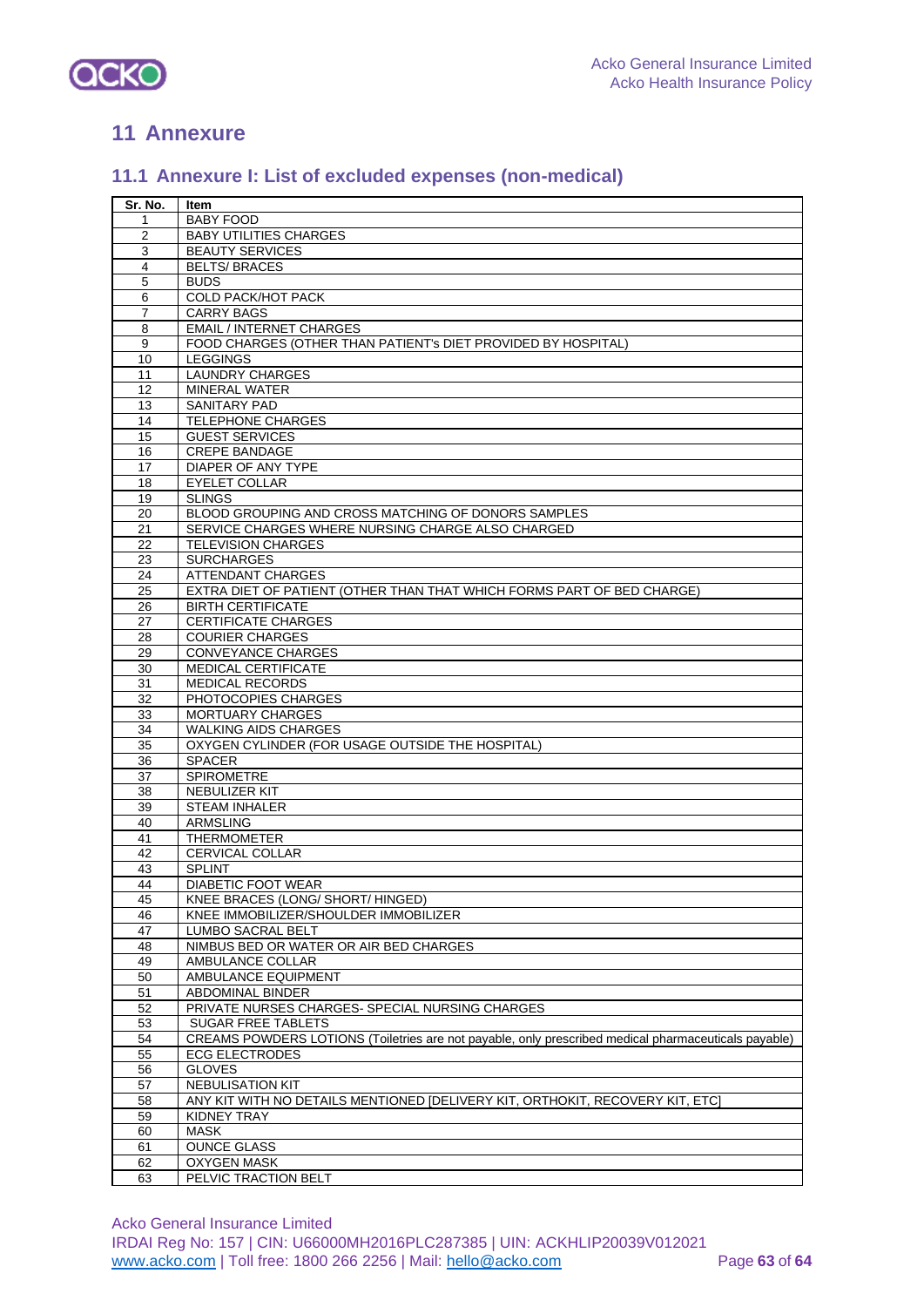## 11 Annexure

### 11.1 Annexure I: List of excluded expenses (non-medical)

| Sr. No. | Item |
|---|---|
| 1 | BABY FOOD |
| 2 | BABY UTILITIES CHARGES |
| 3 | BEAUTY SERVICES |
| 4 | BELTS/ BRACES |
| 5 | BUDS |
| 6 | COLD PACK/HOT PACK |
| 7 | CARRY BAGS |
| 8 | EMAIL / INTERNET CHARGES |
| 9 | FOOD CHARGES (OTHER THAN PATIENT's DIET PROVIDED BY HOSPITAL) |
| 10 | LEGGINGS |
| 11 | LAUNDRY CHARGES |
| 12 | MINERAL WATER |
| 13 | SANITARY PAD |
| 14 | TELEPHONE CHARGES |
| 15 | GUEST SERVICES |
| 16 | CREPE BANDAGE |
| 17 | DIAPER OF ANY TYPE |
| 18 | EYELET COLLAR |
| 19 | SLINGS |
| 20 | BLOOD GROUPING AND CROSS MATCHING OF DONORS SAMPLES |
| 21 | SERVICE CHARGES WHERE NURSING CHARGE ALSO CHARGED |
| 22 | TELEVISION CHARGES |
| 23 | SURCHARGES |
| 24 | ATTENDANT CHARGES |
| 25 | EXTRA DIET OF PATIENT (OTHER THAN THAT WHICH FORMS PART OF BED CHARGE) |
| 26 | BIRTH CERTIFICATE |
| 27 | CERTIFICATE CHARGES |
| 28 | COURIER CHARGES |
| 29 | CONVEYANCE CHARGES |
| 30 | MEDICAL CERTIFICATE |
| 31 | MEDICAL RECORDS |
| 32 | PHOTOCOPIES CHARGES |
| 33 | MORTUARY CHARGES |
| 34 | WALKING AIDS CHARGES |
| 35 | OXYGEN CYLINDER (FOR USAGE OUTSIDE THE HOSPITAL) |
| 36 | SPACER |
| 37 | SPIROMETRE |
| 38 | NEBULIZER KIT |
| 39 | STEAM INHALER |
| 40 | ARMSLING |
| 41 | THERMOMETER |
| 42 | CERVICAL COLLAR |
| 43 | SPLINT |
| 44 | DIABETIC FOOT WEAR |
| 45 | KNEE BRACES (LONG/ SHORT/ HINGED) |
| 46 | KNEE IMMOBILIZER/SHOULDER IMMOBILIZER |
| 47 | LUMBO SACRAL BELT |
| 48 | NIMBUS BED OR WATER OR AIR BED CHARGES |
| 49 | AMBULANCE COLLAR |
| 50 | AMBULANCE EQUIPMENT |
| 51 | ABDOMINAL BINDER |
| 52 | PRIVATE NURSES CHARGES- SPECIAL NURSING CHARGES |
| 53 | SUGAR FREE TABLETS |
| 54 | CREAMS POWDERS LOTIONS (Toiletries are not payable, only prescribed medical pharmaceuticals payable) |
| 55 | ECG ELECTRODES |
| 56 | GLOVES |
| 57 | NEBULISATION KIT |
| 58 | ANY KIT WITH NO DETAILS MENTIONED [DELIVERY KIT, ORTHOKIT, RECOVERY KIT, ETC] |
| 59 | KIDNEY TRAY |
| 60 | MASK |
| 61 | OUNCE GLASS |
| 62 | OXYGEN MASK |
| 63 | PELVIC TRACTION BELT |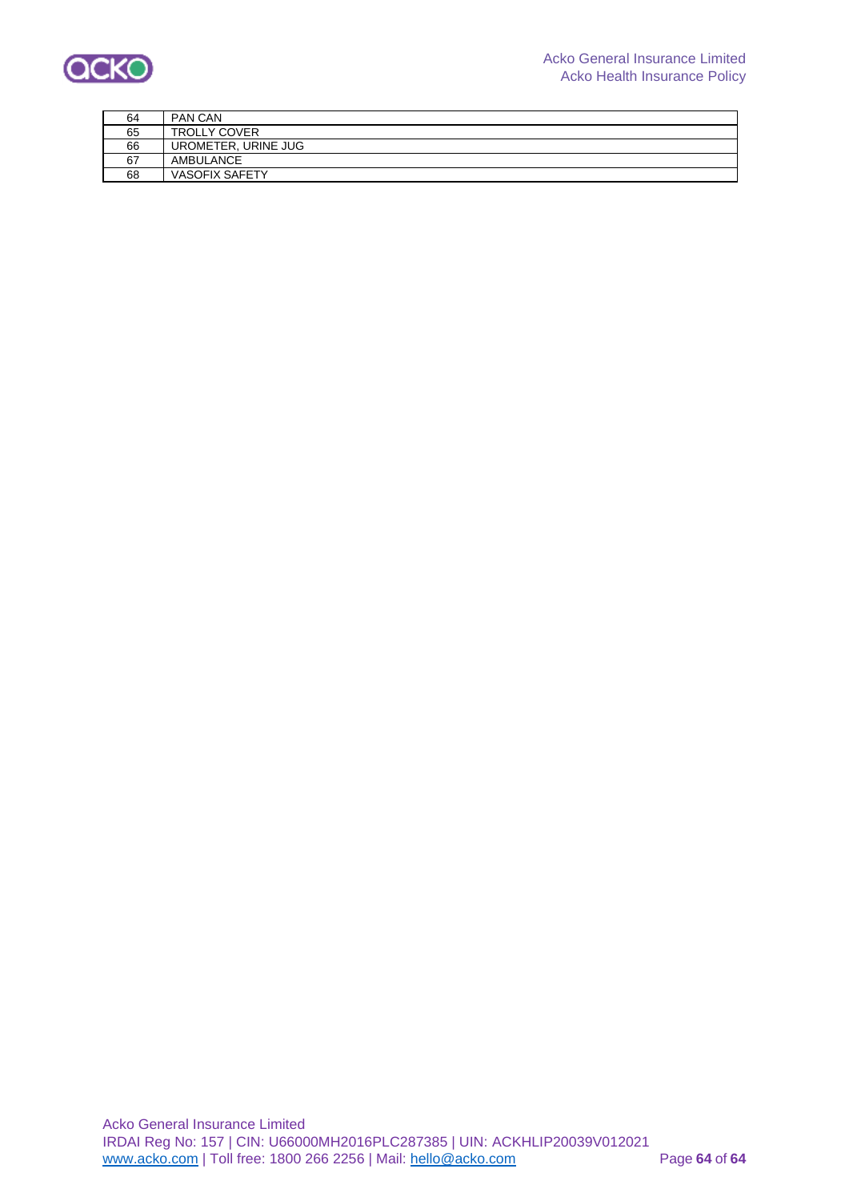| | |
|---|---|
| 64 | PAN CAN |
| 65 | TROLLY COVER |
| 66 | UROMETER, URINE JUG |
| 67 | AMBULANCE |
| 68 | VASOFIX SAFETY |